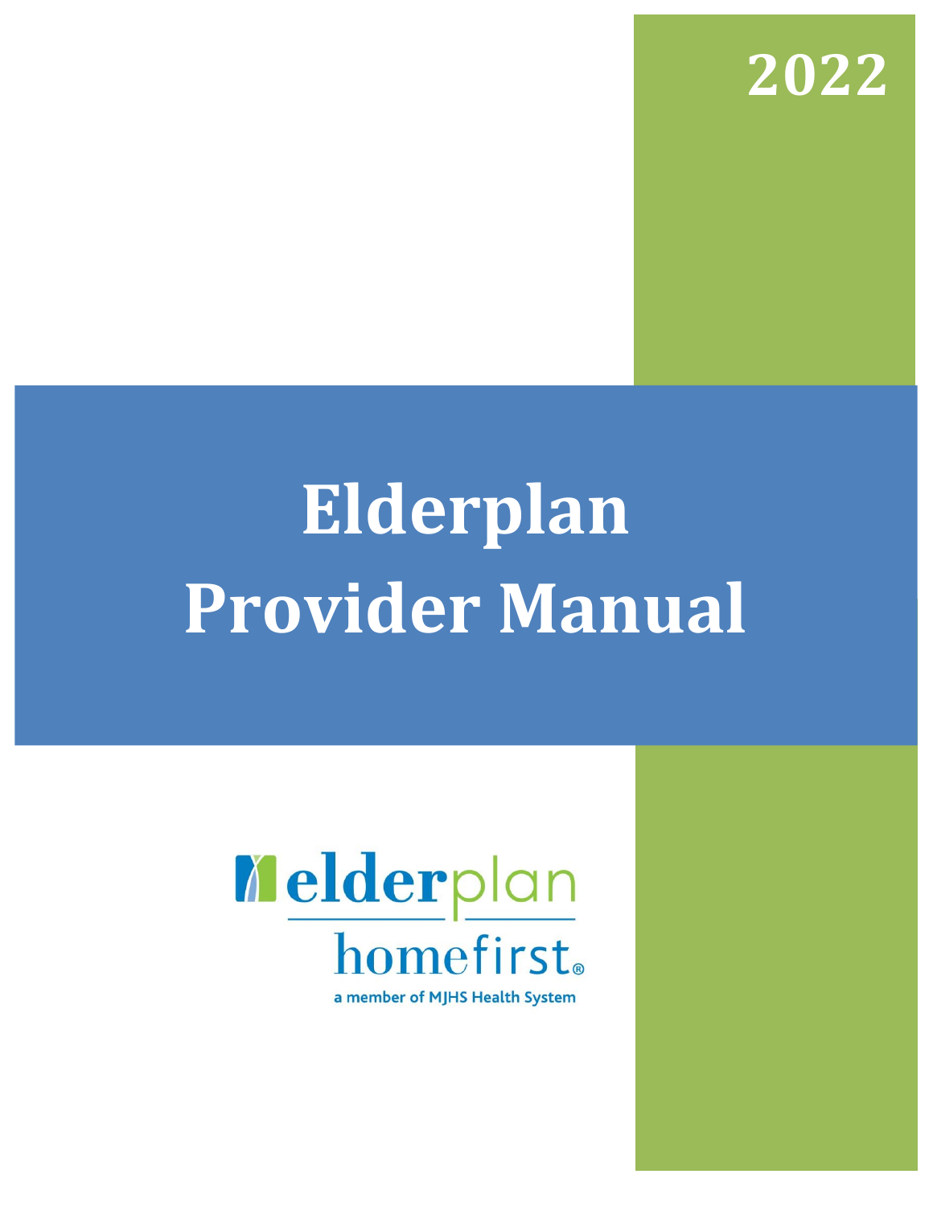2022

# Elderplan Provider Manual

elderplan

homefirst®

a member of MJHS Health System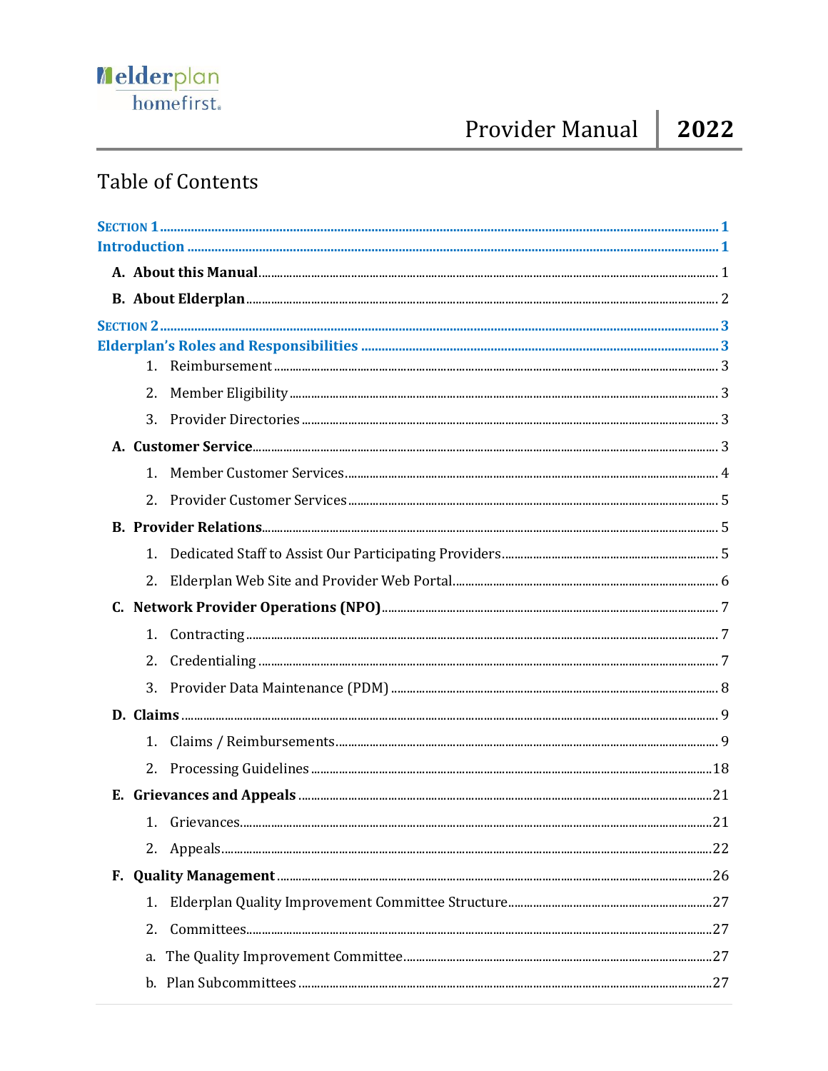# Table of Contents

**SECTION 1** ........ 1

**Introduction** ........ 1

- **A. About this Manual** ........ 1
- **B. About Elderplan** ........ 2

**SECTION 2** ........ 3

**Elderplan's Roles and Responsibilities** ........ 3

1. Reimbursement ........ 3
2. Member Eligibility ........ 3
3. Provider Directories ........ 3

- **A. Customer Service** ........ 3
  1. Member Customer Services ........ 4
  2. Provider Customer Services ........ 5
- **B. Provider Relations** ........ 5
  1. Dedicated Staff to Assist Our Participating Providers ........ 5
  2. Elderplan Web Site and Provider Web Portal ........ 6
- **C. Network Provider Operations (NPO)** ........ 7
  1. Contracting ........ 7
  2. Credentialing ........ 7
  3. Provider Data Maintenance (PDM) ........ 8
- **D. Claims** ........ 9
  1. Claims / Reimbursements ........ 9
  2. Processing Guidelines ........ 18
- **E. Grievances and Appeals** ........ 21
  1. Grievances ........ 21
  2. Appeals ........ 22
- **F. Quality Management** ........ 26
  1. Elderplan Quality Improvement Committee Structure ........ 27
  2. Committees ........ 27
  - a. The Quality Improvement Committee ........ 27
  - b. Plan Subcommittees ........ 27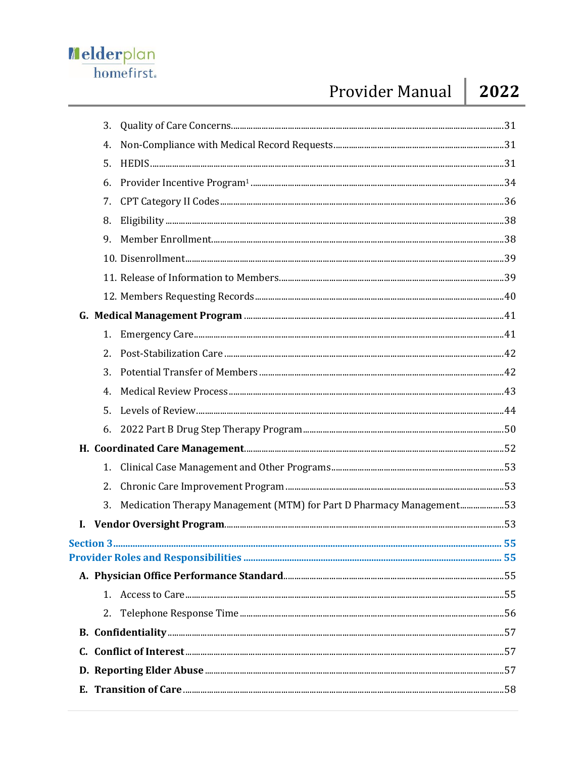3. Quality of Care Concerns....31
4. Non-Compliance with Medical Record Requests....31
5. HEDIS....31
6. Provider Incentive Program[1]....34
7. CPT Category II Codes....36
8. Eligibility....38
9. Member Enrollment....38
10. Disenrollment....39
11. Release of Information to Members....39
12. Members Requesting Records....40

**G. Medical Management Program**....41

1. Emergency Care....41
2. Post-Stabilization Care....42
3. Potential Transfer of Members....42
4. Medical Review Process....43
5. Levels of Review....44
6. 2022 Part B Drug Step Therapy Program....50

**H. Coordinated Care Management**....52

1. Clinical Case Management and Other Programs....53
2. Chronic Care Improvement Program....53
3. Medication Therapy Management (MTM) for Part D Pharmacy Management....53

**I. Vendor Oversight Program**....53

**Section 3**....55

**Provider Roles and Responsibilities**....55

**A. Physician Office Performance Standard**....55

1. Access to Care....55
2. Telephone Response Time....56

**B. Confidentiality**....57

**C. Conflict of Interest**....57

**D. Reporting Elder Abuse**....57

**E. Transition of Care**....58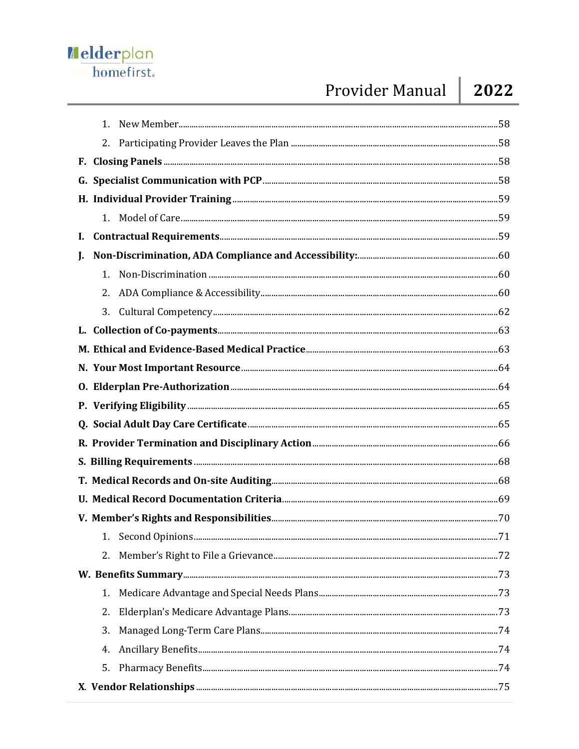1. New Member ....58
2. Participating Provider Leaves the Plan ....58

**F. Closing Panels** ....58

**G. Specialist Communication with PCP** ....58

**H. Individual Provider Training** ....59

1. Model of Care ....59

**I. Contractual Requirements** ....59

**J. Non-Discrimination, ADA Compliance and Accessibility:** ....60

1. Non-Discrimination ....60
2. ADA Compliance & Accessibility ....60
3. Cultural Competency ....62

**L. Collection of Co-payments** ....63

**M. Ethical and Evidence-Based Medical Practice** ....63

**N. Your Most Important Resource** ....64

**O. Elderplan Pre-Authorization** ....64

**P. Verifying Eligibility** ....65

**Q. Social Adult Day Care Certificate** ....65

**R. Provider Termination and Disciplinary Action** ....66

**S. Billing Requirements** ....68

**T. Medical Records and On-site Auditing** ....68

**U. Medical Record Documentation Criteria** ....69

**V. Member's Rights and Responsibilities** ....70

1. Second Opinions ....71
2. Member's Right to File a Grievance ....72

**W. Benefits Summary** ....73

1. Medicare Advantage and Special Needs Plans ....73
2. Elderplan's Medicare Advantage Plans ....73
3. Managed Long-Term Care Plans ....74
4. Ancillary Benefits ....74
5. Pharmacy Benefits ....74

**X. Vendor Relationships** ....75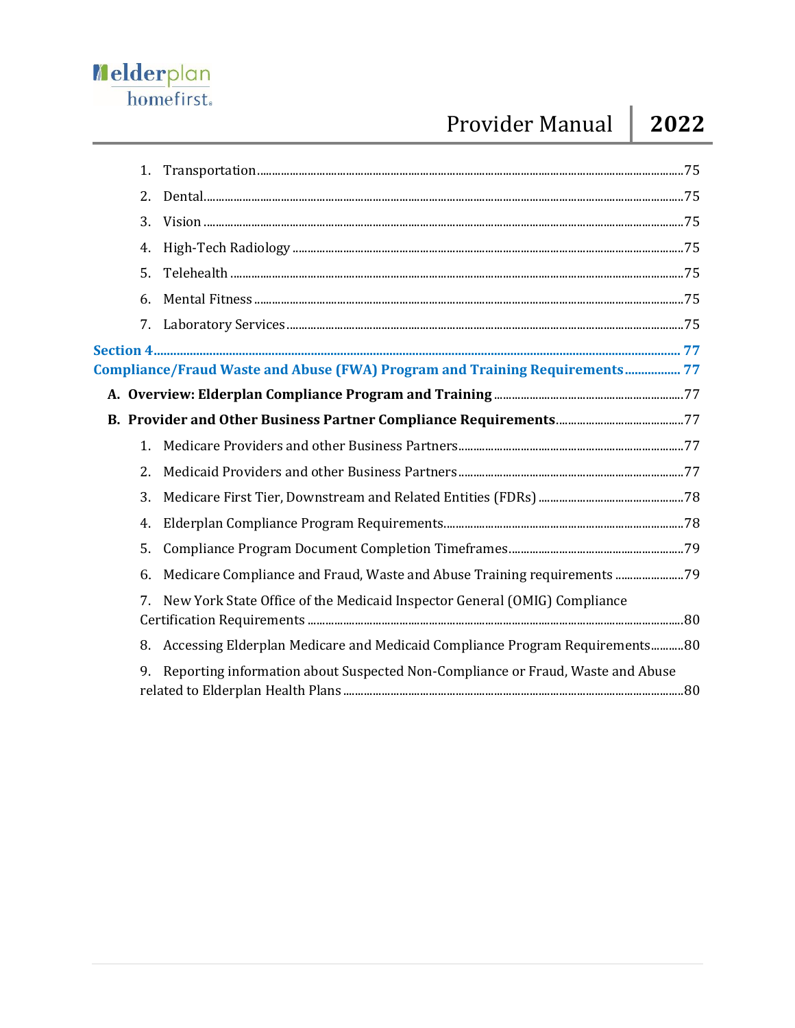1. Transportation ......75
2. Dental ......75
3. Vision ......75
4. High-Tech Radiology ......75
5. Telehealth ......75
6. Mental Fitness ......75
7. Laboratory Services ......75

**Section 4** ...... 77

**Compliance/Fraud Waste and Abuse (FWA) Program and Training Requirements** ...... 77

**A. Overview: Elderplan Compliance Program and Training** ......77

**B. Provider and Other Business Partner Compliance Requirements** ......77

1. Medicare Providers and other Business Partners ......77
2. Medicaid Providers and other Business Partners ......77
3. Medicare First Tier, Downstream and Related Entities (FDRs) ......78
4. Elderplan Compliance Program Requirements ......78
5. Compliance Program Document Completion Timeframes ......79
6. Medicare Compliance and Fraud, Waste and Abuse Training requirements ......79
7. New York State Office of the Medicaid Inspector General (OMIG) Compliance Certification Requirements ......80
8. Accessing Elderplan Medicare and Medicaid Compliance Program Requirements ......80
9. Reporting information about Suspected Non-Compliance or Fraud, Waste and Abuse related to Elderplan Health Plans ......80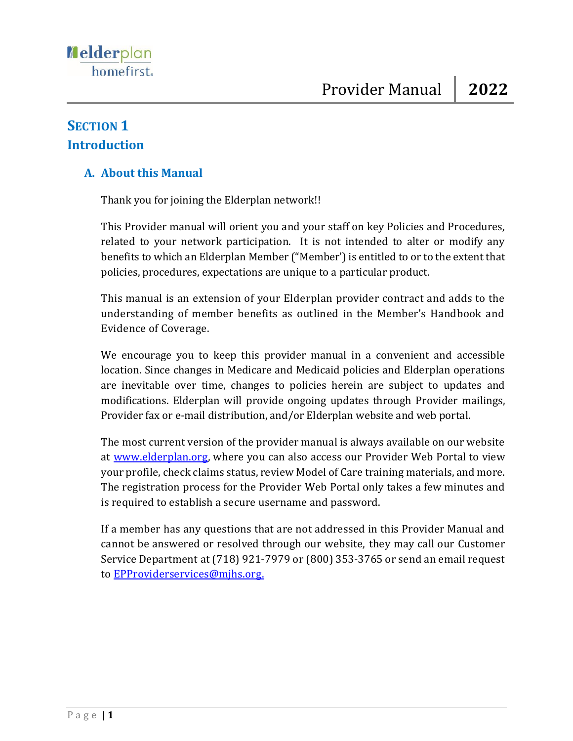# SECTION 1
# Introduction

## A. About this Manual

Thank you for joining the Elderplan network!!

This Provider manual will orient you and your staff on key Policies and Procedures, related to your network participation. It is not intended to alter or modify any benefits to which an Elderplan Member ("Member') is entitled to or to the extent that policies, procedures, expectations are unique to a particular product.

This manual is an extension of your Elderplan provider contract and adds to the understanding of member benefits as outlined in the Member's Handbook and Evidence of Coverage.

We encourage you to keep this provider manual in a convenient and accessible location. Since changes in Medicare and Medicaid policies and Elderplan operations are inevitable over time, changes to policies herein are subject to updates and modifications. Elderplan will provide ongoing updates through Provider mailings, Provider fax or e-mail distribution, and/or Elderplan website and web portal.

The most current version of the provider manual is always available on our website at [www.elderplan.org](http://www.elderplan.org), where you can also access our Provider Web Portal to view your profile, check claims status, review Model of Care training materials, and more. The registration process for the Provider Web Portal only takes a few minutes and is required to establish a secure username and password.

If a member has any questions that are not addressed in this Provider Manual and cannot be answered or resolved through our website, they may call our Customer Service Department at (718) 921-7979 or (800) 353-3765 or send an email request to [EPProviderservices@mjhs.org.](mailto:EPProviderservices@mjhs.org)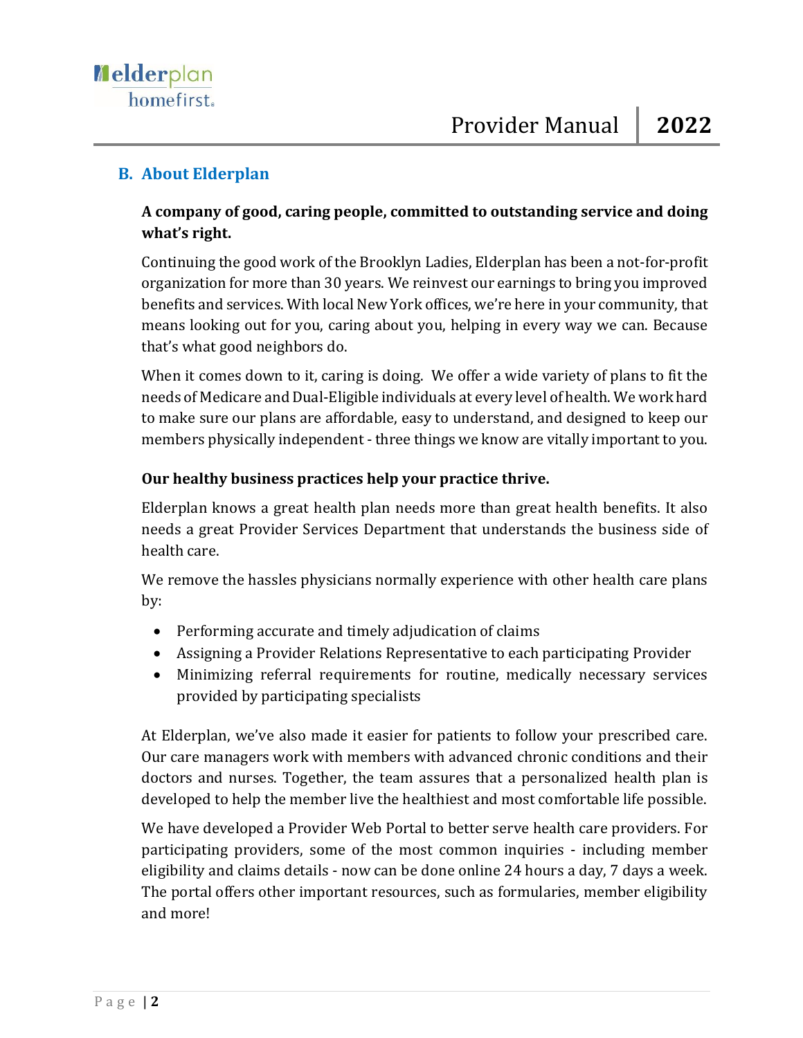## B. About Elderplan

**A company of good, caring people, committed to outstanding service and doing what's right.**

Continuing the good work of the Brooklyn Ladies, Elderplan has been a not-for-profit organization for more than 30 years. We reinvest our earnings to bring you improved benefits and services. With local New York offices, we're here in your community, that means looking out for you, caring about you, helping in every way we can. Because that's what good neighbors do.

When it comes down to it, caring is doing. We offer a wide variety of plans to fit the needs of Medicare and Dual-Eligible individuals at every level of health. We work hard to make sure our plans are affordable, easy to understand, and designed to keep our members physically independent - three things we know are vitally important to you.

**Our healthy business practices help your practice thrive.**

Elderplan knows a great health plan needs more than great health benefits. It also needs a great Provider Services Department that understands the business side of health care.

We remove the hassles physicians normally experience with other health care plans by:

- Performing accurate and timely adjudication of claims
- Assigning a Provider Relations Representative to each participating Provider
- Minimizing referral requirements for routine, medically necessary services provided by participating specialists

At Elderplan, we've also made it easier for patients to follow your prescribed care. Our care managers work with members with advanced chronic conditions and their doctors and nurses. Together, the team assures that a personalized health plan is developed to help the member live the healthiest and most comfortable life possible.

We have developed a Provider Web Portal to better serve health care providers. For participating providers, some of the most common inquiries - including member eligibility and claims details - now can be done online 24 hours a day, 7 days a week. The portal offers other important resources, such as formularies, member eligibility and more!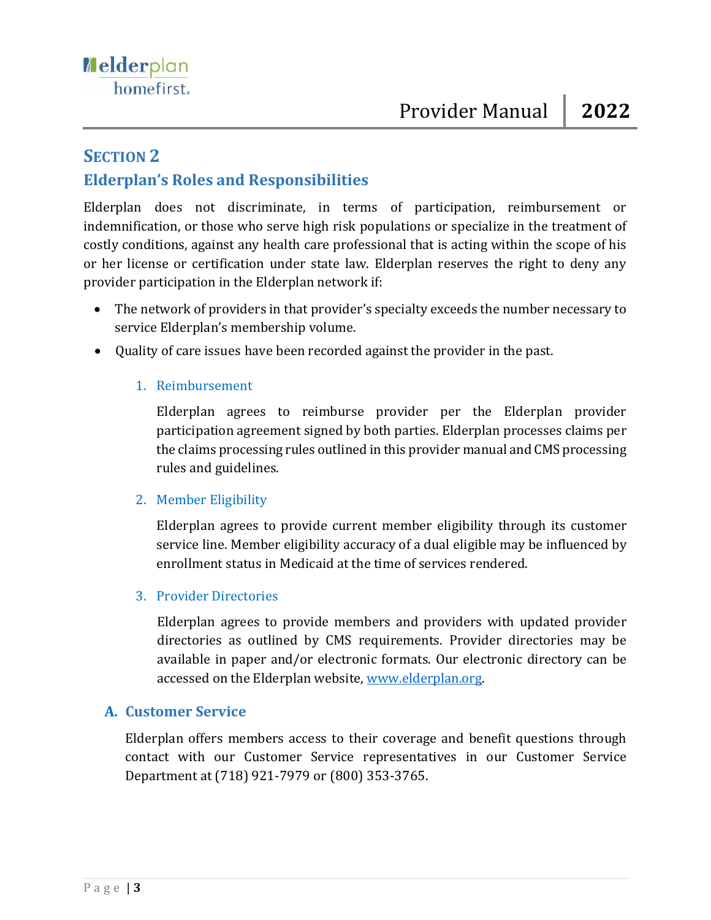# SECTION 2

## Elderplan's Roles and Responsibilities

Elderplan does not discriminate, in terms of participation, reimbursement or indemnification, or those who serve high risk populations or specialize in the treatment of costly conditions, against any health care professional that is acting within the scope of his or her license or certification under state law. Elderplan reserves the right to deny any provider participation in the Elderplan network if:

- The network of providers in that provider's specialty exceeds the number necessary to service Elderplan's membership volume.
- Quality of care issues have been recorded against the provider in the past.

1. Reimbursement

   Elderplan agrees to reimburse provider per the Elderplan provider participation agreement signed by both parties. Elderplan processes claims per the claims processing rules outlined in this provider manual and CMS processing rules and guidelines.

2. Member Eligibility

   Elderplan agrees to provide current member eligibility through its customer service line. Member eligibility accuracy of a dual eligible may be influenced by enrollment status in Medicaid at the time of services rendered.

3. Provider Directories

   Elderplan agrees to provide members and providers with updated provider directories as outlined by CMS requirements. Provider directories may be available in paper and/or electronic formats. Our electronic directory can be accessed on the Elderplan website, [www.elderplan.org](http://www.elderplan.org).

### A. Customer Service

Elderplan offers members access to their coverage and benefit questions through contact with our Customer Service representatives in our Customer Service Department at (718) 921-7979 or (800) 353-3765.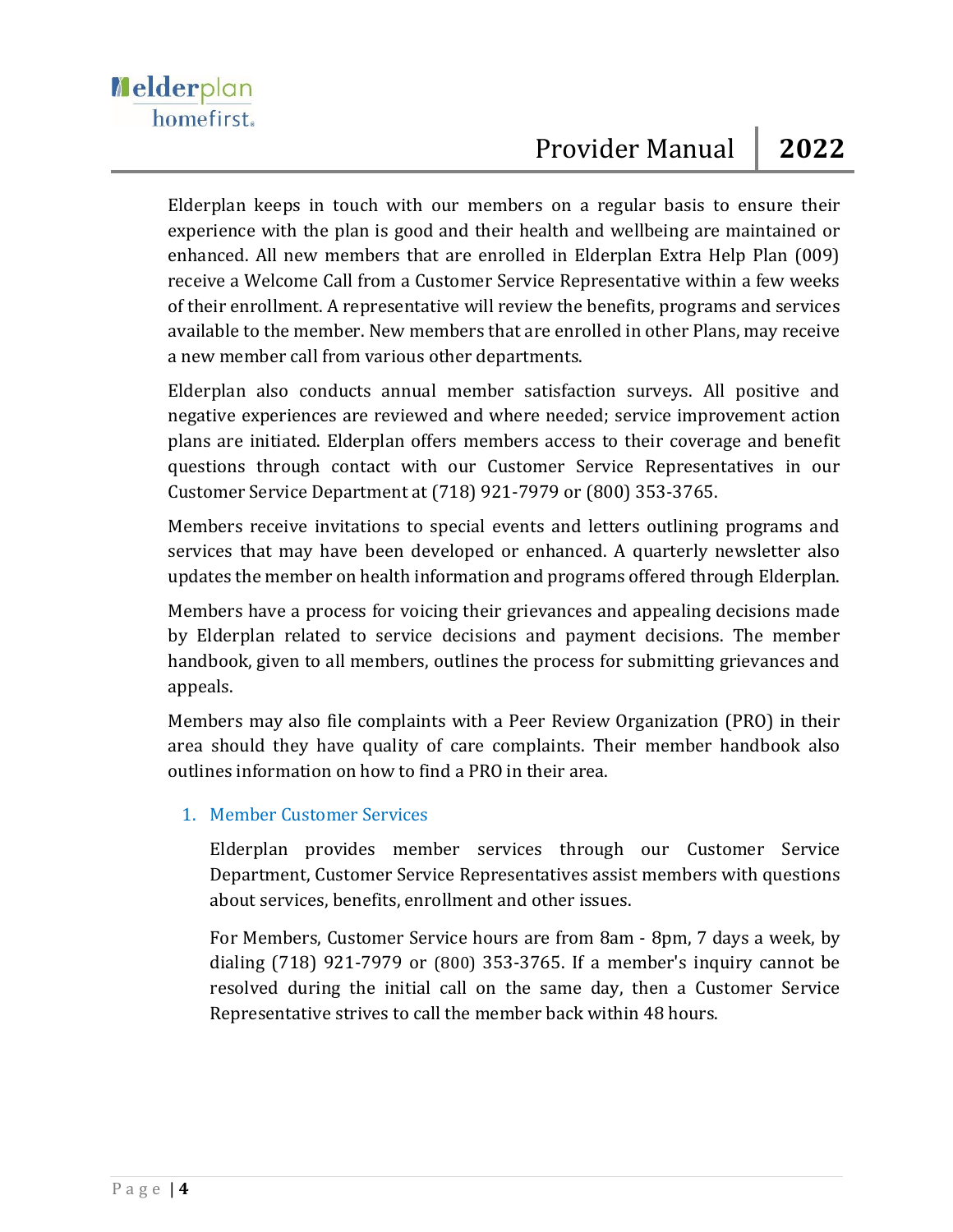Elderplan keeps in touch with our members on a regular basis to ensure their experience with the plan is good and their health and wellbeing are maintained or enhanced. All new members that are enrolled in Elderplan Extra Help Plan (009) receive a Welcome Call from a Customer Service Representative within a few weeks of their enrollment. A representative will review the benefits, programs and services available to the member. New members that are enrolled in other Plans, may receive a new member call from various other departments.

Elderplan also conducts annual member satisfaction surveys. All positive and negative experiences are reviewed and where needed; service improvement action plans are initiated. Elderplan offers members access to their coverage and benefit questions through contact with our Customer Service Representatives in our Customer Service Department at (718) 921-7979 or (800) 353-3765.

Members receive invitations to special events and letters outlining programs and services that may have been developed or enhanced. A quarterly newsletter also updates the member on health information and programs offered through Elderplan.

Members have a process for voicing their grievances and appealing decisions made by Elderplan related to service decisions and payment decisions. The member handbook, given to all members, outlines the process for submitting grievances and appeals.

Members may also file complaints with a Peer Review Organization (PRO) in their area should they have quality of care complaints. Their member handbook also outlines information on how to find a PRO in their area.

### 1. Member Customer Services

Elderplan provides member services through our Customer Service Department, Customer Service Representatives assist members with questions about services, benefits, enrollment and other issues.

For Members, Customer Service hours are from 8am - 8pm, 7 days a week, by dialing (718) 921-7979 or (800) 353-3765. If a member's inquiry cannot be resolved during the initial call on the same day, then a Customer Service Representative strives to call the member back within 48 hours.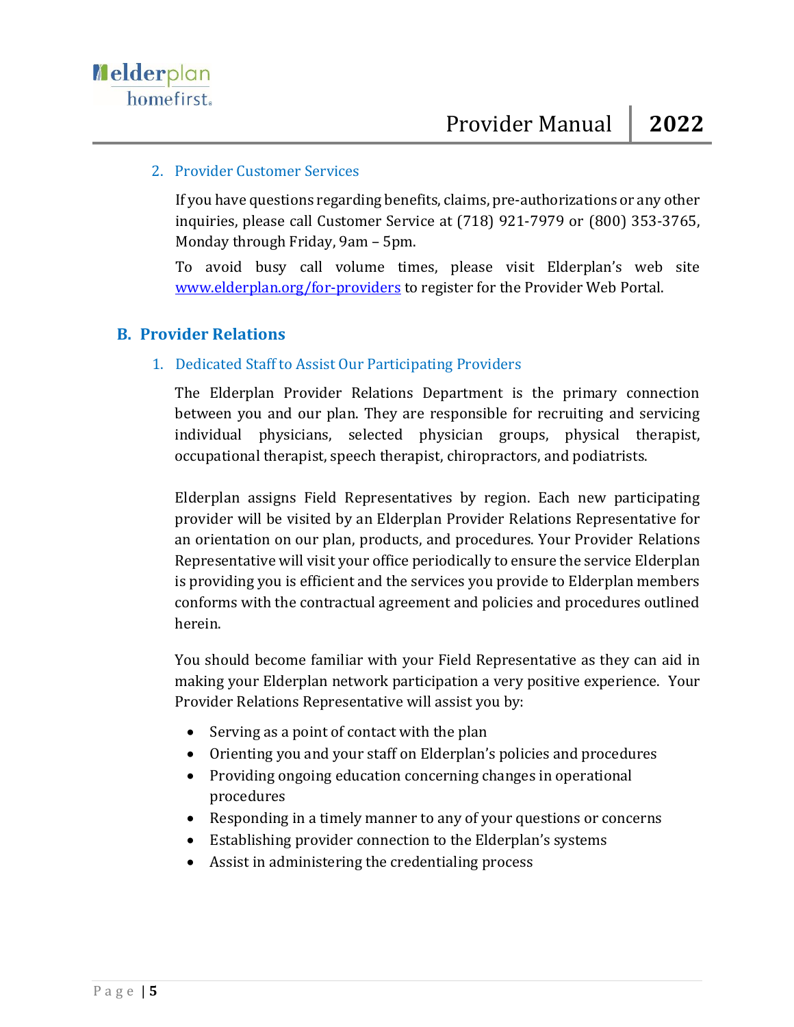2. Provider Customer Services

If you have questions regarding benefits, claims, pre-authorizations or any other inquiries, please call Customer Service at (718) 921-7979 or (800) 353-3765, Monday through Friday, 9am – 5pm.

To avoid busy call volume times, please visit Elderplan's web site [www.elderplan.org/for-providers](www.elderplan.org/for-providers) to register for the Provider Web Portal.

## B. Provider Relations

### 1. Dedicated Staff to Assist Our Participating Providers

The Elderplan Provider Relations Department is the primary connection between you and our plan. They are responsible for recruiting and servicing individual physicians, selected physician groups, physical therapist, occupational therapist, speech therapist, chiropractors, and podiatrists.

Elderplan assigns Field Representatives by region. Each new participating provider will be visited by an Elderplan Provider Relations Representative for an orientation on our plan, products, and procedures. Your Provider Relations Representative will visit your office periodically to ensure the service Elderplan is providing you is efficient and the services you provide to Elderplan members conforms with the contractual agreement and policies and procedures outlined herein.

You should become familiar with your Field Representative as they can aid in making your Elderplan network participation a very positive experience. Your Provider Relations Representative will assist you by:

- Serving as a point of contact with the plan
- Orienting you and your staff on Elderplan's policies and procedures
- Providing ongoing education concerning changes in operational procedures
- Responding in a timely manner to any of your questions or concerns
- Establishing provider connection to the Elderplan's systems
- Assist in administering the credentialing process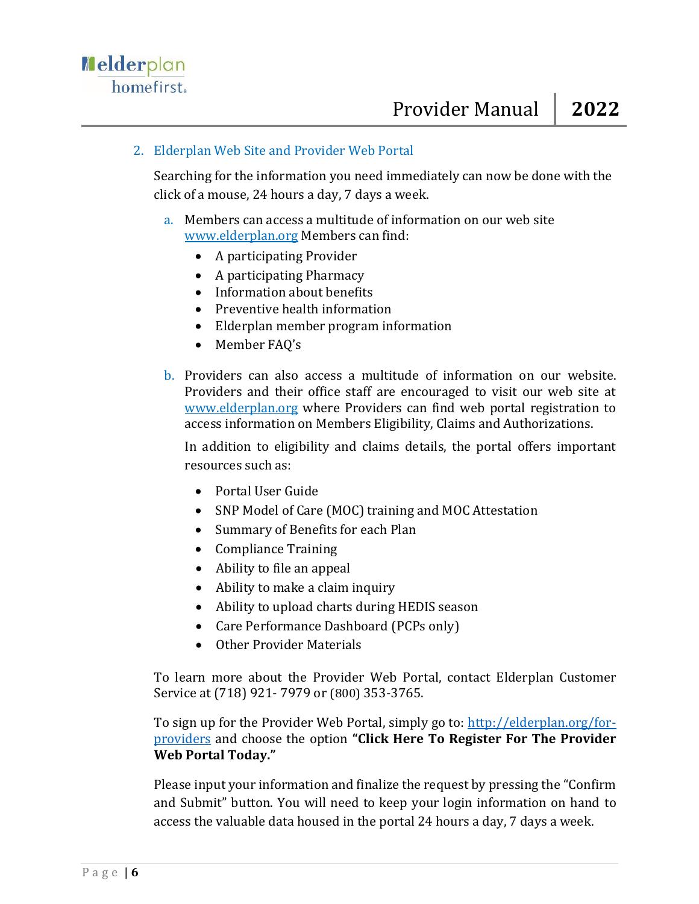## 2. Elderplan Web Site and Provider Web Portal

Searching for the information you need immediately can now be done with the click of a mouse, 24 hours a day, 7 days a week.

a. Members can access a multitude of information on our web site www.elderplan.org Members can find:

- A participating Provider
- A participating Pharmacy
- Information about benefits
- Preventive health information
- Elderplan member program information
- Member FAQ's

b. Providers can also access a multitude of information on our website. Providers and their office staff are encouraged to visit our web site at www.elderplan.org where Providers can find web portal registration to access information on Members Eligibility, Claims and Authorizations.

In addition to eligibility and claims details, the portal offers important resources such as:

- Portal User Guide
- SNP Model of Care (MOC) training and MOC Attestation
- Summary of Benefits for each Plan
- Compliance Training
- Ability to file an appeal
- Ability to make a claim inquiry
- Ability to upload charts during HEDIS season
- Care Performance Dashboard (PCPs only)
- Other Provider Materials

To learn more about the Provider Web Portal, contact Elderplan Customer Service at (718) 921- 7979 or (800) 353-3765.

To sign up for the Provider Web Portal, simply go to: http://elderplan.org/for-providers and choose the option **"Click Here To Register For The Provider Web Portal Today."**

Please input your information and finalize the request by pressing the "Confirm and Submit" button. You will need to keep your login information on hand to access the valuable data housed in the portal 24 hours a day, 7 days a week.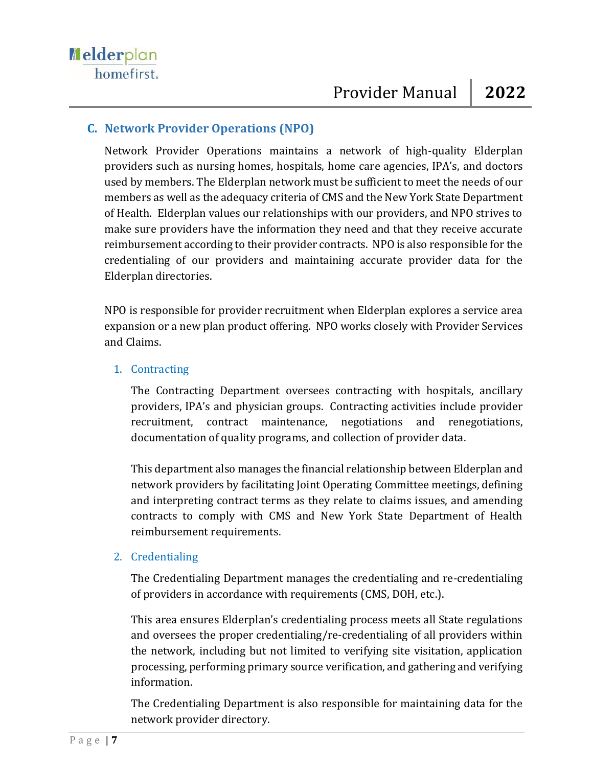## C. Network Provider Operations (NPO)

Network Provider Operations maintains a network of high-quality Elderplan providers such as nursing homes, hospitals, home care agencies, IPA's, and doctors used by members. The Elderplan network must be sufficient to meet the needs of our members as well as the adequacy criteria of CMS and the New York State Department of Health. Elderplan values our relationships with our providers, and NPO strives to make sure providers have the information they need and that they receive accurate reimbursement according to their provider contracts. NPO is also responsible for the credentialing of our providers and maintaining accurate provider data for the Elderplan directories.

NPO is responsible for provider recruitment when Elderplan explores a service area expansion or a new plan product offering. NPO works closely with Provider Services and Claims.

### 1. Contracting

The Contracting Department oversees contracting with hospitals, ancillary providers, IPA's and physician groups. Contracting activities include provider recruitment, contract maintenance, negotiations and renegotiations, documentation of quality programs, and collection of provider data.

This department also manages the financial relationship between Elderplan and network providers by facilitating Joint Operating Committee meetings, defining and interpreting contract terms as they relate to claims issues, and amending contracts to comply with CMS and New York State Department of Health reimbursement requirements.

### 2. Credentialing

The Credentialing Department manages the credentialing and re-credentialing of providers in accordance with requirements (CMS, DOH, etc.).

This area ensures Elderplan's credentialing process meets all State regulations and oversees the proper credentialing/re-credentialing of all providers within the network, including but not limited to verifying site visitation, application processing, performing primary source verification, and gathering and verifying information.

The Credentialing Department is also responsible for maintaining data for the network provider directory.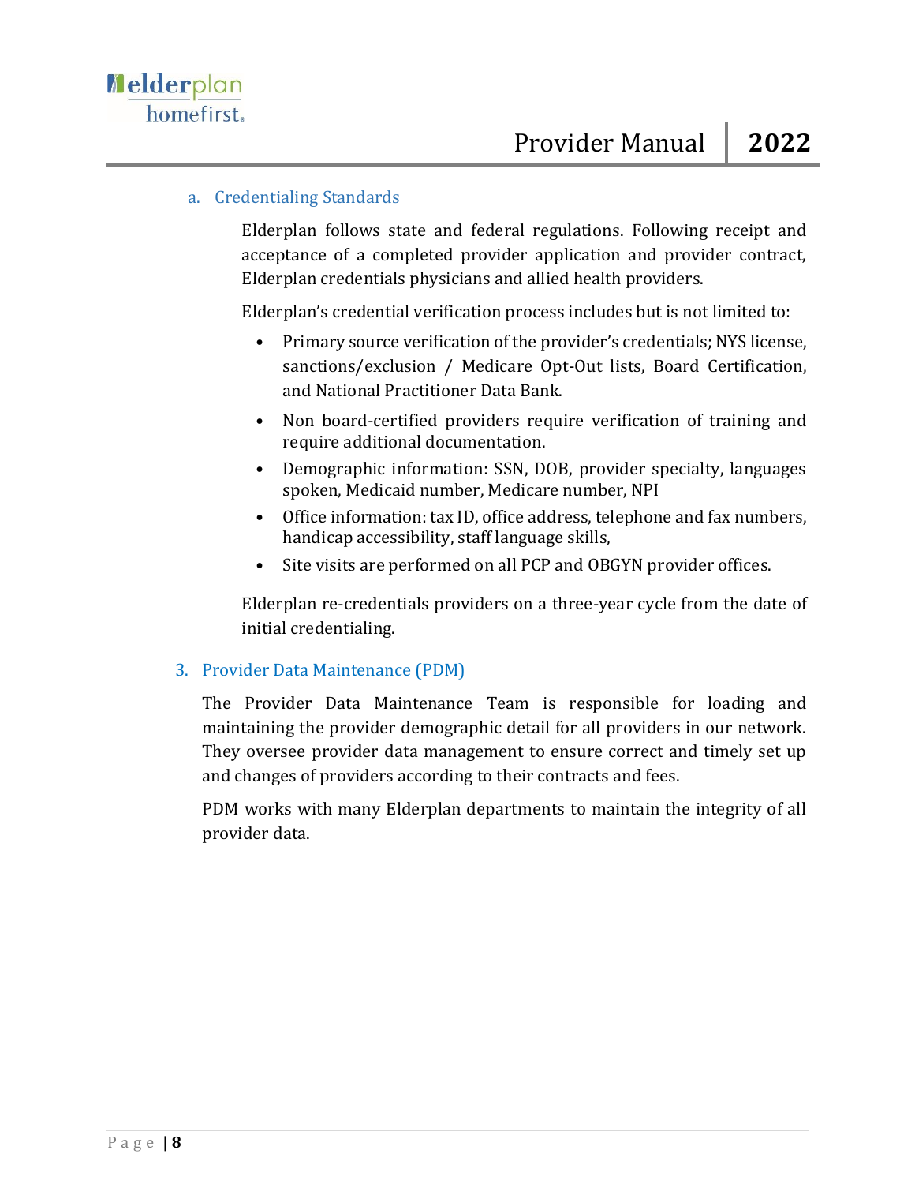### a. Credentialing Standards

Elderplan follows state and federal regulations. Following receipt and acceptance of a completed provider application and provider contract, Elderplan credentials physicians and allied health providers.

Elderplan's credential verification process includes but is not limited to:

- Primary source verification of the provider's credentials; NYS license, sanctions/exclusion / Medicare Opt-Out lists, Board Certification, and National Practitioner Data Bank.
- Non board-certified providers require verification of training and require additional documentation.
- Demographic information: SSN, DOB, provider specialty, languages spoken, Medicaid number, Medicare number, NPI
- Office information: tax ID, office address, telephone and fax numbers, handicap accessibility, staff language skills,
- Site visits are performed on all PCP and OBGYN provider offices.

Elderplan re-credentials providers on a three-year cycle from the date of initial credentialing.

## 3. Provider Data Maintenance (PDM)

The Provider Data Maintenance Team is responsible for loading and maintaining the provider demographic detail for all providers in our network. They oversee provider data management to ensure correct and timely set up and changes of providers according to their contracts and fees.

PDM works with many Elderplan departments to maintain the integrity of all provider data.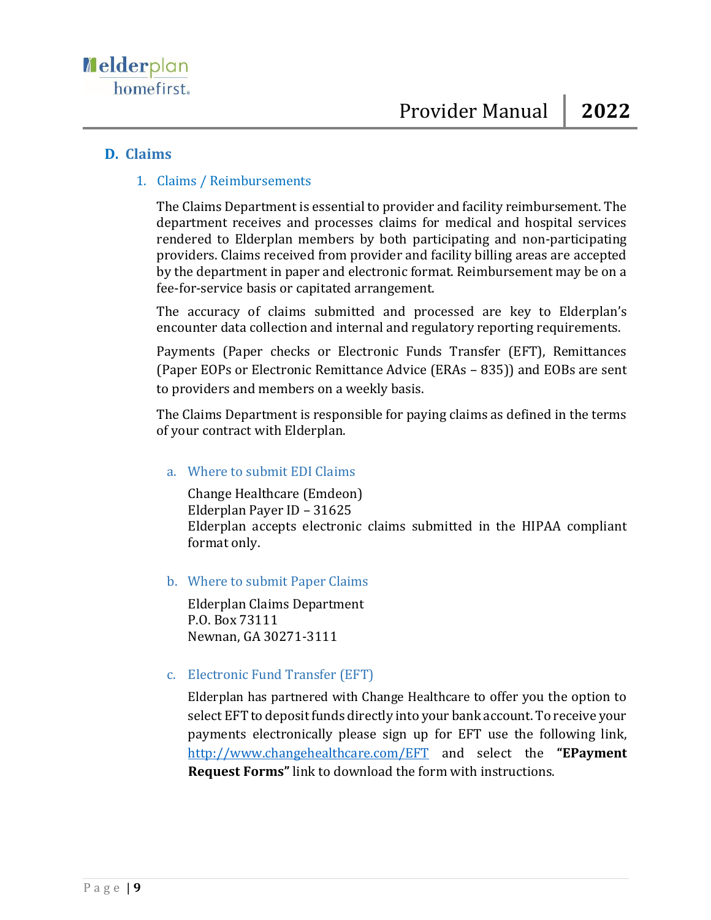## D. Claims

### 1. Claims / Reimbursements

The Claims Department is essential to provider and facility reimbursement. The department receives and processes claims for medical and hospital services rendered to Elderplan members by both participating and non-participating providers. Claims received from provider and facility billing areas are accepted by the department in paper and electronic format. Reimbursement may be on a fee-for-service basis or capitated arrangement.

The accuracy of claims submitted and processed are key to Elderplan's encounter data collection and internal and regulatory reporting requirements.

Payments (Paper checks or Electronic Funds Transfer (EFT), Remittances (Paper EOPs or Electronic Remittance Advice (ERAs – 835)) and EOBs are sent to providers and members on a weekly basis.

The Claims Department is responsible for paying claims as defined in the terms of your contract with Elderplan.

#### a. Where to submit EDI Claims

Change Healthcare (Emdeon)
Elderplan Payer ID – 31625
Elderplan accepts electronic claims submitted in the HIPAA compliant format only.

#### b. Where to submit Paper Claims

Elderplan Claims Department
P.O. Box 73111
Newnan, GA 30271-3111

#### c. Electronic Fund Transfer (EFT)

Elderplan has partnered with Change Healthcare to offer you the option to select EFT to deposit funds directly into your bank account. To receive your payments electronically please sign up for EFT use the following link, http://www.changehealthcare.com/EFT and select the **"EPayment Request Forms"** link to download the form with instructions.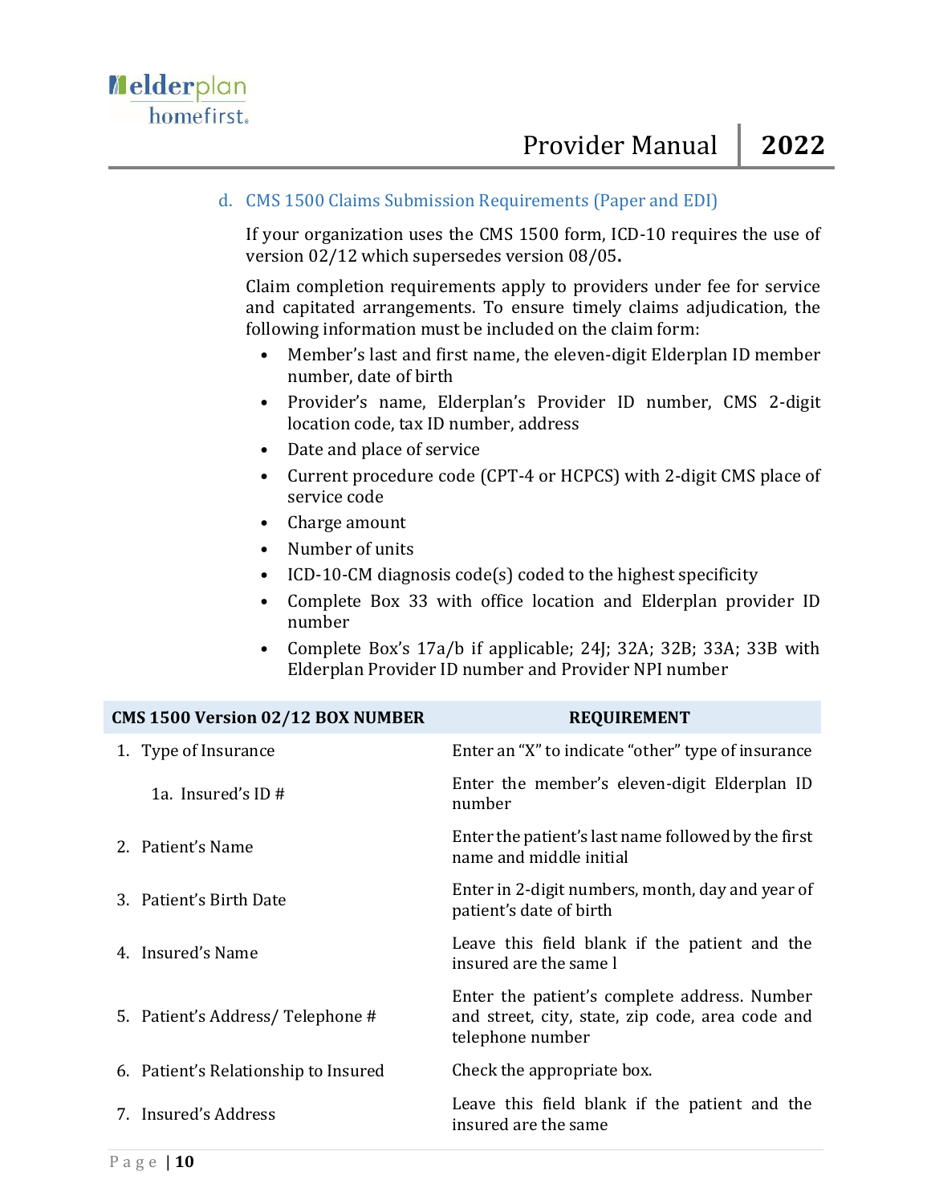### d. CMS 1500 Claims Submission Requirements (Paper and EDI)

If your organization uses the CMS 1500 form, ICD-10 requires the use of version 02/12 which supersedes version 08/05**.**

Claim completion requirements apply to providers under fee for service and capitated arrangements. To ensure timely claims adjudication, the following information must be included on the claim form:

- Member's last and first name, the eleven-digit Elderplan ID member number, date of birth
- Provider's name, Elderplan's Provider ID number, CMS 2-digit location code, tax ID number, address
- Date and place of service
- Current procedure code (CPT-4 or HCPCS) with 2-digit CMS place of service code
- Charge amount
- Number of units
- ICD-10-CM diagnosis code(s) coded to the highest specificity
- Complete Box 33 with office location and Elderplan provider ID number
- Complete Box's 17a/b if applicable; 24J; 32A; 32B; 33A; 33B with Elderplan Provider ID number and Provider NPI number

| CMS 1500 Version 02/12 BOX NUMBER | REQUIREMENT |
|---|---|
| 1. Type of Insurance | Enter an "X" to indicate "other" type of insurance |
| 1a. Insured's ID # | Enter the member's eleven-digit Elderplan ID number |
| 2. Patient's Name | Enter the patient's last name followed by the first name and middle initial |
| 3. Patient's Birth Date | Enter in 2-digit numbers, month, day and year of patient's date of birth |
| 4. Insured's Name | Leave this field blank if the patient and the insured are the same l |
| 5. Patient's Address/ Telephone # | Enter the patient's complete address. Number and street, city, state, zip code, area code and telephone number |
| 6. Patient's Relationship to Insured | Check the appropriate box. |
| 7. Insured's Address | Leave this field blank if the patient and the insured are the same |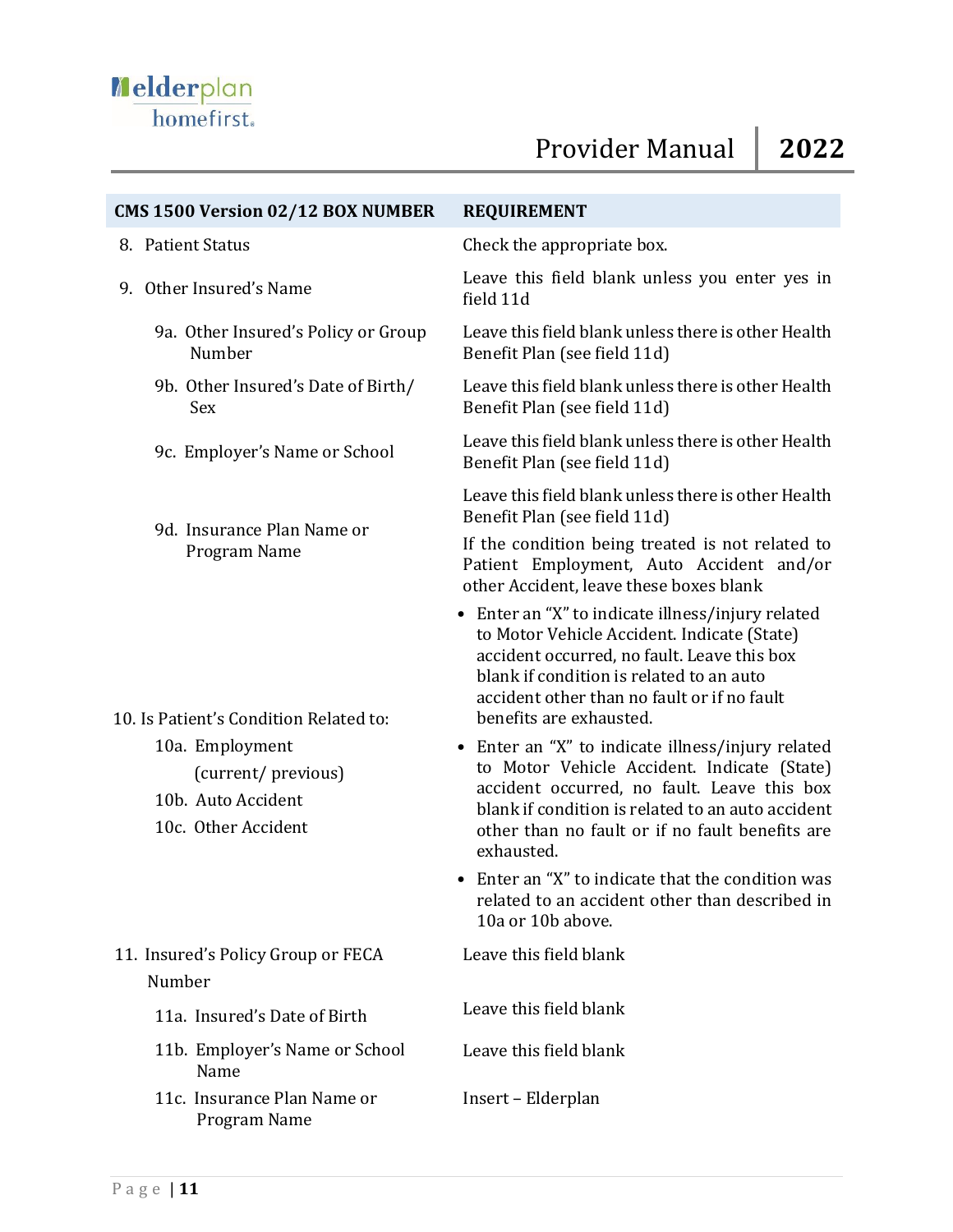| CMS 1500 Version 02/12 BOX NUMBER | REQUIREMENT |
|---|---|
| 8. Patient Status | Check the appropriate box. |
| 9. Other Insured's Name | Leave this field blank unless you enter yes in field 11d |
| 9a. Other Insured's Policy or Group Number | Leave this field blank unless there is other Health Benefit Plan (see field 11d) |
| 9b. Other Insured's Date of Birth/ Sex | Leave this field blank unless there is other Health Benefit Plan (see field 11d) |
| 9c. Employer's Name or School | Leave this field blank unless there is other Health Benefit Plan (see field 11d) |
| 9d. Insurance Plan Name or Program Name | Leave this field blank unless there is other Health Benefit Plan (see field 11d) |
| 10. Is Patient's Condition Related to:<br>10a. Employment (current/ previous)<br>10b. Auto Accident<br>10c. Other Accident | If the condition being treated is not related to Patient Employment, Auto Accident and/or other Accident, leave these boxes blank<br>• Enter an "X" to indicate illness/injury related to Motor Vehicle Accident. Indicate (State) accident occurred, no fault. Leave this box blank if condition is related to an auto accident other than no fault or if no fault benefits are exhausted.<br>• Enter an "X" to indicate illness/injury related to Motor Vehicle Accident. Indicate (State) accident occurred, no fault. Leave this box blank if condition is related to an auto accident other than no fault or if no fault benefits are exhausted.<br>• Enter an "X" to indicate that the condition was related to an accident other than described in 10a or 10b above. |
| 11. Insured's Policy Group or FECA Number | Leave this field blank |
| 11a. Insured's Date of Birth | Leave this field blank |
| 11b. Employer's Name or School Name | Leave this field blank |
| 11c. Insurance Plan Name or Program Name | Insert – Elderplan |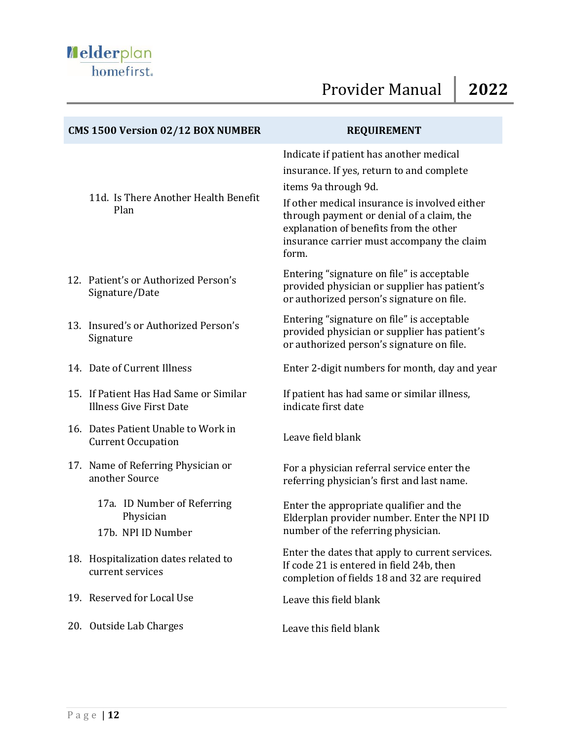| CMS 1500 Version 02/12 BOX NUMBER | REQUIREMENT |
|---|---|
| 11d. Is There Another Health Benefit Plan | Indicate if patient has another medical insurance. If yes, return to and complete items 9a through 9d.<br>If other medical insurance is involved either through payment or denial of a claim, the explanation of benefits from the other insurance carrier must accompany the claim form. |
| 12. Patient's or Authorized Person's Signature/Date | Entering "signature on file" is acceptable provided physician or supplier has patient's or authorized person's signature on file. |
| 13. Insured's or Authorized Person's Signature | Entering "signature on file" is acceptable provided physician or supplier has patient's or authorized person's signature on file. |
| 14. Date of Current Illness | Enter 2-digit numbers for month, day and year |
| 15. If Patient Has Had Same or Similar Illness Give First Date | If patient has had same or similar illness, indicate first date |
| 16. Dates Patient Unable to Work in Current Occupation | Leave field blank |
| 17. Name of Referring Physician or another Source | For a physician referral service enter the referring physician's first and last name. |
| 17a. ID Number of Referring Physician<br>17b. NPI ID Number | Enter the appropriate qualifier and the Elderplan provider number. Enter the NPI ID number of the referring physician. |
| 18. Hospitalization dates related to current services | Enter the dates that apply to current services. If code 21 is entered in field 24b, then completion of fields 18 and 32 are required |
| 19. Reserved for Local Use | Leave this field blank |
| 20. Outside Lab Charges | Leave this field blank |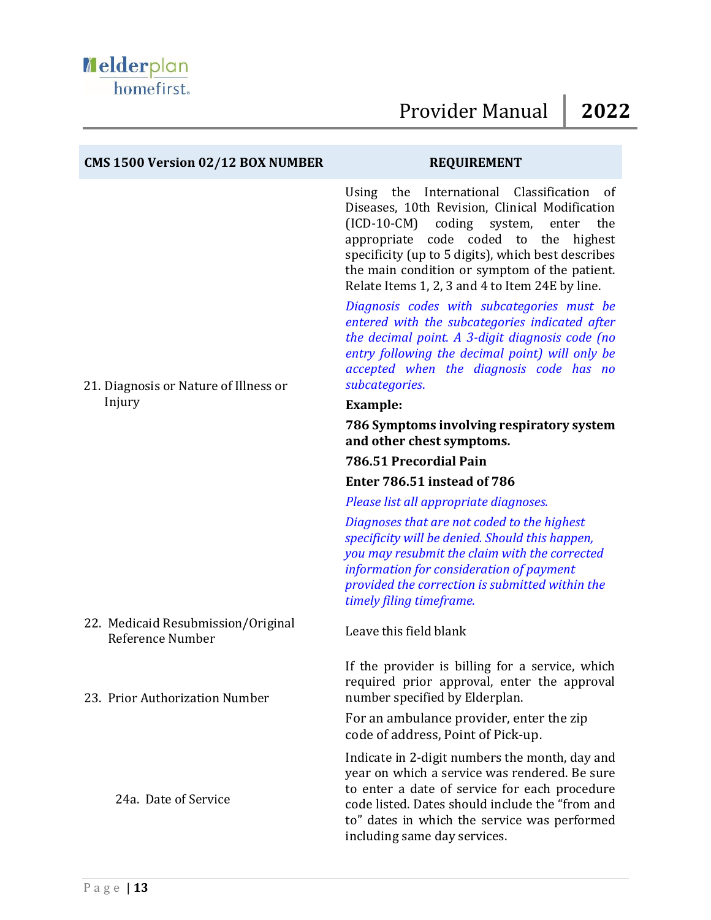| CMS 1500 Version 02/12 BOX NUMBER | REQUIREMENT |
|---|---|
| 21. Diagnosis or Nature of Illness or Injury | Using the International Classification of Diseases, 10th Revision, Clinical Modification (ICD-10-CM) coding system, enter the appropriate code coded to the highest specificity (up to 5 digits), which best describes the main condition or symptom of the patient. Relate Items 1, 2, 3 and 4 to Item 24E by line.<br><br>*Diagnosis codes with subcategories must be entered with the subcategories indicated after the decimal point. A 3-digit diagnosis code (no entry following the decimal point) will only be accepted when the diagnosis code has no subcategories.*<br><br>**Example:**<br><br>**786 Symptoms involving respiratory system and other chest symptoms.**<br><br>**786.51 Precordial Pain**<br><br>**Enter 786.51 instead of 786**<br><br>*Please list all appropriate diagnoses.*<br><br>*Diagnoses that are not coded to the highest specificity will be denied. Should this happen, you may resubmit the claim with the corrected information for consideration of payment provided the correction is submitted within the timely filing timeframe.* |
| 22. Medicaid Resubmission/Original Reference Number | Leave this field blank |
| 23. Prior Authorization Number | If the provider is billing for a service, which required prior approval, enter the approval number specified by Elderplan.<br><br>For an ambulance provider, enter the zip code of address, Point of Pick-up. |
| 24a. Date of Service | Indicate in 2-digit numbers the month, day and year on which a service was rendered. Be sure to enter a date of service for each procedure code listed. Dates should include the "from and to" dates in which the service was performed including same day services. |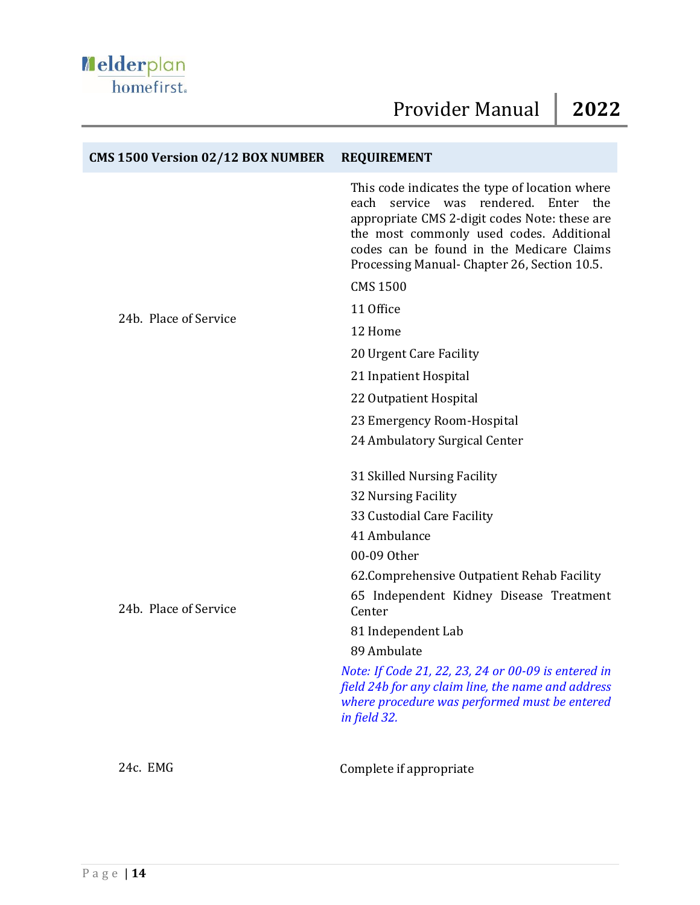| CMS 1500 Version 02/12 BOX NUMBER | REQUIREMENT |
|---|---|
| 24b. Place of Service | This code indicates the type of location where each service was rendered. Enter the appropriate CMS 2-digit codes Note: these are the most commonly used codes. Additional codes can be found in the Medicare Claims Processing Manual- Chapter 26, Section 10.5.<br><br>CMS 1500<br><br>11 Office<br><br>12 Home<br><br>20 Urgent Care Facility<br><br>21 Inpatient Hospital<br><br>22 Outpatient Hospital<br><br>23 Emergency Room-Hospital<br><br>24 Ambulatory Surgical Center |
| 24b. Place of Service | 31 Skilled Nursing Facility<br><br>32 Nursing Facility<br><br>33 Custodial Care Facility<br><br>41 Ambulance<br><br>00-09 Other<br><br>62.Comprehensive Outpatient Rehab Facility<br><br>65 Independent Kidney Disease Treatment Center<br><br>81 Independent Lab<br><br>89 Ambulate<br><br>*Note: If Code 21, 22, 23, 24 or 00-09 is entered in field 24b for any claim line, the name and address where procedure was performed must be entered in field 32.* |
| 24c. EMG | Complete if appropriate |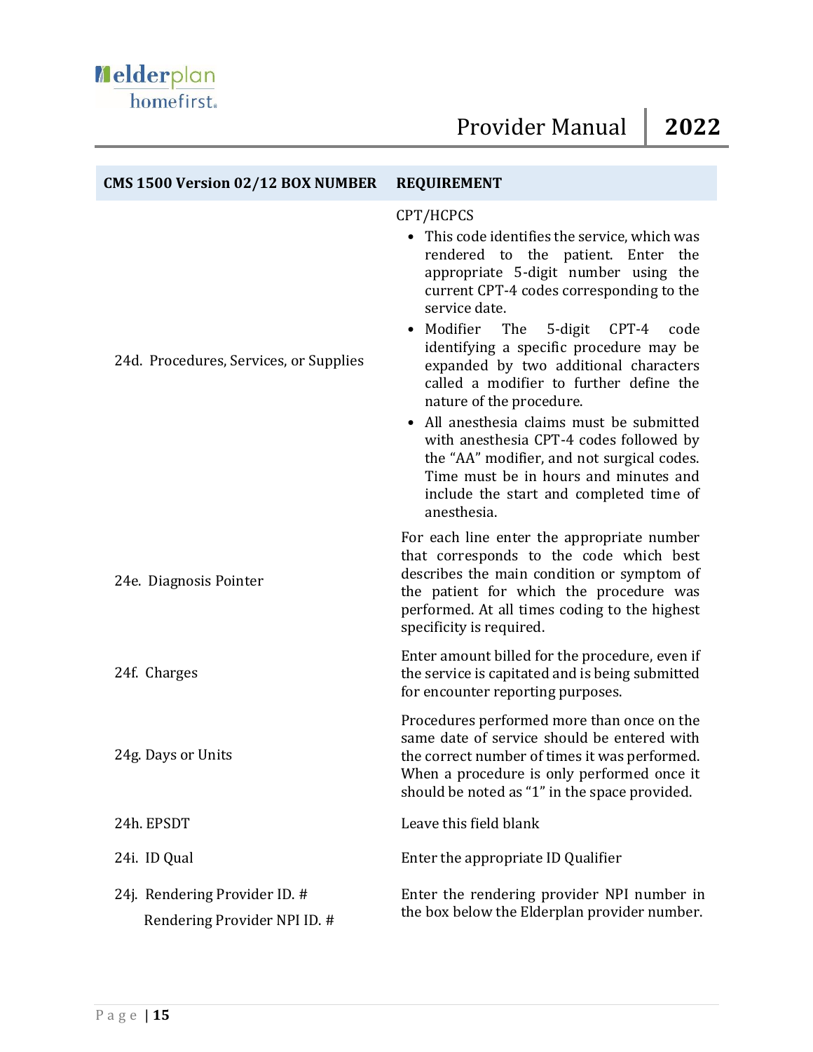| CMS 1500 Version 02/12 BOX NUMBER | REQUIREMENT |
|---|---|
| 24d. Procedures, Services, or Supplies | CPT/HCPCS<br>• This code identifies the service, which was rendered to the patient. Enter the appropriate 5-digit number using the current CPT-4 codes corresponding to the service date.<br>• Modifier The 5-digit CPT-4 code identifying a specific procedure may be expanded by two additional characters called a modifier to further define the nature of the procedure.<br>• All anesthesia claims must be submitted with anesthesia CPT-4 codes followed by the "AA" modifier, and not surgical codes. Time must be in hours and minutes and include the start and completed time of anesthesia. |
| 24e. Diagnosis Pointer | For each line enter the appropriate number that corresponds to the code which best describes the main condition or symptom of the patient for which the procedure was performed. At all times coding to the highest specificity is required. |
| 24f. Charges | Enter amount billed for the procedure, even if the service is capitated and is being submitted for encounter reporting purposes. |
| 24g. Days or Units | Procedures performed more than once on the same date of service should be entered with the correct number of times it was performed. When a procedure is only performed once it should be noted as "1" in the space provided. |
| 24h. EPSDT | Leave this field blank |
| 24i. ID Qual | Enter the appropriate ID Qualifier |
| 24j. Rendering Provider ID. #<br>Rendering Provider NPI ID. # | Enter the rendering provider NPI number in the box below the Elderplan provider number. |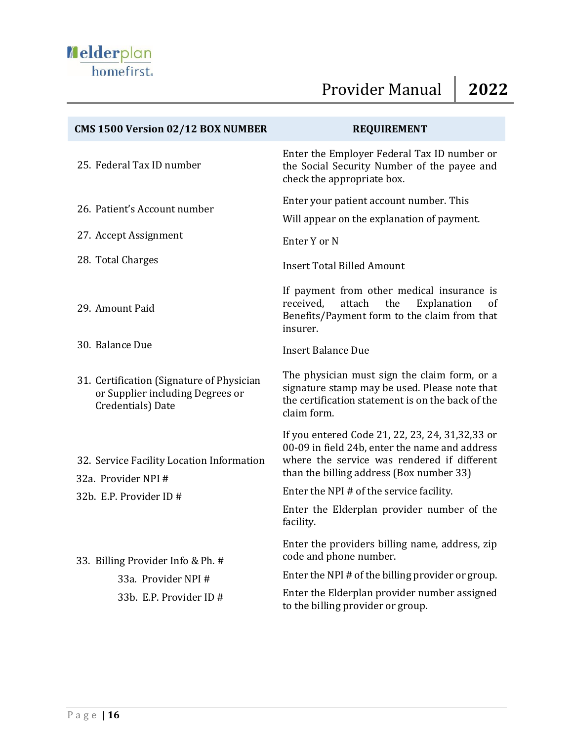| CMS 1500 Version 02/12 BOX NUMBER | REQUIREMENT |
|---|---|
| 25. Federal Tax ID number | Enter the Employer Federal Tax ID number or the Social Security Number of the payee and check the appropriate box. |
| 26. Patient's Account number | Enter your patient account number. This Will appear on the explanation of payment. |
| 27. Accept Assignment | Enter Y or N |
| 28. Total Charges | Insert Total Billed Amount |
| 29. Amount Paid | If payment from other medical insurance is received, attach the Explanation of Benefits/Payment form to the claim from that insurer. |
| 30. Balance Due | Insert Balance Due |
| 31. Certification (Signature of Physician or Supplier including Degrees or Credentials) Date | The physician must sign the claim form, or a signature stamp may be used. Please note that the certification statement is on the back of the claim form. |
| 32. Service Facility Location Information | If you entered Code 21, 22, 23, 24, 31,32,33 or 00-09 in field 24b, enter the name and address where the service was rendered if different than the billing address (Box number 33) |
| 32a. Provider NPI # | Enter the NPI # of the service facility. |
| 32b. E.P. Provider ID # | Enter the Elderplan provider number of the facility. |
| 33. Billing Provider Info & Ph. # | Enter the providers billing name, address, zip code and phone number. |
| 33a. Provider NPI # | Enter the NPI # of the billing provider or group. |
| 33b. E.P. Provider ID # | Enter the Elderplan provider number assigned to the billing provider or group. |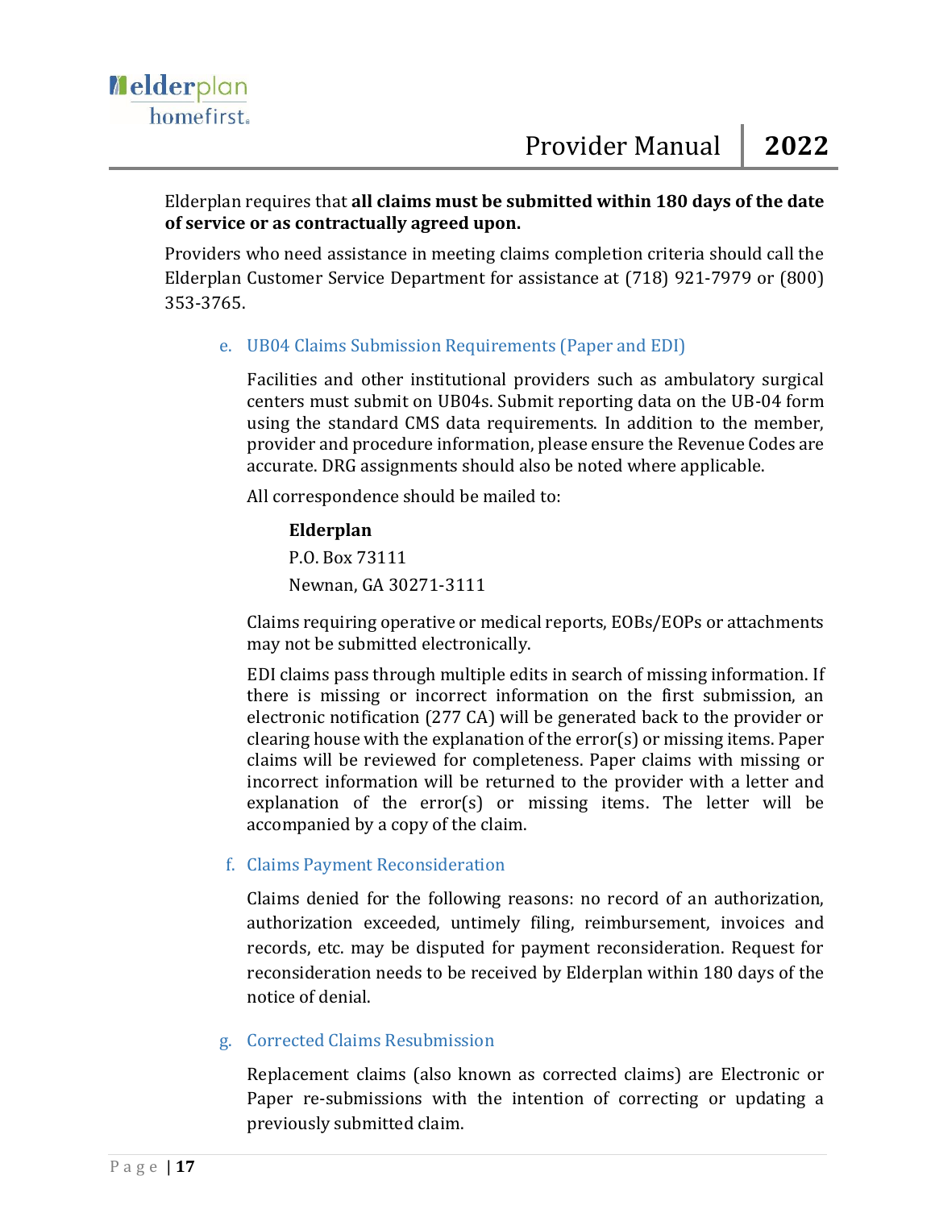Elderplan requires that **all claims must be submitted within 180 days of the date of service or as contractually agreed upon.**

Providers who need assistance in meeting claims completion criteria should call the Elderplan Customer Service Department for assistance at (718) 921-7979 or (800) 353-3765.

### e. UB04 Claims Submission Requirements (Paper and EDI)

Facilities and other institutional providers such as ambulatory surgical centers must submit on UB04s. Submit reporting data on the UB-04 form using the standard CMS data requirements. In addition to the member, provider and procedure information, please ensure the Revenue Codes are accurate. DRG assignments should also be noted where applicable.

All correspondence should be mailed to:

**Elderplan**
P.O. Box 73111
Newnan, GA 30271-3111

Claims requiring operative or medical reports, EOBs/EOPs or attachments may not be submitted electronically.

EDI claims pass through multiple edits in search of missing information. If there is missing or incorrect information on the first submission, an electronic notification (277 CA) will be generated back to the provider or clearing house with the explanation of the error(s) or missing items. Paper claims will be reviewed for completeness. Paper claims with missing or incorrect information will be returned to the provider with a letter and explanation of the error(s) or missing items. The letter will be accompanied by a copy of the claim.

### f. Claims Payment Reconsideration

Claims denied for the following reasons: no record of an authorization, authorization exceeded, untimely filing, reimbursement, invoices and records, etc. may be disputed for payment reconsideration. Request for reconsideration needs to be received by Elderplan within 180 days of the notice of denial.

### g. Corrected Claims Resubmission

Replacement claims (also known as corrected claims) are Electronic or Paper re-submissions with the intention of correcting or updating a previously submitted claim.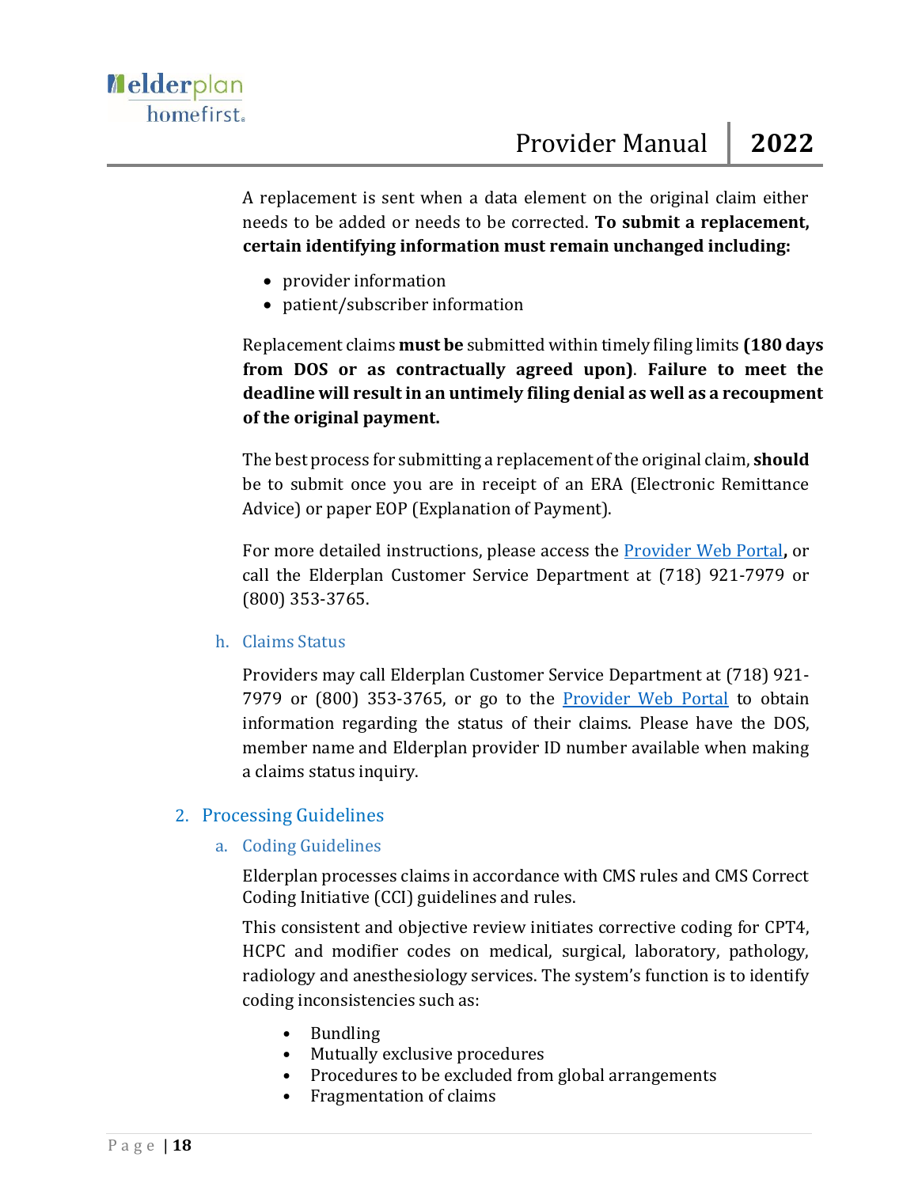A replacement is sent when a data element on the original claim either needs to be added or needs to be corrected. **To submit a replacement, certain identifying information must remain unchanged including:**

- provider information
- patient/subscriber information

Replacement claims **must be** submitted within timely filing limits **(180 days from DOS or as contractually agreed upon)**. **Failure to meet the deadline will result in an untimely filing denial as well as a recoupment of the original payment.**

The best process for submitting a replacement of the original claim, **should** be to submit once you are in receipt of an ERA (Electronic Remittance Advice) or paper EOP (Explanation of Payment).

For more detailed instructions, please access the Provider Web Portal**,** or call the Elderplan Customer Service Department at (718) 921-7979 or (800) 353-3765.

### h. Claims Status

Providers may call Elderplan Customer Service Department at (718) 921-7979 or (800) 353-3765, or go to the Provider Web Portal to obtain information regarding the status of their claims. Please have the DOS, member name and Elderplan provider ID number available when making a claims status inquiry.

## 2. Processing Guidelines

### a. Coding Guidelines

Elderplan processes claims in accordance with CMS rules and CMS Correct Coding Initiative (CCI) guidelines and rules.

This consistent and objective review initiates corrective coding for CPT4, HCPC and modifier codes on medical, surgical, laboratory, pathology, radiology and anesthesiology services. The system's function is to identify coding inconsistencies such as:

- Bundling
- Mutually exclusive procedures
- Procedures to be excluded from global arrangements
- Fragmentation of claims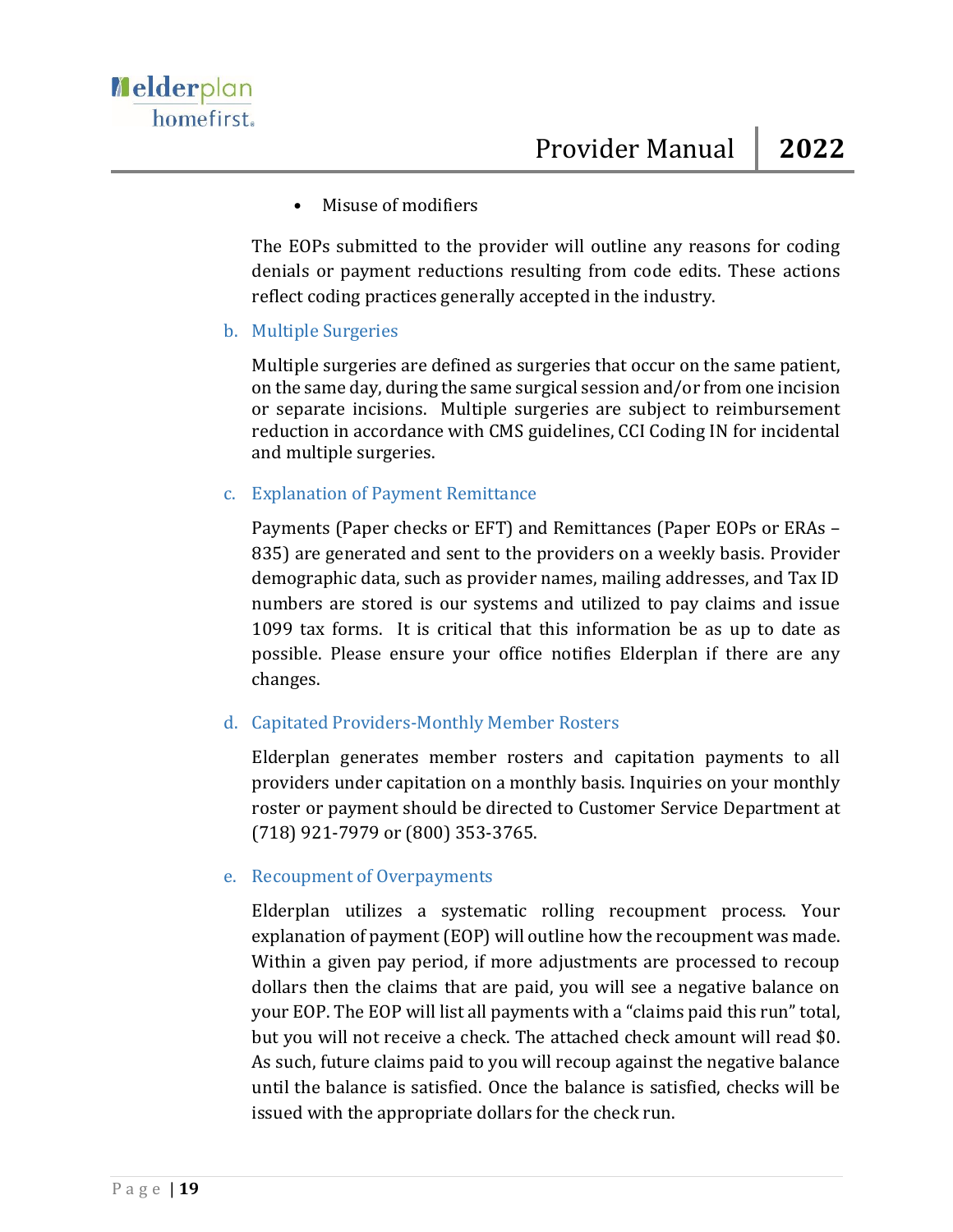- Misuse of modifiers

The EOPs submitted to the provider will outline any reasons for coding denials or payment reductions resulting from code edits. These actions reflect coding practices generally accepted in the industry.

b. Multiple Surgeries

Multiple surgeries are defined as surgeries that occur on the same patient, on the same day, during the same surgical session and/or from one incision or separate incisions. Multiple surgeries are subject to reimbursement reduction in accordance with CMS guidelines, CCI Coding IN for incidental and multiple surgeries.

c. Explanation of Payment Remittance

Payments (Paper checks or EFT) and Remittances (Paper EOPs or ERAs – 835) are generated and sent to the providers on a weekly basis. Provider demographic data, such as provider names, mailing addresses, and Tax ID numbers are stored is our systems and utilized to pay claims and issue 1099 tax forms. It is critical that this information be as up to date as possible. Please ensure your office notifies Elderplan if there are any changes.

d. Capitated Providers-Monthly Member Rosters

Elderplan generates member rosters and capitation payments to all providers under capitation on a monthly basis. Inquiries on your monthly roster or payment should be directed to Customer Service Department at (718) 921-7979 or (800) 353-3765.

e. Recoupment of Overpayments

Elderplan utilizes a systematic rolling recoupment process. Your explanation of payment (EOP) will outline how the recoupment was made. Within a given pay period, if more adjustments are processed to recoup dollars then the claims that are paid, you will see a negative balance on your EOP. The EOP will list all payments with a "claims paid this run" total, but you will not receive a check. The attached check amount will read $0. As such, future claims paid to you will recoup against the negative balance until the balance is satisfied. Once the balance is satisfied, checks will be issued with the appropriate dollars for the check run.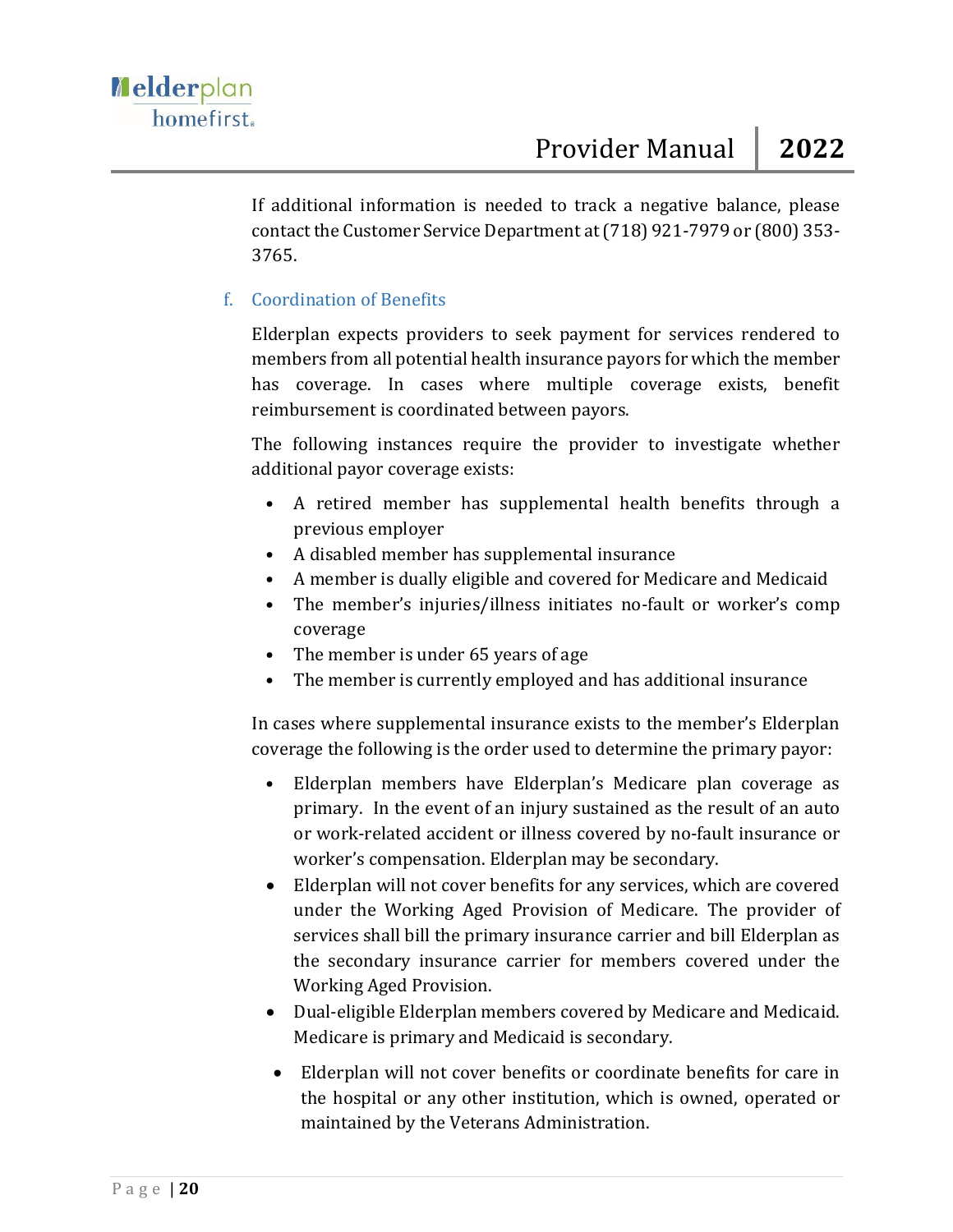If additional information is needed to track a negative balance, please contact the Customer Service Department at (718) 921-7979 or (800) 353-3765.

### f. Coordination of Benefits

Elderplan expects providers to seek payment for services rendered to members from all potential health insurance payors for which the member has coverage. In cases where multiple coverage exists, benefit reimbursement is coordinated between payors.

The following instances require the provider to investigate whether additional payor coverage exists:

- A retired member has supplemental health benefits through a previous employer
- A disabled member has supplemental insurance
- A member is dually eligible and covered for Medicare and Medicaid
- The member's injuries/illness initiates no-fault or worker's comp coverage
- The member is under 65 years of age
- The member is currently employed and has additional insurance

In cases where supplemental insurance exists to the member's Elderplan coverage the following is the order used to determine the primary payor:

- Elderplan members have Elderplan's Medicare plan coverage as primary. In the event of an injury sustained as the result of an auto or work-related accident or illness covered by no-fault insurance or worker's compensation. Elderplan may be secondary.
- Elderplan will not cover benefits for any services, which are covered under the Working Aged Provision of Medicare. The provider of services shall bill the primary insurance carrier and bill Elderplan as the secondary insurance carrier for members covered under the Working Aged Provision.
- Dual-eligible Elderplan members covered by Medicare and Medicaid. Medicare is primary and Medicaid is secondary.
- Elderplan will not cover benefits or coordinate benefits for care in the hospital or any other institution, which is owned, operated or maintained by the Veterans Administration.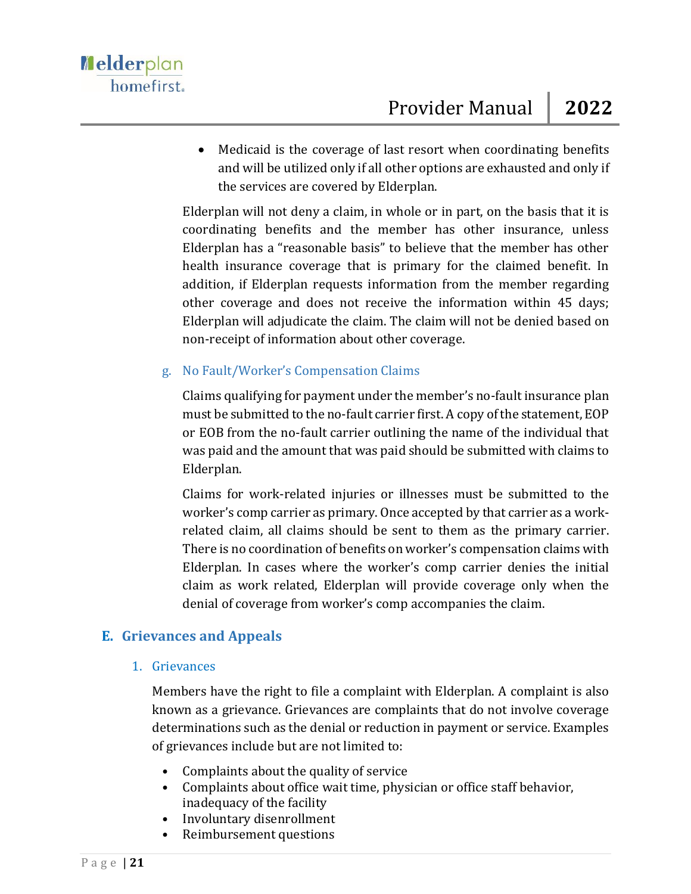- Medicaid is the coverage of last resort when coordinating benefits and will be utilized only if all other options are exhausted and only if the services are covered by Elderplan.

Elderplan will not deny a claim, in whole or in part, on the basis that it is coordinating benefits and the member has other insurance, unless Elderplan has a "reasonable basis" to believe that the member has other health insurance coverage that is primary for the claimed benefit. In addition, if Elderplan requests information from the member regarding other coverage and does not receive the information within 45 days; Elderplan will adjudicate the claim. The claim will not be denied based on non-receipt of information about other coverage.

#### g. No Fault/Worker's Compensation Claims

Claims qualifying for payment under the member's no-fault insurance plan must be submitted to the no-fault carrier first. A copy of the statement, EOP or EOB from the no-fault carrier outlining the name of the individual that was paid and the amount that was paid should be submitted with claims to Elderplan.

Claims for work-related injuries or illnesses must be submitted to the worker's comp carrier as primary. Once accepted by that carrier as a work-related claim, all claims should be sent to them as the primary carrier. There is no coordination of benefits on worker's compensation claims with Elderplan. In cases where the worker's comp carrier denies the initial claim as work related, Elderplan will provide coverage only when the denial of coverage from worker's comp accompanies the claim.

## E. Grievances and Appeals

### 1. Grievances

Members have the right to file a complaint with Elderplan. A complaint is also known as a grievance. Grievances are complaints that do not involve coverage determinations such as the denial or reduction in payment or service. Examples of grievances include but are not limited to:

- Complaints about the quality of service
- Complaints about office wait time, physician or office staff behavior, inadequacy of the facility
- Involuntary disenrollment
- Reimbursement questions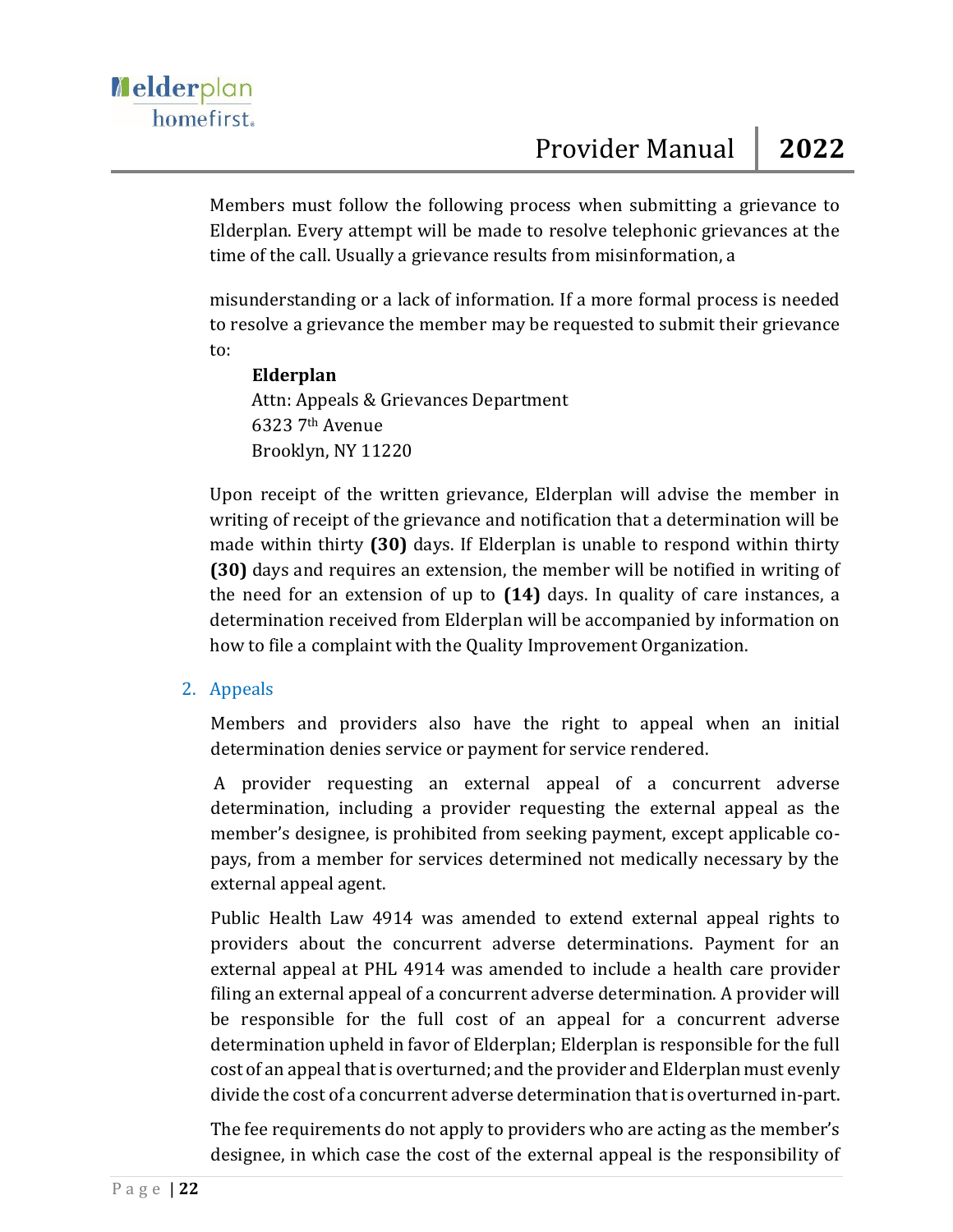Members must follow the following process when submitting a grievance to Elderplan. Every attempt will be made to resolve telephonic grievances at the time of the call. Usually a grievance results from misinformation, a misunderstanding or a lack of information. If a more formal process is needed to resolve a grievance the member may be requested to submit their grievance to:

**Elderplan**
Attn: Appeals & Grievances Department
6323 7th Avenue
Brooklyn, NY 11220

Upon receipt of the written grievance, Elderplan will advise the member in writing of receipt of the grievance and notification that a determination will be made within thirty **(30)** days. If Elderplan is unable to respond within thirty **(30)** days and requires an extension, the member will be notified in writing of the need for an extension of up to **(14)** days. In quality of care instances, a determination received from Elderplan will be accompanied by information on how to file a complaint with the Quality Improvement Organization.

## 2. Appeals

Members and providers also have the right to appeal when an initial determination denies service or payment for service rendered.

A provider requesting an external appeal of a concurrent adverse determination, including a provider requesting the external appeal as the member's designee, is prohibited from seeking payment, except applicable co-pays, from a member for services determined not medically necessary by the external appeal agent.

Public Health Law 4914 was amended to extend external appeal rights to providers about the concurrent adverse determinations. Payment for an external appeal at PHL 4914 was amended to include a health care provider filing an external appeal of a concurrent adverse determination. A provider will be responsible for the full cost of an appeal for a concurrent adverse determination upheld in favor of Elderplan; Elderplan is responsible for the full cost of an appeal that is overturned; and the provider and Elderplan must evenly divide the cost of a concurrent adverse determination that is overturned in-part.

The fee requirements do not apply to providers who are acting as the member's designee, in which case the cost of the external appeal is the responsibility of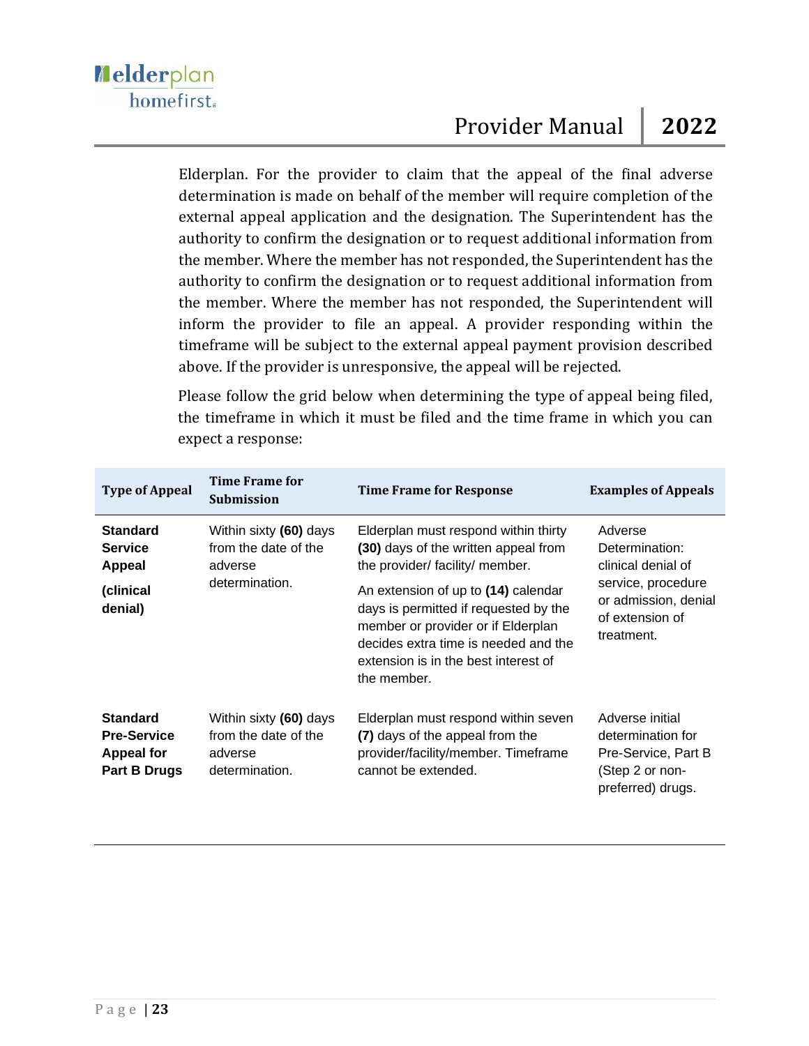Elderplan. For the provider to claim that the appeal of the final adverse determination is made on behalf of the member will require completion of the external appeal application and the designation. The Superintendent has the authority to confirm the designation or to request additional information from the member. Where the member has not responded, the Superintendent has the authority to confirm the designation or to request additional information from the member. Where the member has not responded, the Superintendent will inform the provider to file an appeal. A provider responding within the timeframe will be subject to the external appeal payment provision described above. If the provider is unresponsive, the appeal will be rejected.

Please follow the grid below when determining the type of appeal being filed, the timeframe in which it must be filed and the time frame in which you can expect a response:

| Type of Appeal | Time Frame for Submission | Time Frame for Response | Examples of Appeals |
|---|---|---|---|
| **Standard Service Appeal** **(clinical denial)** | Within sixty **(60)** days from the date of the adverse determination. | Elderplan must respond within thirty **(30)** days of the written appeal from the provider/ facility/ member. An extension of up to **(14)** calendar days is permitted if requested by the member or provider or if Elderplan decides extra time is needed and the extension is in the best interest of the member. | Adverse Determination: clinical denial of service, procedure or admission, denial of extension of treatment. |
| **Standard Pre-Service Appeal for Part B Drugs** | Within sixty **(60)** days from the date of the adverse determination. | Elderplan must respond within seven **(7)** days of the appeal from the provider/facility/member. Timeframe cannot be extended. | Adverse initial determination for Pre-Service, Part B (Step 2 or non-preferred) drugs. |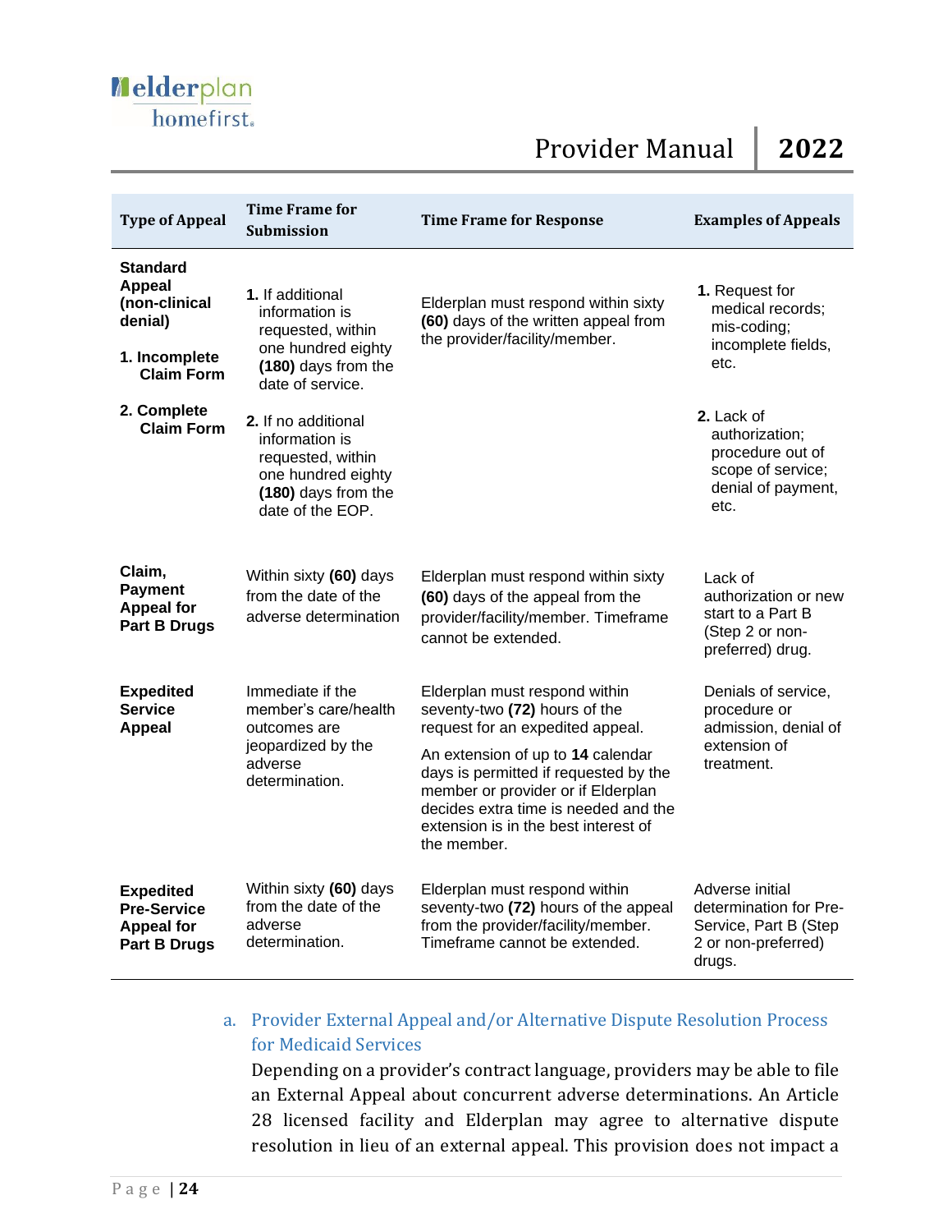| Type of Appeal | Time Frame for Submission | Time Frame for Response | Examples of Appeals |
|---|---|---|---|
| **Standard Appeal (non-clinical denial)**<br><br>**1. Incomplete Claim Form**<br><br>**2. Complete Claim Form** | **1.** If additional information is requested, within one hundred eighty **(180)** days from the date of service.<br><br>**2.** If no additional information is requested, within one hundred eighty **(180)** days from the date of the EOP. | Elderplan must respond within sixty **(60)** days of the written appeal from the provider/facility/member. | **1.** Request for medical records; mis-coding; incomplete fields, etc.<br><br>**2.** Lack of authorization; procedure out of scope of service; denial of payment, etc. |
| **Claim, Payment Appeal for Part B Drugs** | Within sixty **(60)** days from the date of the adverse determination | Elderplan must respond within sixty **(60)** days of the appeal from the provider/facility/member. Timeframe cannot be extended. | Lack of authorization or new start to a Part B (Step 2 or non-preferred) drug. |
| **Expedited Service Appeal** | Immediate if the member's care/health outcomes are jeopardized by the adverse determination. | Elderplan must respond within seventy-two **(72)** hours of the request for an expedited appeal.<br><br>An extension of up to **14** calendar days is permitted if requested by the member or provider or if Elderplan decides extra time is needed and the extension is in the best interest of the member. | Denials of service, procedure or admission, denial of extension of treatment. |
| **Expedited Pre-Service Appeal for Part B Drugs** | Within sixty **(60)** days from the date of the adverse determination. | Elderplan must respond within seventy-two **(72)** hours of the appeal from the provider/facility/member. Timeframe cannot be extended. | Adverse initial determination for Pre-Service, Part B (Step 2 or non-preferred) drugs. |

a. Provider External Appeal and/or Alternative Dispute Resolution Process for Medicaid Services

Depending on a provider's contract language, providers may be able to file an External Appeal about concurrent adverse determinations. An Article 28 licensed facility and Elderplan may agree to alternative dispute resolution in lieu of an external appeal. This provision does not impact a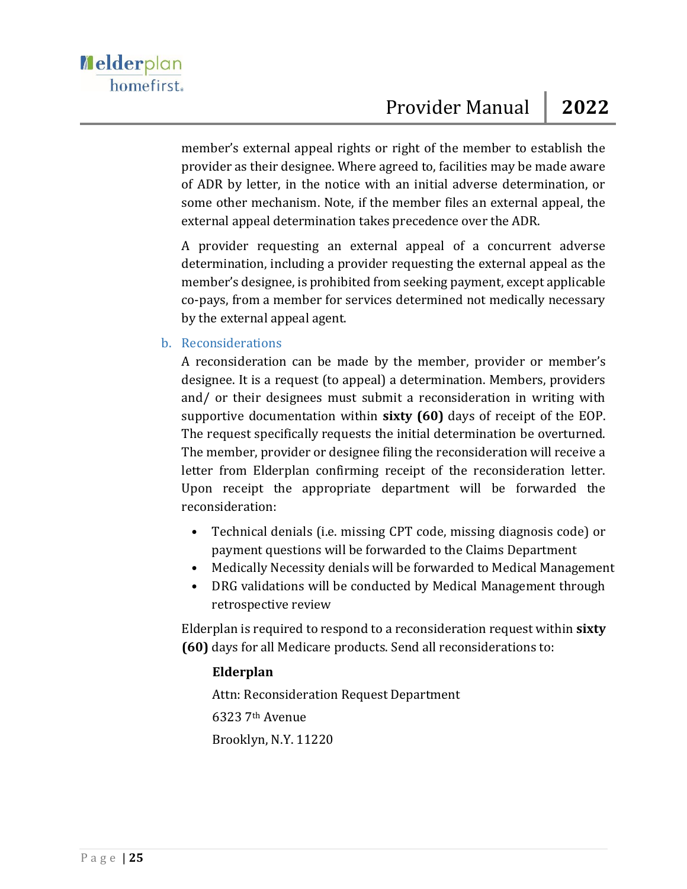member's external appeal rights or right of the member to establish the provider as their designee. Where agreed to, facilities may be made aware of ADR by letter, in the notice with an initial adverse determination, or some other mechanism. Note, if the member files an external appeal, the external appeal determination takes precedence over the ADR.

A provider requesting an external appeal of a concurrent adverse determination, including a provider requesting the external appeal as the member's designee, is prohibited from seeking payment, except applicable co-pays, from a member for services determined not medically necessary by the external appeal agent.

### b. Reconsiderations

A reconsideration can be made by the member, provider or member's designee. It is a request (to appeal) a determination. Members, providers and/ or their designees must submit a reconsideration in writing with supportive documentation within **sixty (60)** days of receipt of the EOP. The request specifically requests the initial determination be overturned. The member, provider or designee filing the reconsideration will receive a letter from Elderplan confirming receipt of the reconsideration letter. Upon receipt the appropriate department will be forwarded the reconsideration:

- Technical denials (i.e. missing CPT code, missing diagnosis code) or payment questions will be forwarded to the Claims Department
- Medically Necessity denials will be forwarded to Medical Management
- DRG validations will be conducted by Medical Management through retrospective review

Elderplan is required to respond to a reconsideration request within **sixty (60)** days for all Medicare products. Send all reconsiderations to:

**Elderplan**
Attn: Reconsideration Request Department
6323 7th Avenue
Brooklyn, N.Y. 11220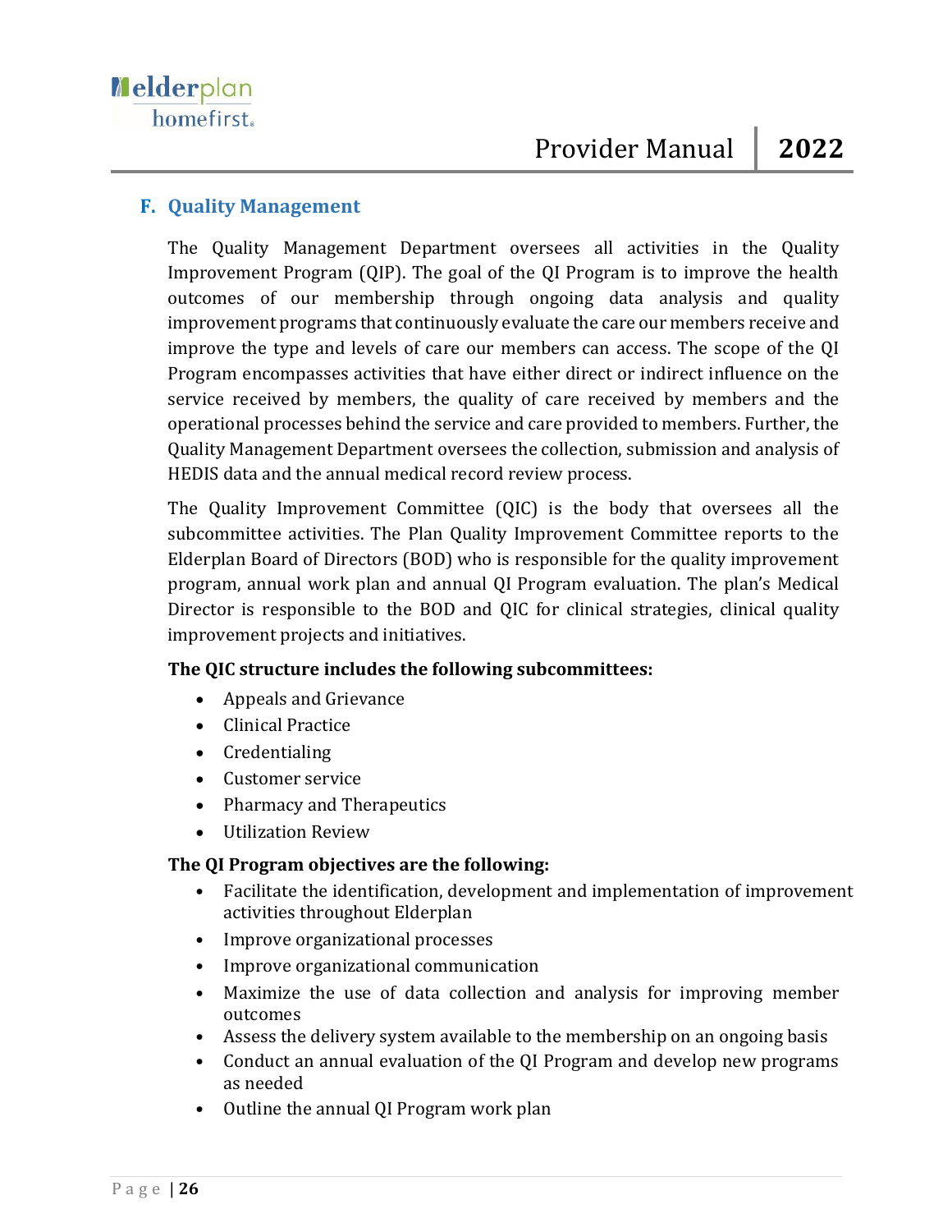## F. Quality Management

The Quality Management Department oversees all activities in the Quality Improvement Program (QIP). The goal of the QI Program is to improve the health outcomes of our membership through ongoing data analysis and quality improvement programs that continuously evaluate the care our members receive and improve the type and levels of care our members can access. The scope of the QI Program encompasses activities that have either direct or indirect influence on the service received by members, the quality of care received by members and the operational processes behind the service and care provided to members. Further, the Quality Management Department oversees the collection, submission and analysis of HEDIS data and the annual medical record review process.

The Quality Improvement Committee (QIC) is the body that oversees all the subcommittee activities. The Plan Quality Improvement Committee reports to the Elderplan Board of Directors (BOD) who is responsible for the quality improvement program, annual work plan and annual QI Program evaluation. The plan's Medical Director is responsible to the BOD and QIC for clinical strategies, clinical quality improvement projects and initiatives.

**The QIC structure includes the following subcommittees:**

- Appeals and Grievance
- Clinical Practice
- Credentialing
- Customer service
- Pharmacy and Therapeutics
- Utilization Review

**The QI Program objectives are the following:**

- Facilitate the identification, development and implementation of improvement activities throughout Elderplan
- Improve organizational processes
- Improve organizational communication
- Maximize the use of data collection and analysis for improving member outcomes
- Assess the delivery system available to the membership on an ongoing basis
- Conduct an annual evaluation of the QI Program and develop new programs as needed
- Outline the annual QI Program work plan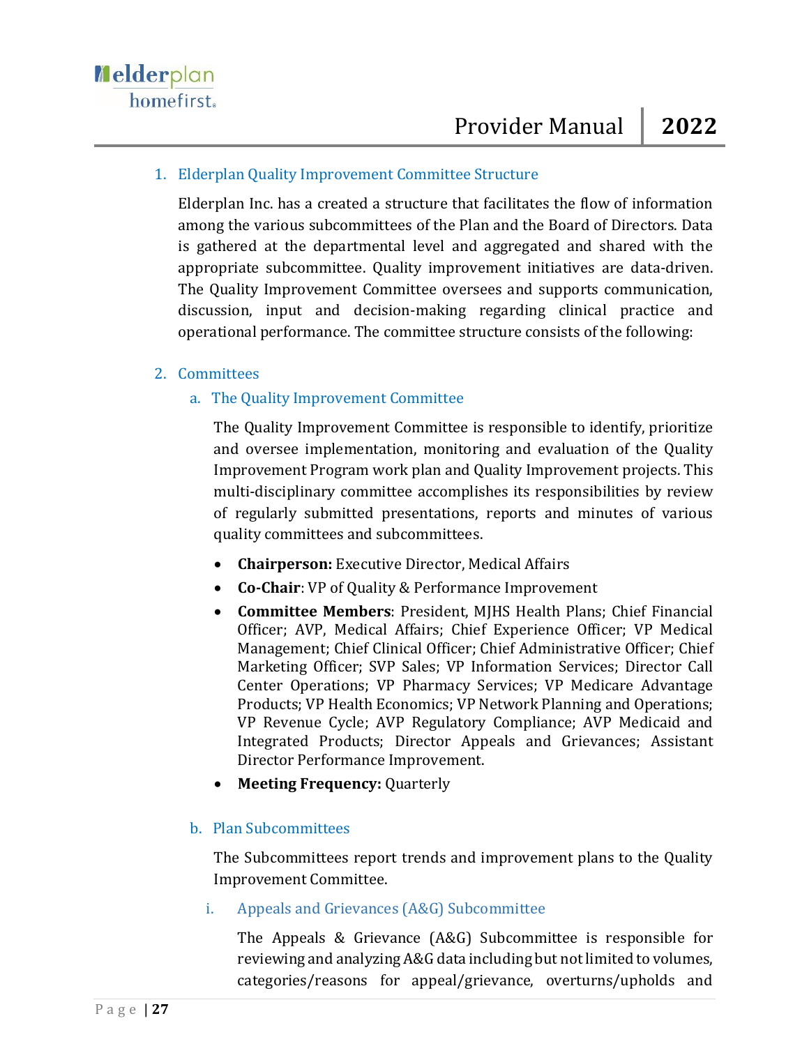1. Elderplan Quality Improvement Committee Structure

   Elderplan Inc. has a created a structure that facilitates the flow of information among the various subcommittees of the Plan and the Board of Directors. Data is gathered at the departmental level and aggregated and shared with the appropriate subcommittee. Quality improvement initiatives are data-driven. The Quality Improvement Committee oversees and supports communication, discussion, input and decision-making regarding clinical practice and operational performance. The committee structure consists of the following:

2. Committees

   a. The Quality Improvement Committee

      The Quality Improvement Committee is responsible to identify, prioritize and oversee implementation, monitoring and evaluation of the Quality Improvement Program work plan and Quality Improvement projects. This multi-disciplinary committee accomplishes its responsibilities by review of regularly submitted presentations, reports and minutes of various quality committees and subcommittees.

      - **Chairperson:** Executive Director, Medical Affairs
      - **Co-Chair**: VP of Quality & Performance Improvement
      - **Committee Members**: President, MJHS Health Plans; Chief Financial Officer; AVP, Medical Affairs; Chief Experience Officer; VP Medical Management; Chief Clinical Officer; Chief Administrative Officer; Chief Marketing Officer; SVP Sales; VP Information Services; Director Call Center Operations; VP Pharmacy Services; VP Medicare Advantage Products; VP Health Economics; VP Network Planning and Operations; VP Revenue Cycle; AVP Regulatory Compliance; AVP Medicaid and Integrated Products; Director Appeals and Grievances; Assistant Director Performance Improvement.
      - **Meeting Frequency:** Quarterly

   b. Plan Subcommittees

      The Subcommittees report trends and improvement plans to the Quality Improvement Committee.

      i. Appeals and Grievances (A&G) Subcommittee

         The Appeals & Grievance (A&G) Subcommittee is responsible for reviewing and analyzing A&G data including but not limited to volumes, categories/reasons for appeal/grievance, overturns/upholds and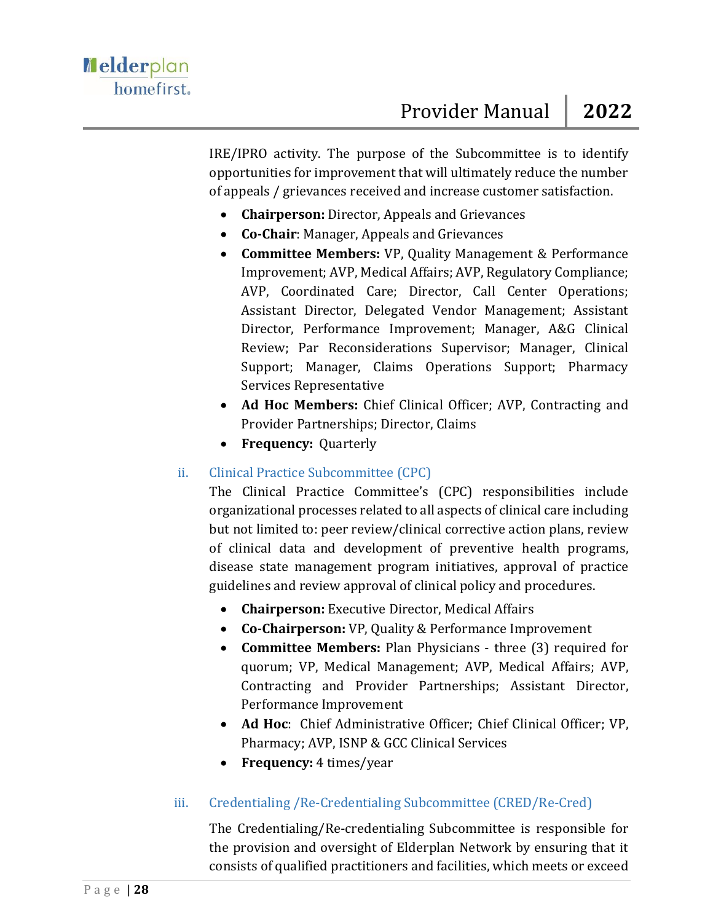IRE/IPRO activity. The purpose of the Subcommittee is to identify opportunities for improvement that will ultimately reduce the number of appeals / grievances received and increase customer satisfaction.

- **Chairperson:** Director, Appeals and Grievances
- **Co-Chair**: Manager, Appeals and Grievances
- **Committee Members:** VP, Quality Management & Performance Improvement; AVP, Medical Affairs; AVP, Regulatory Compliance; AVP, Coordinated Care; Director, Call Center Operations; Assistant Director, Delegated Vendor Management; Assistant Director, Performance Improvement; Manager, A&G Clinical Review; Par Reconsiderations Supervisor; Manager, Clinical Support; Manager, Claims Operations Support; Pharmacy Services Representative
- **Ad Hoc Members:** Chief Clinical Officer; AVP, Contracting and Provider Partnerships; Director, Claims
- **Frequency:** Quarterly

ii. Clinical Practice Subcommittee (CPC)

The Clinical Practice Committee's (CPC) responsibilities include organizational processes related to all aspects of clinical care including but not limited to: peer review/clinical corrective action plans, review of clinical data and development of preventive health programs, disease state management program initiatives, approval of practice guidelines and review approval of clinical policy and procedures.

- **Chairperson:** Executive Director, Medical Affairs
- **Co-Chairperson:** VP, Quality & Performance Improvement
- **Committee Members:** Plan Physicians - three (3) required for quorum; VP, Medical Management; AVP, Medical Affairs; AVP, Contracting and Provider Partnerships; Assistant Director, Performance Improvement
- **Ad Hoc**: Chief Administrative Officer; Chief Clinical Officer; VP, Pharmacy; AVP, ISNP & GCC Clinical Services
- **Frequency:** 4 times/year

iii. Credentialing /Re-Credentialing Subcommittee (CRED/Re-Cred)

The Credentialing/Re-credentialing Subcommittee is responsible for the provision and oversight of Elderplan Network by ensuring that it consists of qualified practitioners and facilities, which meets or exceed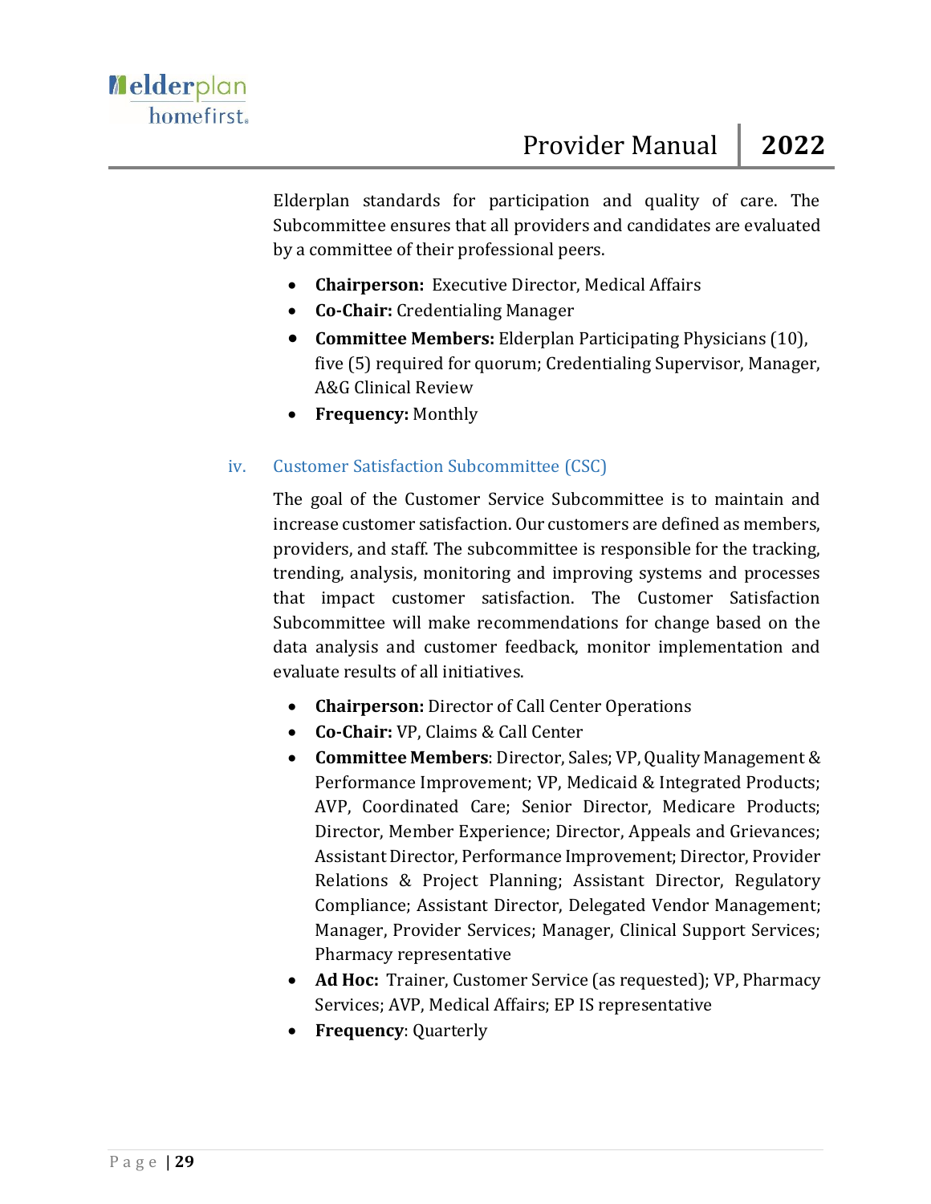Elderplan standards for participation and quality of care. The Subcommittee ensures that all providers and candidates are evaluated by a committee of their professional peers.

- **Chairperson:** Executive Director, Medical Affairs
- **Co-Chair:** Credentialing Manager
- **Committee Members:** Elderplan Participating Physicians (10), five (5) required for quorum; Credentialing Supervisor, Manager, A&G Clinical Review
- **Frequency:** Monthly

### iv. Customer Satisfaction Subcommittee (CSC)

The goal of the Customer Service Subcommittee is to maintain and increase customer satisfaction. Our customers are defined as members, providers, and staff. The subcommittee is responsible for the tracking, trending, analysis, monitoring and improving systems and processes that impact customer satisfaction. The Customer Satisfaction Subcommittee will make recommendations for change based on the data analysis and customer feedback, monitor implementation and evaluate results of all initiatives.

- **Chairperson:** Director of Call Center Operations
- **Co-Chair:** VP, Claims & Call Center
- **Committee Members**: Director, Sales; VP, Quality Management & Performance Improvement; VP, Medicaid & Integrated Products; AVP, Coordinated Care; Senior Director, Medicare Products; Director, Member Experience; Director, Appeals and Grievances; Assistant Director, Performance Improvement; Director, Provider Relations & Project Planning; Assistant Director, Regulatory Compliance; Assistant Director, Delegated Vendor Management; Manager, Provider Services; Manager, Clinical Support Services; Pharmacy representative
- **Ad Hoc:** Trainer, Customer Service (as requested); VP, Pharmacy Services; AVP, Medical Affairs; EP IS representative
- **Frequency**: Quarterly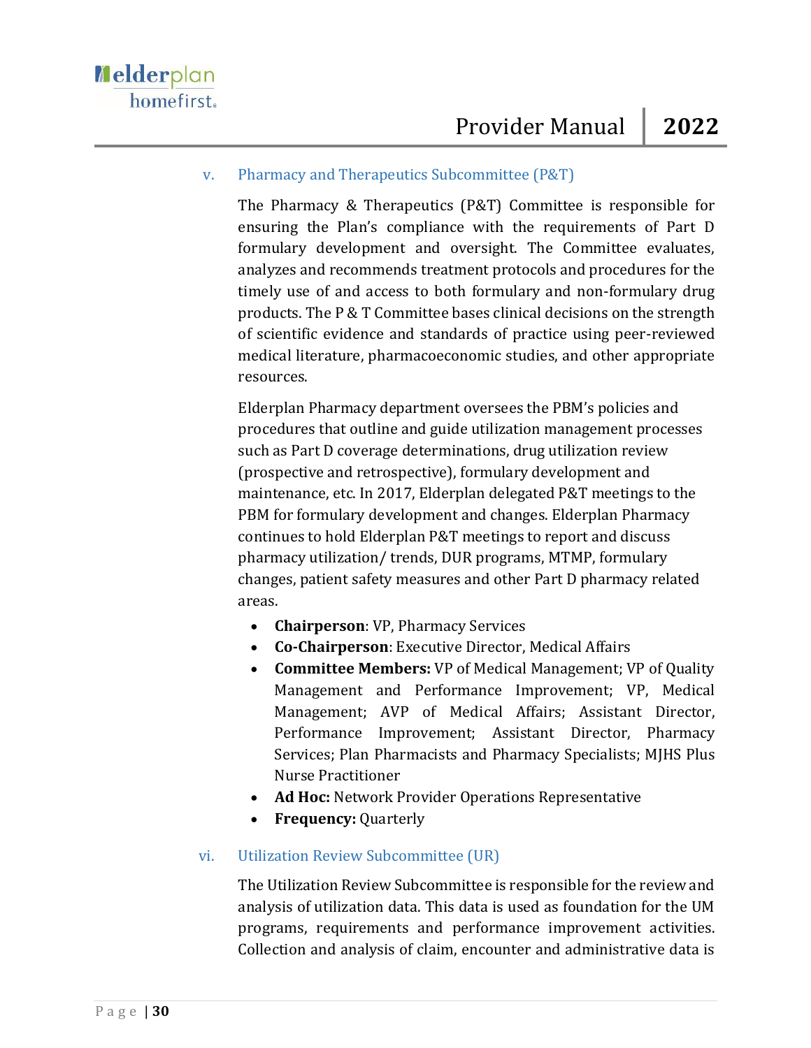### v. Pharmacy and Therapeutics Subcommittee (P&T)

The Pharmacy & Therapeutics (P&T) Committee is responsible for ensuring the Plan's compliance with the requirements of Part D formulary development and oversight. The Committee evaluates, analyzes and recommends treatment protocols and procedures for the timely use of and access to both formulary and non-formulary drug products. The P & T Committee bases clinical decisions on the strength of scientific evidence and standards of practice using peer-reviewed medical literature, pharmacoeconomic studies, and other appropriate resources.

Elderplan Pharmacy department oversees the PBM's policies and procedures that outline and guide utilization management processes such as Part D coverage determinations, drug utilization review (prospective and retrospective), formulary development and maintenance, etc. In 2017, Elderplan delegated P&T meetings to the PBM for formulary development and changes. Elderplan Pharmacy continues to hold Elderplan P&T meetings to report and discuss pharmacy utilization/ trends, DUR programs, MTMP, formulary changes, patient safety measures and other Part D pharmacy related areas.

- **Chairperson**: VP, Pharmacy Services
- **Co-Chairperson**: Executive Director, Medical Affairs
- **Committee Members:** VP of Medical Management; VP of Quality Management and Performance Improvement; VP, Medical Management; AVP of Medical Affairs; Assistant Director, Performance Improvement; Assistant Director, Pharmacy Services; Plan Pharmacists and Pharmacy Specialists; MJHS Plus Nurse Practitioner
- **Ad Hoc:** Network Provider Operations Representative
- **Frequency:** Quarterly

### vi. Utilization Review Subcommittee (UR)

The Utilization Review Subcommittee is responsible for the review and analysis of utilization data. This data is used as foundation for the UM programs, requirements and performance improvement activities. Collection and analysis of claim, encounter and administrative data is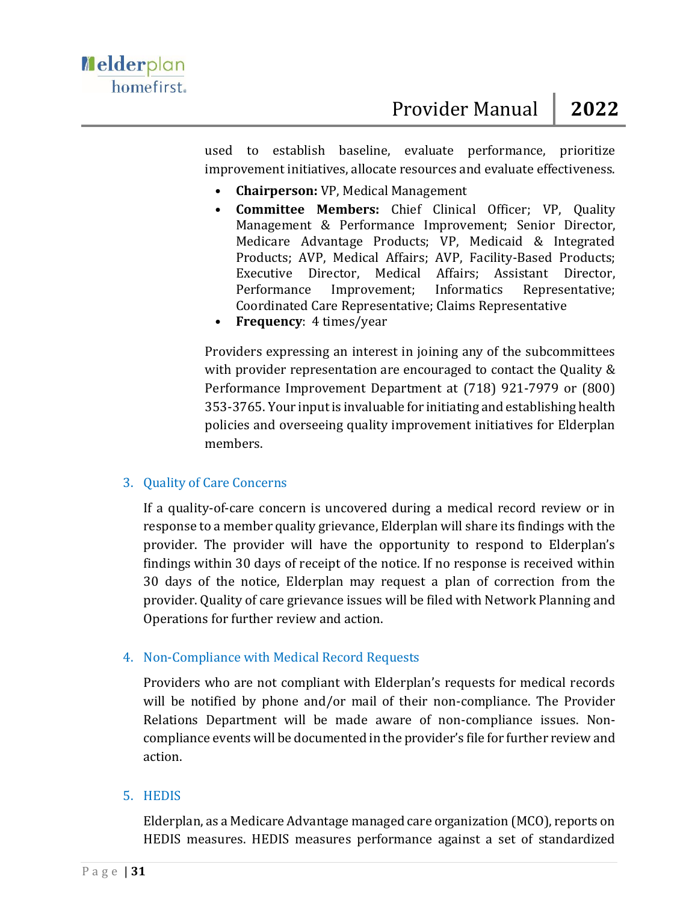used to establish baseline, evaluate performance, prioritize improvement initiatives, allocate resources and evaluate effectiveness.

- **Chairperson:** VP, Medical Management
- **Committee Members:** Chief Clinical Officer; VP, Quality Management & Performance Improvement; Senior Director, Medicare Advantage Products; VP, Medicaid & Integrated Products; AVP, Medical Affairs; AVP, Facility-Based Products; Executive Director, Medical Affairs; Assistant Director, Performance Improvement; Informatics Representative; Coordinated Care Representative; Claims Representative
- **Frequency**: 4 times/year

Providers expressing an interest in joining any of the subcommittees with provider representation are encouraged to contact the Quality & Performance Improvement Department at (718) 921-7979 or (800) 353-3765. Your input is invaluable for initiating and establishing health policies and overseeing quality improvement initiatives for Elderplan members.

### 3. Quality of Care Concerns

If a quality-of-care concern is uncovered during a medical record review or in response to a member quality grievance, Elderplan will share its findings with the provider. The provider will have the opportunity to respond to Elderplan's findings within 30 days of receipt of the notice. If no response is received within 30 days of the notice, Elderplan may request a plan of correction from the provider. Quality of care grievance issues will be filed with Network Planning and Operations for further review and action.

### 4. Non-Compliance with Medical Record Requests

Providers who are not compliant with Elderplan's requests for medical records will be notified by phone and/or mail of their non-compliance. The Provider Relations Department will be made aware of non-compliance issues. Non-compliance events will be documented in the provider's file for further review and action.

### 5. HEDIS

Elderplan, as a Medicare Advantage managed care organization (MCO), reports on HEDIS measures. HEDIS measures performance against a set of standardized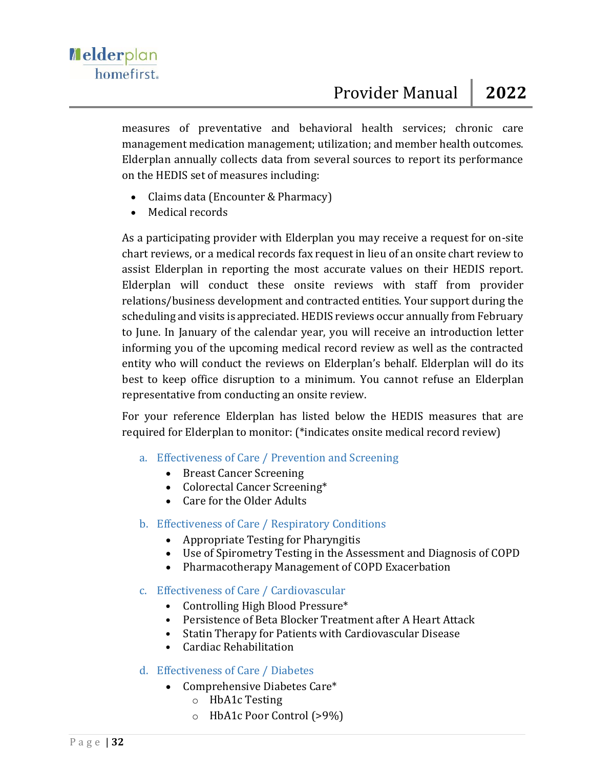measures of preventative and behavioral health services; chronic care management medication management; utilization; and member health outcomes. Elderplan annually collects data from several sources to report its performance on the HEDIS set of measures including:

- Claims data (Encounter & Pharmacy)
- Medical records

As a participating provider with Elderplan you may receive a request for on-site chart reviews, or a medical records fax request in lieu of an onsite chart review to assist Elderplan in reporting the most accurate values on their HEDIS report. Elderplan will conduct these onsite reviews with staff from provider relations/business development and contracted entities. Your support during the scheduling and visits is appreciated. HEDIS reviews occur annually from February to June. In January of the calendar year, you will receive an introduction letter informing you of the upcoming medical record review as well as the contracted entity who will conduct the reviews on Elderplan's behalf. Elderplan will do its best to keep office disruption to a minimum. You cannot refuse an Elderplan representative from conducting an onsite review.

For your reference Elderplan has listed below the HEDIS measures that are required for Elderplan to monitor: (*indicates onsite medical record review)

a. Effectiveness of Care / Prevention and Screening
    - Breast Cancer Screening
    - Colorectal Cancer Screening*
    - Care for the Older Adults

b. Effectiveness of Care / Respiratory Conditions
    - Appropriate Testing for Pharyngitis
    - Use of Spirometry Testing in the Assessment and Diagnosis of COPD
    - Pharmacotherapy Management of COPD Exacerbation

c. Effectiveness of Care / Cardiovascular
    - Controlling High Blood Pressure*
    - Persistence of Beta Blocker Treatment after A Heart Attack
    - Statin Therapy for Patients with Cardiovascular Disease
    - Cardiac Rehabilitation

d. Effectiveness of Care / Diabetes
    - Comprehensive Diabetes Care*
        - HbA1c Testing
        - HbA1c Poor Control (>9%)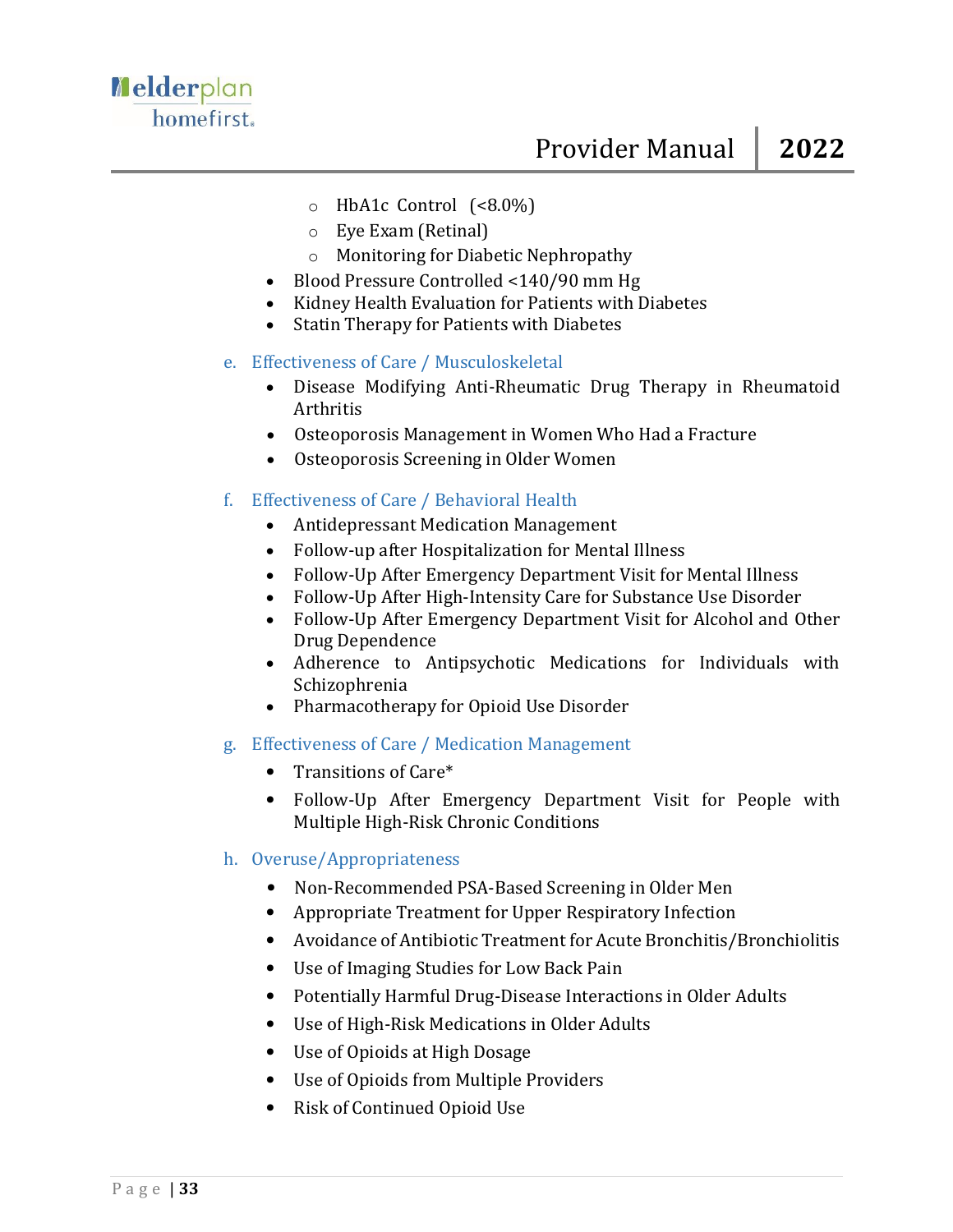- HbA1c Control (<8.0%)
  - Eye Exam (Retinal)
  - Monitoring for Diabetic Nephropathy
- Blood Pressure Controlled <140/90 mm Hg
- Kidney Health Evaluation for Patients with Diabetes
- Statin Therapy for Patients with Diabetes

e. Effectiveness of Care / Musculoskeletal
   - Disease Modifying Anti-Rheumatic Drug Therapy in Rheumatoid Arthritis
   - Osteoporosis Management in Women Who Had a Fracture
   - Osteoporosis Screening in Older Women

f. Effectiveness of Care / Behavioral Health
   - Antidepressant Medication Management
   - Follow-up after Hospitalization for Mental Illness
   - Follow-Up After Emergency Department Visit for Mental Illness
   - Follow-Up After High-Intensity Care for Substance Use Disorder
   - Follow-Up After Emergency Department Visit for Alcohol and Other Drug Dependence
   - Adherence to Antipsychotic Medications for Individuals with Schizophrenia
   - Pharmacotherapy for Opioid Use Disorder

g. Effectiveness of Care / Medication Management
   - Transitions of Care*
   - Follow-Up After Emergency Department Visit for People with Multiple High-Risk Chronic Conditions

h. Overuse/Appropriateness
   - Non-Recommended PSA-Based Screening in Older Men
   - Appropriate Treatment for Upper Respiratory Infection
   - Avoidance of Antibiotic Treatment for Acute Bronchitis/Bronchiolitis
   - Use of Imaging Studies for Low Back Pain
   - Potentially Harmful Drug-Disease Interactions in Older Adults
   - Use of High-Risk Medications in Older Adults
   - Use of Opioids at High Dosage
   - Use of Opioids from Multiple Providers
   - Risk of Continued Opioid Use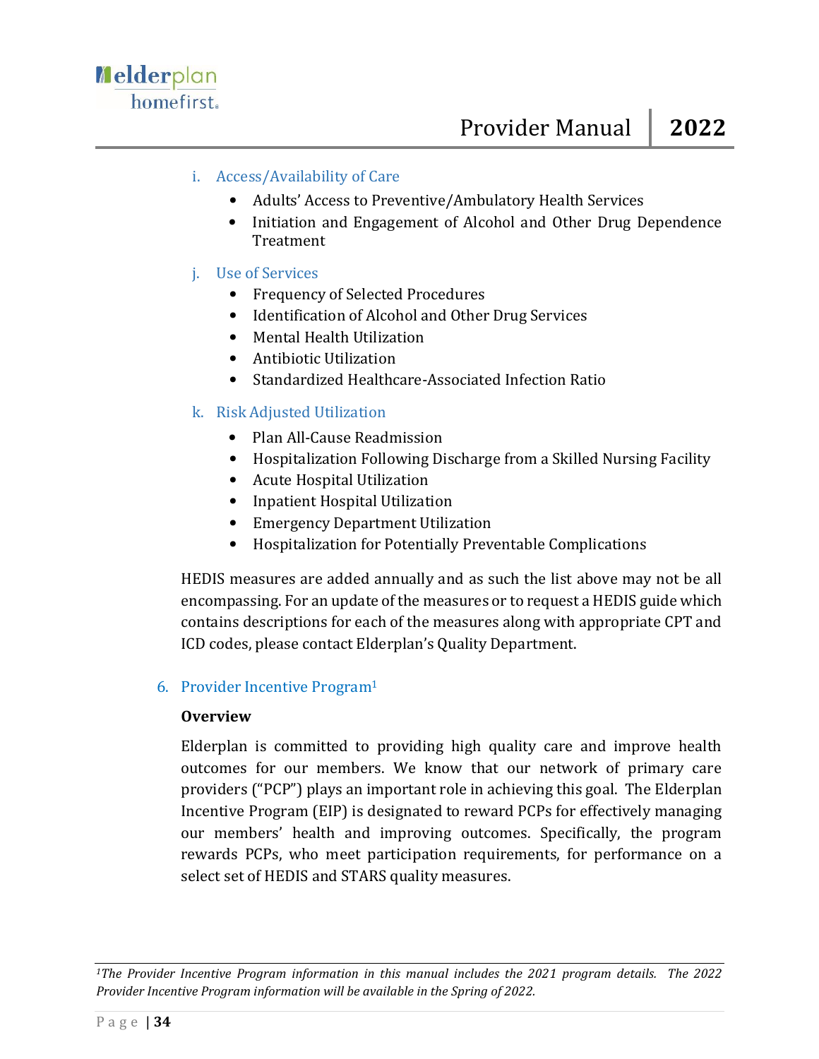i. Access/Availability of Care

- Adults' Access to Preventive/Ambulatory Health Services
- Initiation and Engagement of Alcohol and Other Drug Dependence Treatment

j. Use of Services

- Frequency of Selected Procedures
- Identification of Alcohol and Other Drug Services
- Mental Health Utilization
- Antibiotic Utilization
- Standardized Healthcare-Associated Infection Ratio

k. Risk Adjusted Utilization

- Plan All-Cause Readmission
- Hospitalization Following Discharge from a Skilled Nursing Facility
- Acute Hospital Utilization
- Inpatient Hospital Utilization
- Emergency Department Utilization
- Hospitalization for Potentially Preventable Complications

HEDIS measures are added annually and as such the list above may not be all encompassing. For an update of the measures or to request a HEDIS guide which contains descriptions for each of the measures along with appropriate CPT and ICD codes, please contact Elderplan's Quality Department.

## 6. Provider Incentive Program[1]

**Overview**

Elderplan is committed to providing high quality care and improve health outcomes for our members. We know that our network of primary care providers ("PCP") plays an important role in achieving this goal. The Elderplan Incentive Program (EIP) is designated to reward PCPs for effectively managing our members' health and improving outcomes. Specifically, the program rewards PCPs, who meet participation requirements, for performance on a select set of HEDIS and STARS quality measures.

*[1]The Provider Incentive Program information in this manual includes the 2021 program details. The 2022 Provider Incentive Program information will be available in the Spring of 2022.*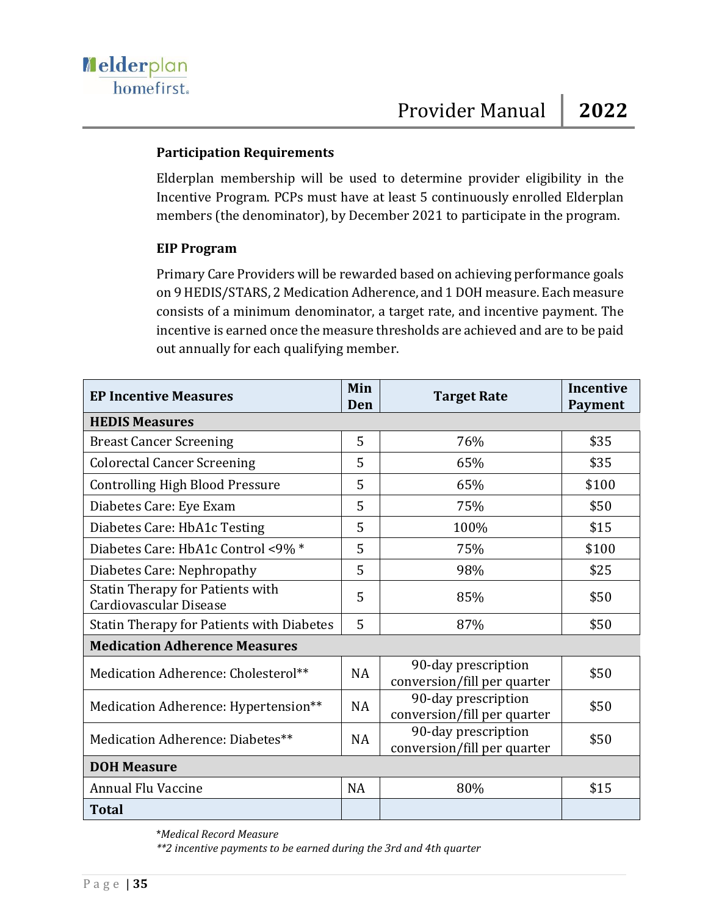### Participation Requirements

Elderplan membership will be used to determine provider eligibility in the Incentive Program. PCPs must have at least 5 continuously enrolled Elderplan members (the denominator), by December 2021 to participate in the program.

### EIP Program

Primary Care Providers will be rewarded based on achieving performance goals on 9 HEDIS/STARS, 2 Medication Adherence, and 1 DOH measure. Each measure consists of a minimum denominator, a target rate, and incentive payment. The incentive is earned once the measure thresholds are achieved and are to be paid out annually for each qualifying member.

| EP Incentive Measures | Min Den | Target Rate | Incentive Payment |
|---|---|---|---|
| **HEDIS Measures** | | | |
| Breast Cancer Screening | 5 | 76% | $35 |
| Colorectal Cancer Screening | 5 | 65% | $35 |
| Controlling High Blood Pressure | 5 | 65% | $100 |
| Diabetes Care: Eye Exam | 5 | 75% | $50 |
| Diabetes Care: HbA1c Testing | 5 | 100% | $15 |
| Diabetes Care: HbA1c Control <9% * | 5 | 75% | $100 |
| Diabetes Care: Nephropathy | 5 | 98% | $25 |
| Statin Therapy for Patients with Cardiovascular Disease | 5 | 85% | $50 |
| Statin Therapy for Patients with Diabetes | 5 | 87% | $50 |
| **Medication Adherence Measures** | | | |
| Medication Adherence: Cholesterol** | NA | 90-day prescription conversion/fill per quarter | $50 |
| Medication Adherence: Hypertension** | NA | 90-day prescription conversion/fill per quarter | $50 |
| Medication Adherence: Diabetes** | NA | 90-day prescription conversion/fill per quarter | $50 |
| **DOH Measure** | | | |
| Annual Flu Vaccine | NA | 80% | $15 |
| **Total** | | | |

*\*Medical Record Measure*
*\*\*2 incentive payments to be earned during the 3rd and 4th quarter*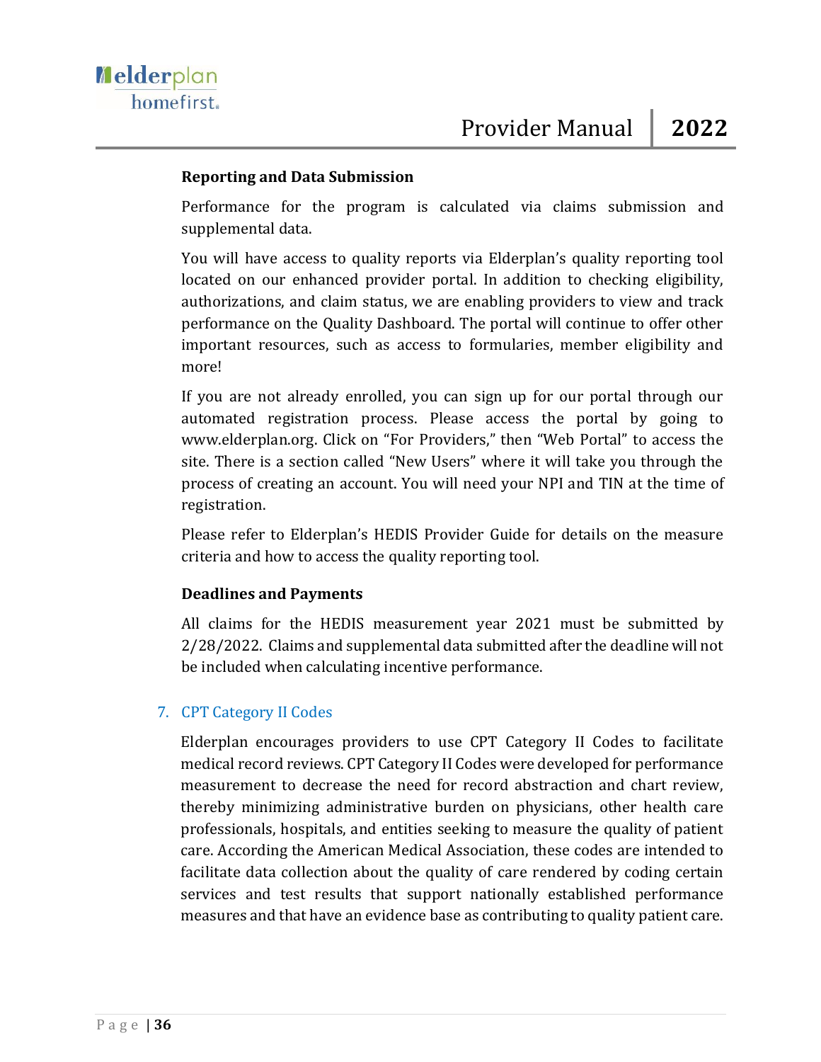**Reporting and Data Submission**

Performance for the program is calculated via claims submission and supplemental data.

You will have access to quality reports via Elderplan's quality reporting tool located on our enhanced provider portal. In addition to checking eligibility, authorizations, and claim status, we are enabling providers to view and track performance on the Quality Dashboard. The portal will continue to offer other important resources, such as access to formularies, member eligibility and more!

If you are not already enrolled, you can sign up for our portal through our automated registration process. Please access the portal by going to www.elderplan.org. Click on "For Providers," then "Web Portal" to access the site. There is a section called "New Users" where it will take you through the process of creating an account. You will need your NPI and TIN at the time of registration.

Please refer to Elderplan's HEDIS Provider Guide for details on the measure criteria and how to access the quality reporting tool.

**Deadlines and Payments**

All claims for the HEDIS measurement year 2021 must be submitted by 2/28/2022. Claims and supplemental data submitted after the deadline will not be included when calculating incentive performance.

## 7. CPT Category II Codes

Elderplan encourages providers to use CPT Category II Codes to facilitate medical record reviews. CPT Category II Codes were developed for performance measurement to decrease the need for record abstraction and chart review, thereby minimizing administrative burden on physicians, other health care professionals, hospitals, and entities seeking to measure the quality of patient care. According the American Medical Association, these codes are intended to facilitate data collection about the quality of care rendered by coding certain services and test results that support nationally established performance measures and that have an evidence base as contributing to quality patient care.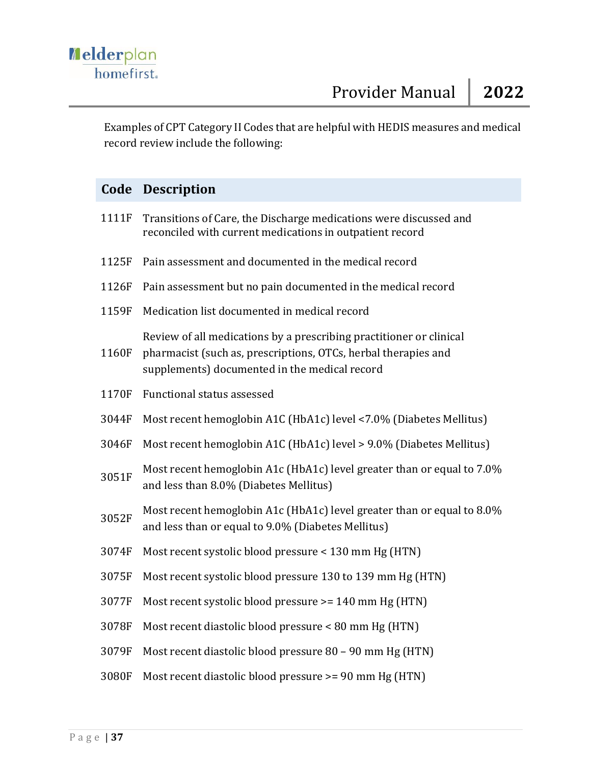Examples of CPT Category II Codes that are helpful with HEDIS measures and medical record review include the following:

| Code | Description |
|---|---|
| 1111F | Transitions of Care, the Discharge medications were discussed and reconciled with current medications in outpatient record |
| 1125F | Pain assessment and documented in the medical record |
| 1126F | Pain assessment but no pain documented in the medical record |
| 1159F | Medication list documented in medical record |
| 1160F | Review of all medications by a prescribing practitioner or clinical pharmacist (such as, prescriptions, OTCs, herbal therapies and supplements) documented in the medical record |
| 1170F | Functional status assessed |
| 3044F | Most recent hemoglobin A1C (HbA1c) level <7.0% (Diabetes Mellitus) |
| 3046F | Most recent hemoglobin A1C (HbA1c) level > 9.0% (Diabetes Mellitus) |
| 3051F | Most recent hemoglobin A1c (HbA1c) level greater than or equal to 7.0% and less than 8.0% (Diabetes Mellitus) |
| 3052F | Most recent hemoglobin A1c (HbA1c) level greater than or equal to 8.0% and less than or equal to 9.0% (Diabetes Mellitus) |
| 3074F | Most recent systolic blood pressure < 130 mm Hg (HTN) |
| 3075F | Most recent systolic blood pressure 130 to 139 mm Hg (HTN) |
| 3077F | Most recent systolic blood pressure >= 140 mm Hg (HTN) |
| 3078F | Most recent diastolic blood pressure < 80 mm Hg (HTN) |
| 3079F | Most recent diastolic blood pressure 80 – 90 mm Hg (HTN) |
| 3080F | Most recent diastolic blood pressure >= 90 mm Hg (HTN) |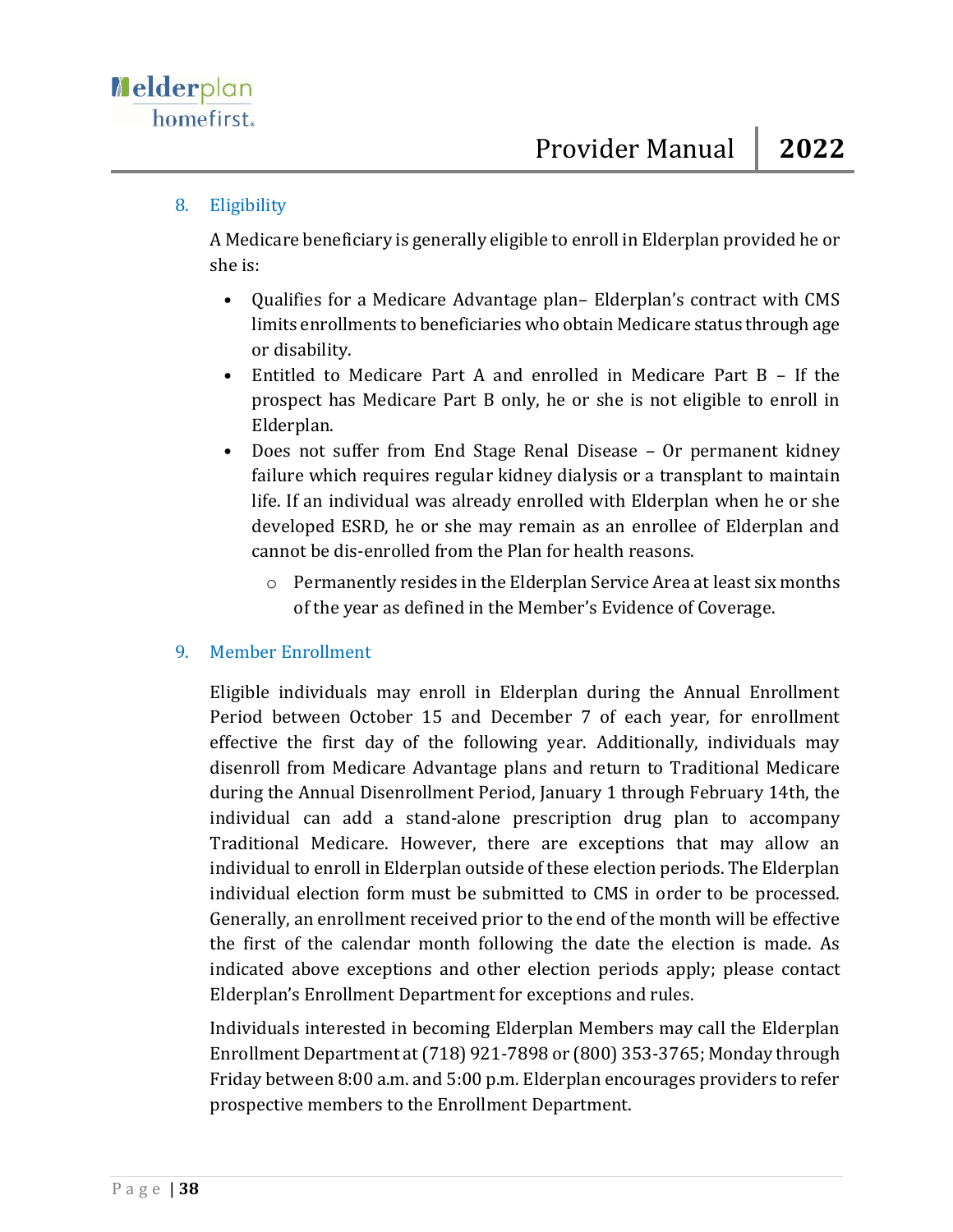## 8. Eligibility

A Medicare beneficiary is generally eligible to enroll in Elderplan provided he or she is:

- Qualifies for a Medicare Advantage plan– Elderplan's contract with CMS limits enrollments to beneficiaries who obtain Medicare status through age or disability.
- Entitled to Medicare Part A and enrolled in Medicare Part B – If the prospect has Medicare Part B only, he or she is not eligible to enroll in Elderplan.
- Does not suffer from End Stage Renal Disease – Or permanent kidney failure which requires regular kidney dialysis or a transplant to maintain life. If an individual was already enrolled with Elderplan when he or she developed ESRD, he or she may remain as an enrollee of Elderplan and cannot be dis-enrolled from the Plan for health reasons.
    - Permanently resides in the Elderplan Service Area at least six months of the year as defined in the Member's Evidence of Coverage.

## 9. Member Enrollment

Eligible individuals may enroll in Elderplan during the Annual Enrollment Period between October 15 and December 7 of each year, for enrollment effective the first day of the following year. Additionally, individuals may disenroll from Medicare Advantage plans and return to Traditional Medicare during the Annual Disenrollment Period, January 1 through February 14th, the individual can add a stand-alone prescription drug plan to accompany Traditional Medicare. However, there are exceptions that may allow an individual to enroll in Elderplan outside of these election periods. The Elderplan individual election form must be submitted to CMS in order to be processed. Generally, an enrollment received prior to the end of the month will be effective the first of the calendar month following the date the election is made. As indicated above exceptions and other election periods apply; please contact Elderplan's Enrollment Department for exceptions and rules.

Individuals interested in becoming Elderplan Members may call the Elderplan Enrollment Department at (718) 921-7898 or (800) 353-3765; Monday through Friday between 8:00 a.m. and 5:00 p.m. Elderplan encourages providers to refer prospective members to the Enrollment Department.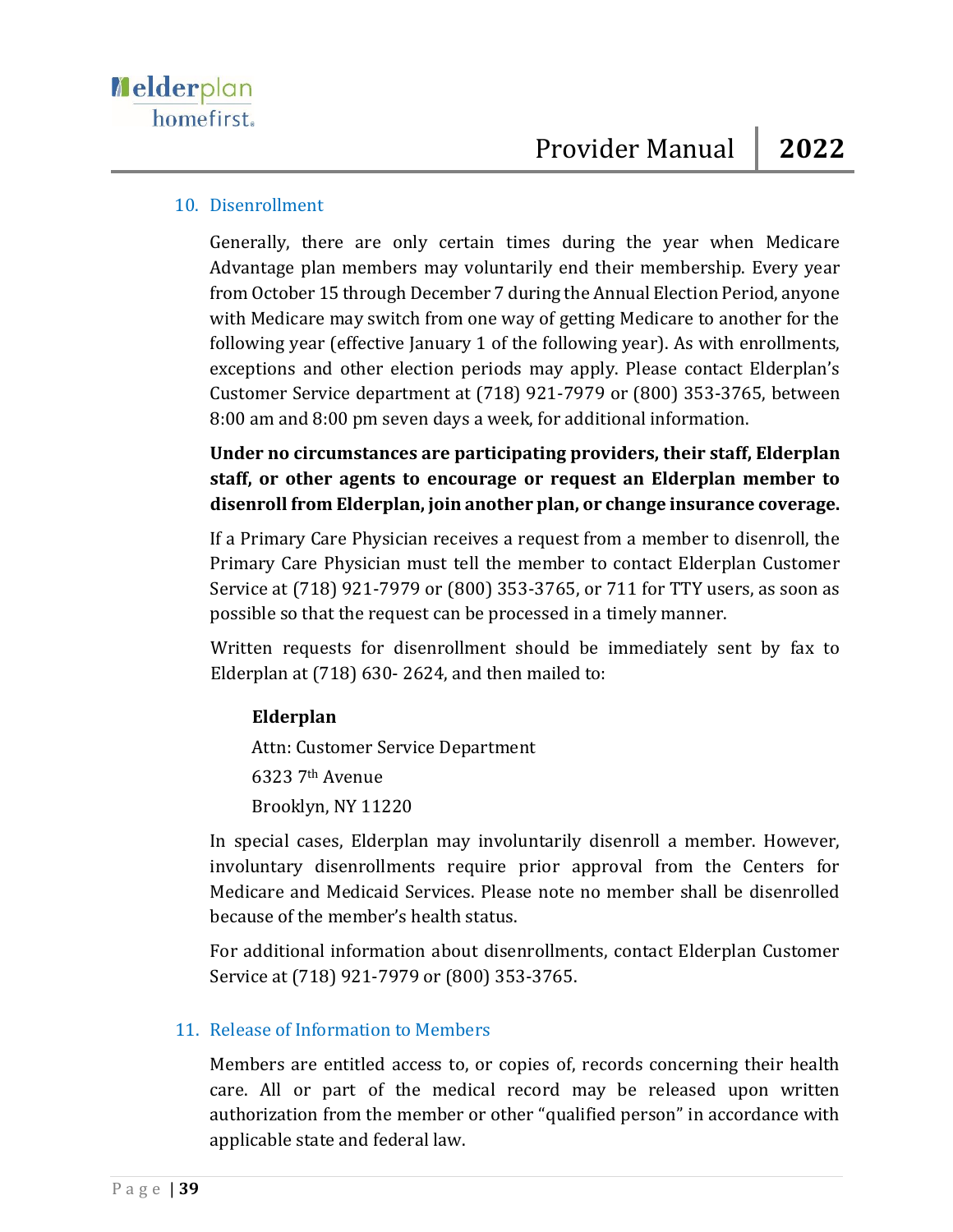## 10. Disenrollment

Generally, there are only certain times during the year when Medicare Advantage plan members may voluntarily end their membership. Every year from October 15 through December 7 during the Annual Election Period, anyone with Medicare may switch from one way of getting Medicare to another for the following year (effective January 1 of the following year). As with enrollments, exceptions and other election periods may apply. Please contact Elderplan's Customer Service department at (718) 921-7979 or (800) 353-3765, between 8:00 am and 8:00 pm seven days a week, for additional information.

**Under no circumstances are participating providers, their staff, Elderplan staff, or other agents to encourage or request an Elderplan member to disenroll from Elderplan, join another plan, or change insurance coverage.**

If a Primary Care Physician receives a request from a member to disenroll, the Primary Care Physician must tell the member to contact Elderplan Customer Service at (718) 921-7979 or (800) 353-3765, or 711 for TTY users, as soon as possible so that the request can be processed in a timely manner.

Written requests for disenrollment should be immediately sent by fax to Elderplan at (718) 630- 2624, and then mailed to:

**Elderplan**
Attn: Customer Service Department
6323 7th Avenue
Brooklyn, NY 11220

In special cases, Elderplan may involuntarily disenroll a member. However, involuntary disenrollments require prior approval from the Centers for Medicare and Medicaid Services. Please note no member shall be disenrolled because of the member's health status.

For additional information about disenrollments, contact Elderplan Customer Service at (718) 921-7979 or (800) 353-3765.

## 11. Release of Information to Members

Members are entitled access to, or copies of, records concerning their health care. All or part of the medical record may be released upon written authorization from the member or other "qualified person" in accordance with applicable state and federal law.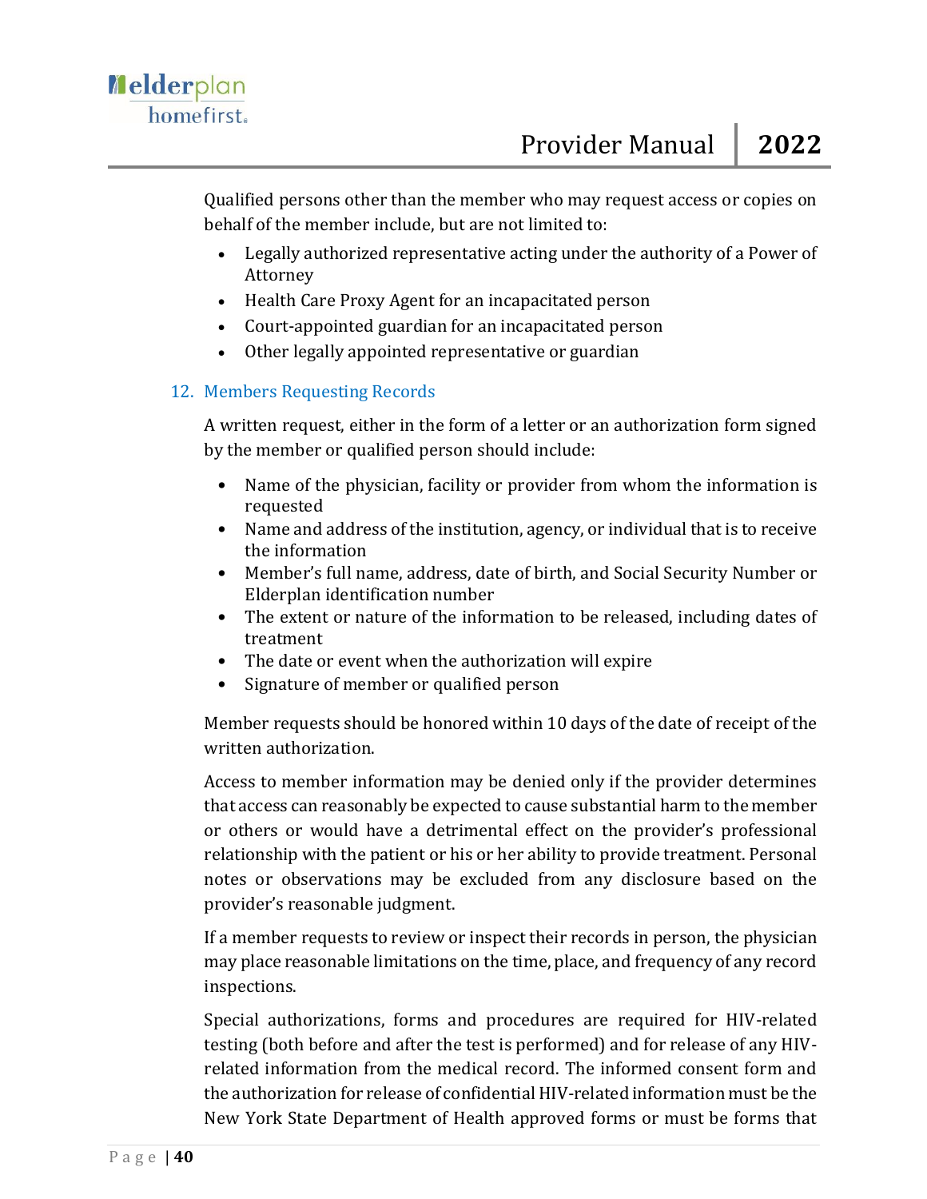Qualified persons other than the member who may request access or copies on behalf of the member include, but are not limited to:

- Legally authorized representative acting under the authority of a Power of Attorney
- Health Care Proxy Agent for an incapacitated person
- Court-appointed guardian for an incapacitated person
- Other legally appointed representative or guardian

## 12. Members Requesting Records

A written request, either in the form of a letter or an authorization form signed by the member or qualified person should include:

- Name of the physician, facility or provider from whom the information is requested
- Name and address of the institution, agency, or individual that is to receive the information
- Member's full name, address, date of birth, and Social Security Number or Elderplan identification number
- The extent or nature of the information to be released, including dates of treatment
- The date or event when the authorization will expire
- Signature of member or qualified person

Member requests should be honored within 10 days of the date of receipt of the written authorization.

Access to member information may be denied only if the provider determines that access can reasonably be expected to cause substantial harm to the member or others or would have a detrimental effect on the provider's professional relationship with the patient or his or her ability to provide treatment. Personal notes or observations may be excluded from any disclosure based on the provider's reasonable judgment.

If a member requests to review or inspect their records in person, the physician may place reasonable limitations on the time, place, and frequency of any record inspections.

Special authorizations, forms and procedures are required for HIV-related testing (both before and after the test is performed) and for release of any HIV-related information from the medical record. The informed consent form and the authorization for release of confidential HIV-related information must be the New York State Department of Health approved forms or must be forms that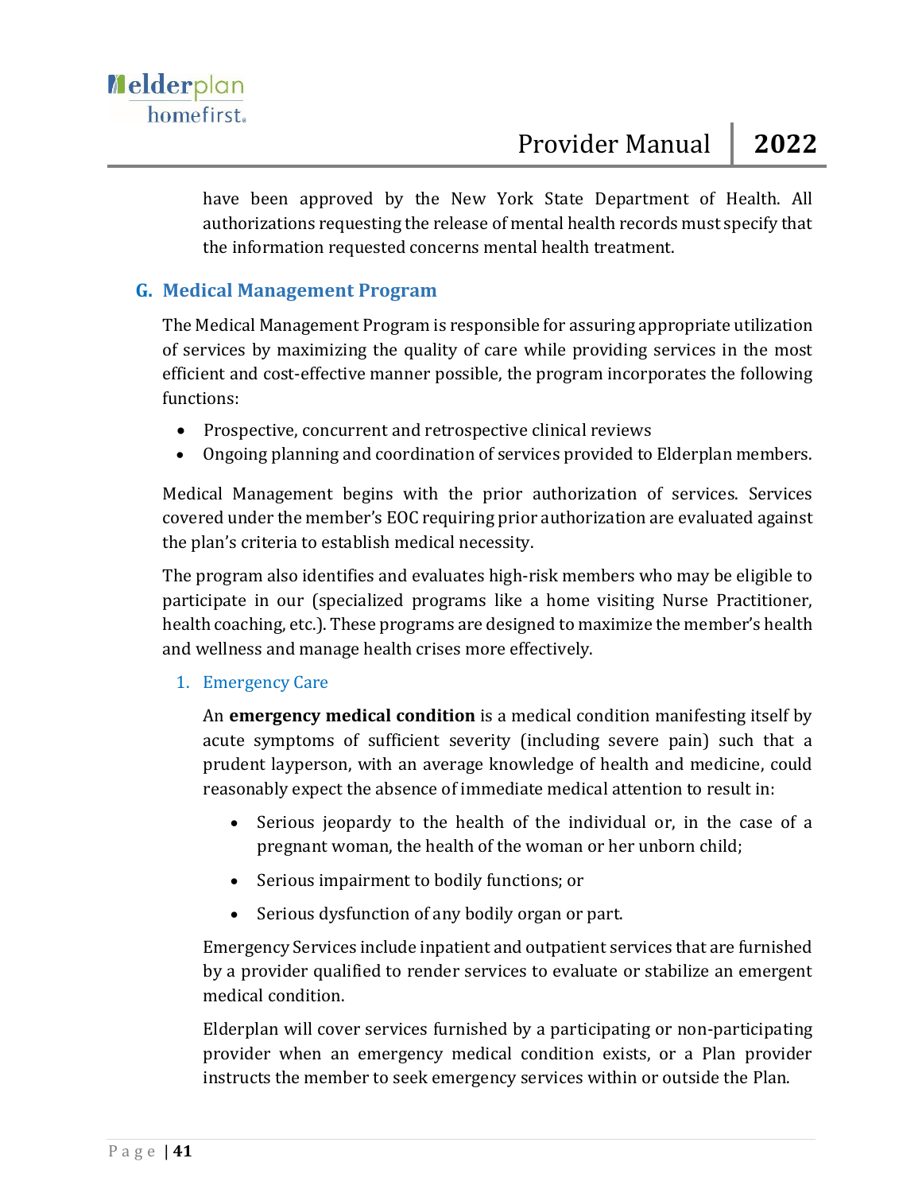have been approved by the New York State Department of Health. All authorizations requesting the release of mental health records must specify that the information requested concerns mental health treatment.

## G. Medical Management Program

The Medical Management Program is responsible for assuring appropriate utilization of services by maximizing the quality of care while providing services in the most efficient and cost-effective manner possible, the program incorporates the following functions:

- Prospective, concurrent and retrospective clinical reviews
- Ongoing planning and coordination of services provided to Elderplan members.

Medical Management begins with the prior authorization of services. Services covered under the member's EOC requiring prior authorization are evaluated against the plan's criteria to establish medical necessity.

The program also identifies and evaluates high-risk members who may be eligible to participate in our (specialized programs like a home visiting Nurse Practitioner, health coaching, etc.). These programs are designed to maximize the member's health and wellness and manage health crises more effectively.

### 1. Emergency Care

An **emergency medical condition** is a medical condition manifesting itself by acute symptoms of sufficient severity (including severe pain) such that a prudent layperson, with an average knowledge of health and medicine, could reasonably expect the absence of immediate medical attention to result in:

- Serious jeopardy to the health of the individual or, in the case of a pregnant woman, the health of the woman or her unborn child;
- Serious impairment to bodily functions; or
- Serious dysfunction of any bodily organ or part.

Emergency Services include inpatient and outpatient services that are furnished by a provider qualified to render services to evaluate or stabilize an emergent medical condition.

Elderplan will cover services furnished by a participating or non-participating provider when an emergency medical condition exists, or a Plan provider instructs the member to seek emergency services within or outside the Plan.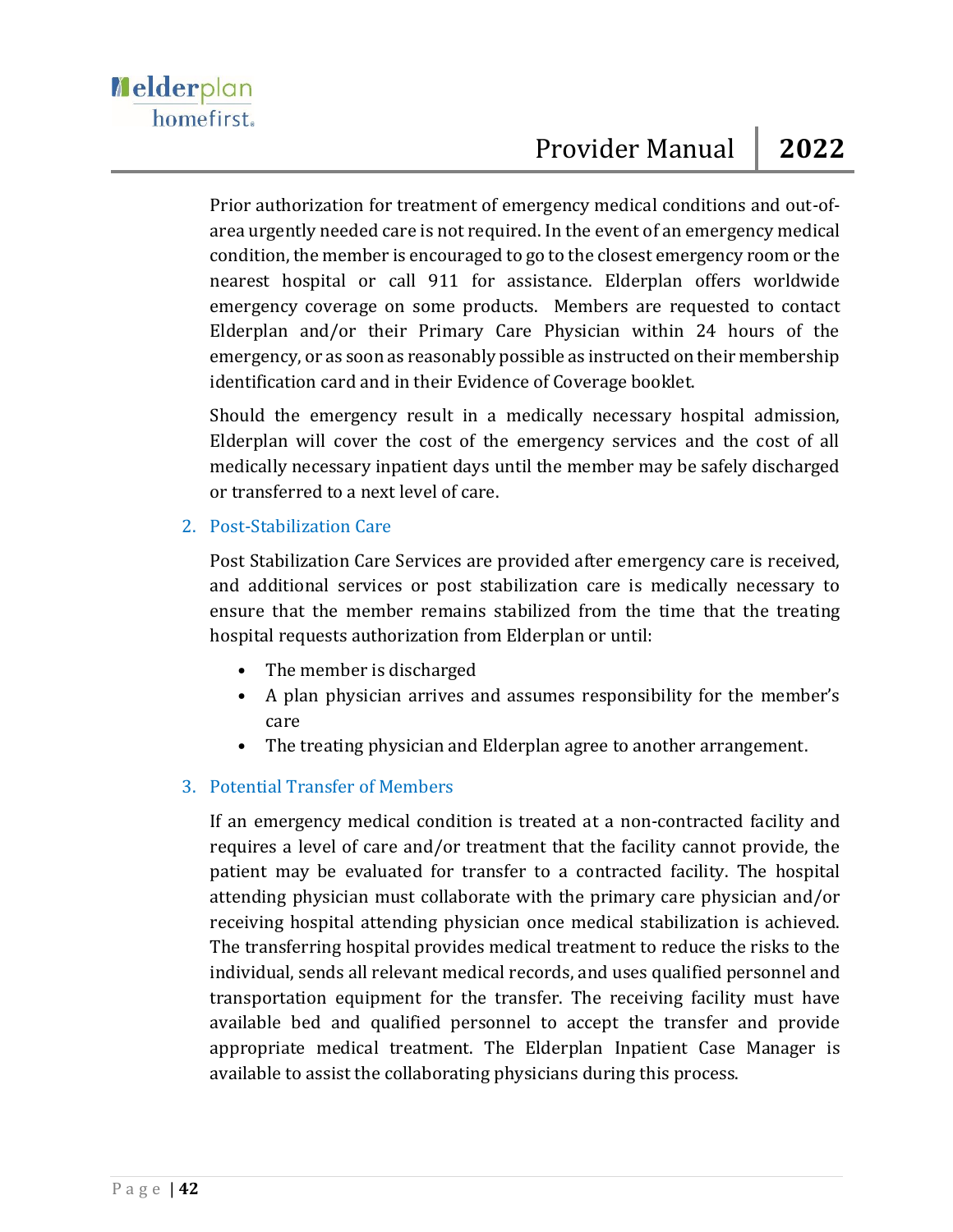Prior authorization for treatment of emergency medical conditions and out-of-area urgently needed care is not required. In the event of an emergency medical condition, the member is encouraged to go to the closest emergency room or the nearest hospital or call 911 for assistance. Elderplan offers worldwide emergency coverage on some products. Members are requested to contact Elderplan and/or their Primary Care Physician within 24 hours of the emergency, or as soon as reasonably possible as instructed on their membership identification card and in their Evidence of Coverage booklet.

Should the emergency result in a medically necessary hospital admission, Elderplan will cover the cost of the emergency services and the cost of all medically necessary inpatient days until the member may be safely discharged or transferred to a next level of care.

### 2. Post-Stabilization Care

Post Stabilization Care Services are provided after emergency care is received, and additional services or post stabilization care is medically necessary to ensure that the member remains stabilized from the time that the treating hospital requests authorization from Elderplan or until:

- The member is discharged
- A plan physician arrives and assumes responsibility for the member's care
- The treating physician and Elderplan agree to another arrangement.

### 3. Potential Transfer of Members

If an emergency medical condition is treated at a non-contracted facility and requires a level of care and/or treatment that the facility cannot provide, the patient may be evaluated for transfer to a contracted facility. The hospital attending physician must collaborate with the primary care physician and/or receiving hospital attending physician once medical stabilization is achieved. The transferring hospital provides medical treatment to reduce the risks to the individual, sends all relevant medical records, and uses qualified personnel and transportation equipment for the transfer. The receiving facility must have available bed and qualified personnel to accept the transfer and provide appropriate medical treatment. The Elderplan Inpatient Case Manager is available to assist the collaborating physicians during this process.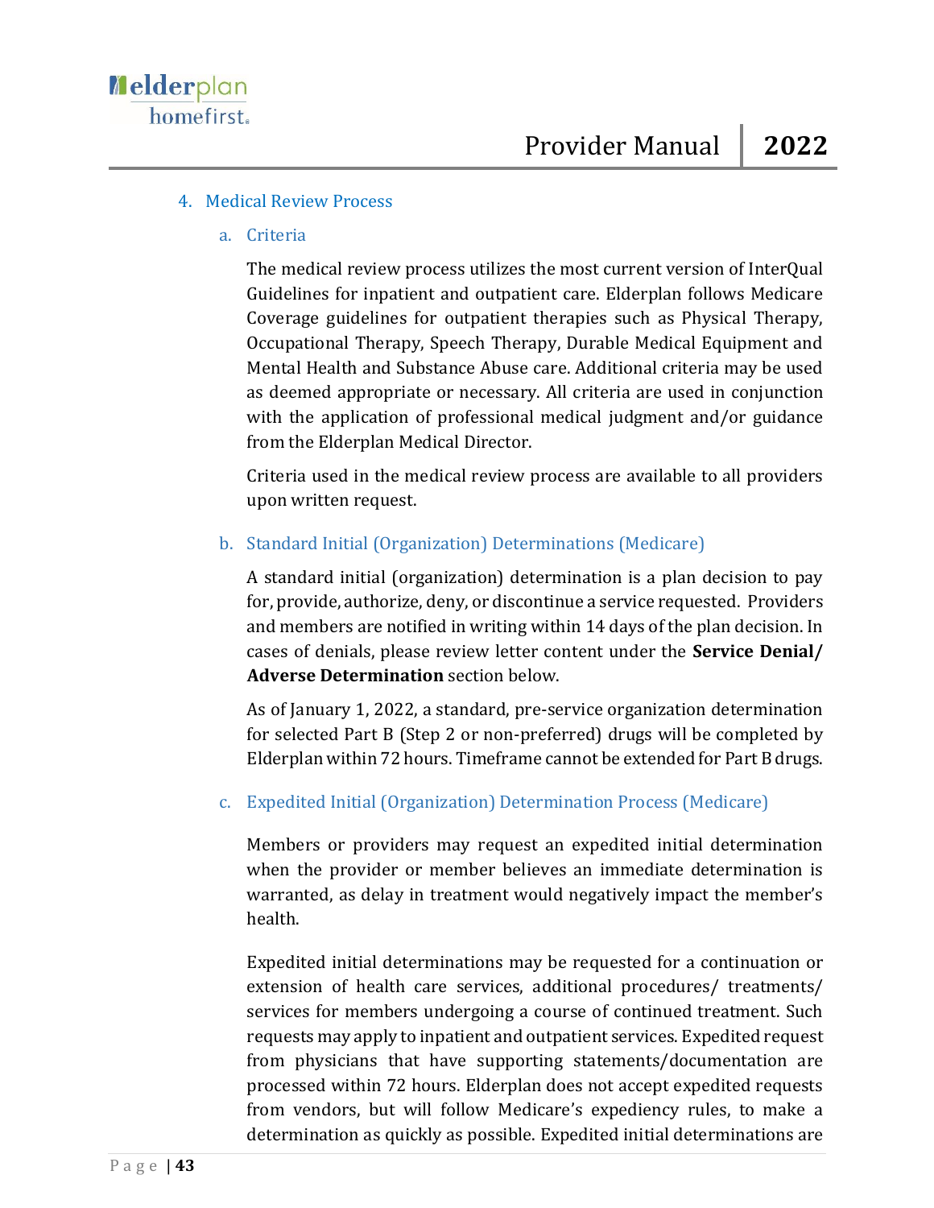## 4. Medical Review Process

### a. Criteria

The medical review process utilizes the most current version of InterQual Guidelines for inpatient and outpatient care. Elderplan follows Medicare Coverage guidelines for outpatient therapies such as Physical Therapy, Occupational Therapy, Speech Therapy, Durable Medical Equipment and Mental Health and Substance Abuse care. Additional criteria may be used as deemed appropriate or necessary. All criteria are used in conjunction with the application of professional medical judgment and/or guidance from the Elderplan Medical Director.

Criteria used in the medical review process are available to all providers upon written request.

### b. Standard Initial (Organization) Determinations (Medicare)

A standard initial (organization) determination is a plan decision to pay for, provide, authorize, deny, or discontinue a service requested. Providers and members are notified in writing within 14 days of the plan decision. In cases of denials, please review letter content under the **Service Denial/ Adverse Determination** section below.

As of January 1, 2022, a standard, pre-service organization determination for selected Part B (Step 2 or non-preferred) drugs will be completed by Elderplan within 72 hours. Timeframe cannot be extended for Part B drugs.

### c. Expedited Initial (Organization) Determination Process (Medicare)

Members or providers may request an expedited initial determination when the provider or member believes an immediate determination is warranted, as delay in treatment would negatively impact the member's health.

Expedited initial determinations may be requested for a continuation or extension of health care services, additional procedures/ treatments/ services for members undergoing a course of continued treatment. Such requests may apply to inpatient and outpatient services. Expedited request from physicians that have supporting statements/documentation are processed within 72 hours. Elderplan does not accept expedited requests from vendors, but will follow Medicare's expediency rules, to make a determination as quickly as possible. Expedited initial determinations are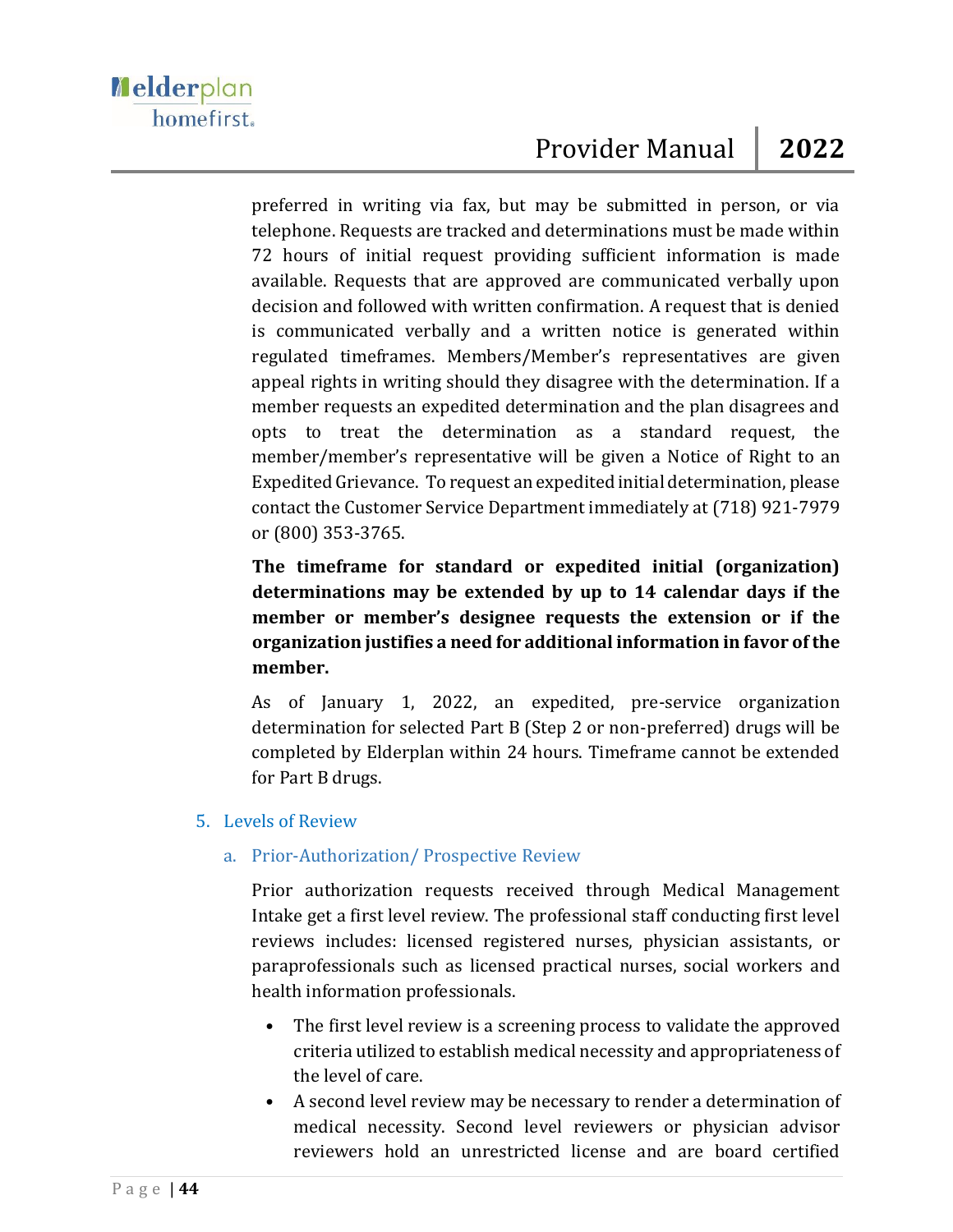preferred in writing via fax, but may be submitted in person, or via telephone. Requests are tracked and determinations must be made within 72 hours of initial request providing sufficient information is made available. Requests that are approved are communicated verbally upon decision and followed with written confirmation. A request that is denied is communicated verbally and a written notice is generated within regulated timeframes. Members/Member's representatives are given appeal rights in writing should they disagree with the determination. If a member requests an expedited determination and the plan disagrees and opts to treat the determination as a standard request, the member/member's representative will be given a Notice of Right to an Expedited Grievance. To request an expedited initial determination, please contact the Customer Service Department immediately at (718) 921-7979 or (800) 353-3765.

**The timeframe for standard or expedited initial (organization) determinations may be extended by up to 14 calendar days if the member or member's designee requests the extension or if the organization justifies a need for additional information in favor of the member.**

As of January 1, 2022, an expedited, pre-service organization determination for selected Part B (Step 2 or non-preferred) drugs will be completed by Elderplan within 24 hours. Timeframe cannot be extended for Part B drugs.

5. Levels of Review

a. Prior-Authorization/ Prospective Review

Prior authorization requests received through Medical Management Intake get a first level review. The professional staff conducting first level reviews includes: licensed registered nurses, physician assistants, or paraprofessionals such as licensed practical nurses, social workers and health information professionals.

- The first level review is a screening process to validate the approved criteria utilized to establish medical necessity and appropriateness of the level of care.
- A second level review may be necessary to render a determination of medical necessity. Second level reviewers or physician advisor reviewers hold an unrestricted license and are board certified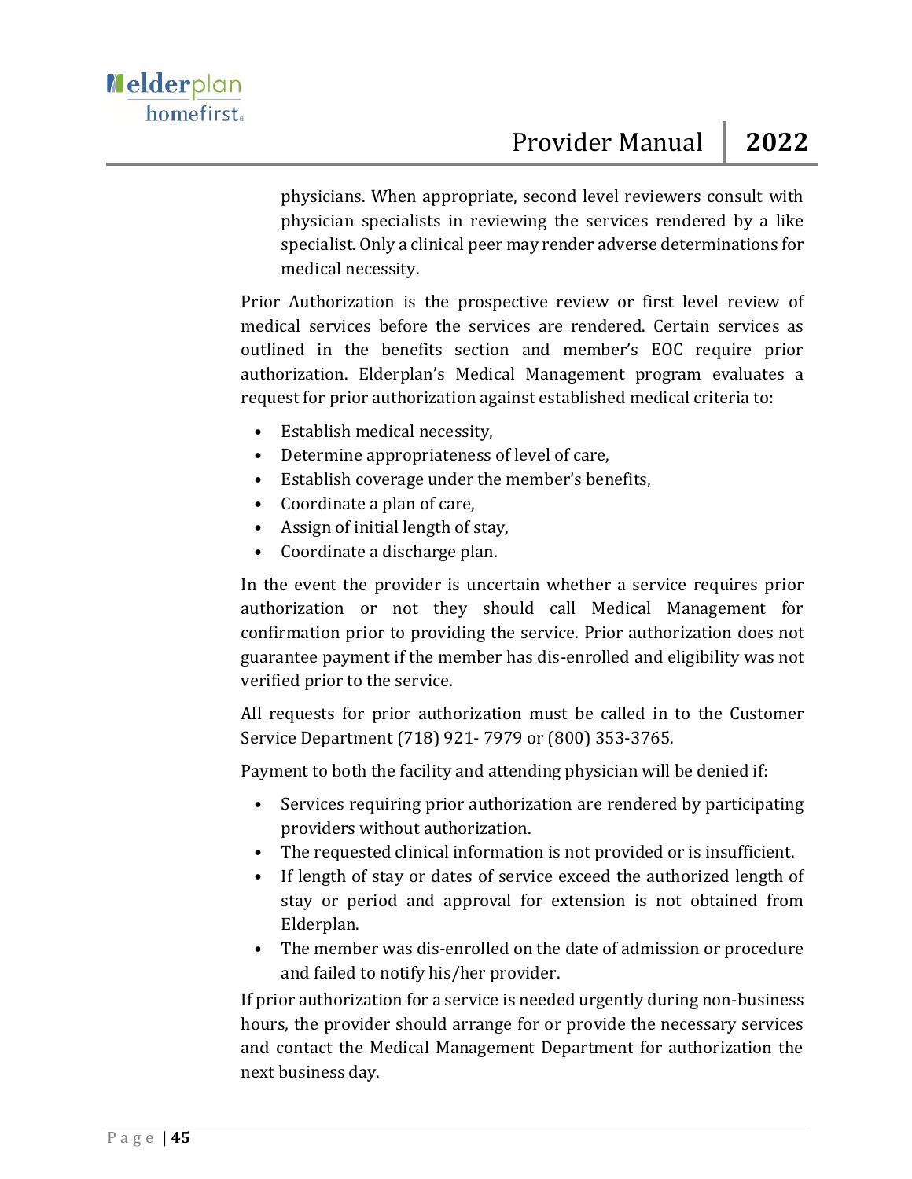physicians. When appropriate, second level reviewers consult with physician specialists in reviewing the services rendered by a like specialist. Only a clinical peer may render adverse determinations for medical necessity.

Prior Authorization is the prospective review or first level review of medical services before the services are rendered. Certain services as outlined in the benefits section and member's EOC require prior authorization. Elderplan's Medical Management program evaluates a request for prior authorization against established medical criteria to:

- Establish medical necessity,
- Determine appropriateness of level of care,
- Establish coverage under the member's benefits,
- Coordinate a plan of care,
- Assign of initial length of stay,
- Coordinate a discharge plan.

In the event the provider is uncertain whether a service requires prior authorization or not they should call Medical Management for confirmation prior to providing the service. Prior authorization does not guarantee payment if the member has dis-enrolled and eligibility was not verified prior to the service.

All requests for prior authorization must be called in to the Customer Service Department (718) 921- 7979 or (800) 353-3765.

Payment to both the facility and attending physician will be denied if:

- Services requiring prior authorization are rendered by participating providers without authorization.
- The requested clinical information is not provided or is insufficient.
- If length of stay or dates of service exceed the authorized length of stay or period and approval for extension is not obtained from Elderplan.
- The member was dis-enrolled on the date of admission or procedure and failed to notify his/her provider.

If prior authorization for a service is needed urgently during non-business hours, the provider should arrange for or provide the necessary services and contact the Medical Management Department for authorization the next business day.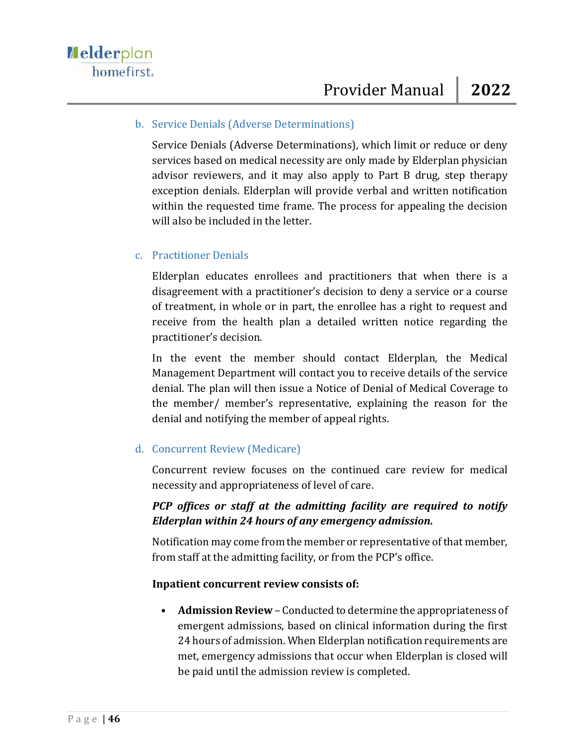### b. Service Denials (Adverse Determinations)

Service Denials (Adverse Determinations), which limit or reduce or deny services based on medical necessity are only made by Elderplan physician advisor reviewers, and it may also apply to Part B drug, step therapy exception denials. Elderplan will provide verbal and written notification within the requested time frame. The process for appealing the decision will also be included in the letter.

### c. Practitioner Denials

Elderplan educates enrollees and practitioners that when there is a disagreement with a practitioner's decision to deny a service or a course of treatment, in whole or in part, the enrollee has a right to request and receive from the health plan a detailed written notice regarding the practitioner's decision.

In the event the member should contact Elderplan, the Medical Management Department will contact you to receive details of the service denial. The plan will then issue a Notice of Denial of Medical Coverage to the member/ member's representative, explaining the reason for the denial and notifying the member of appeal rights.

### d. Concurrent Review (Medicare)

Concurrent review focuses on the continued care review for medical necessity and appropriateness of level of care.

***PCP offices or staff at the admitting facility are required to notify Elderplan within 24 hours of any emergency admission.***

Notification may come from the member or representative of that member, from staff at the admitting facility, or from the PCP's office.

**Inpatient concurrent review consists of:**

- **Admission Review** – Conducted to determine the appropriateness of emergent admissions, based on clinical information during the first 24 hours of admission. When Elderplan notification requirements are met, emergency admissions that occur when Elderplan is closed will be paid until the admission review is completed.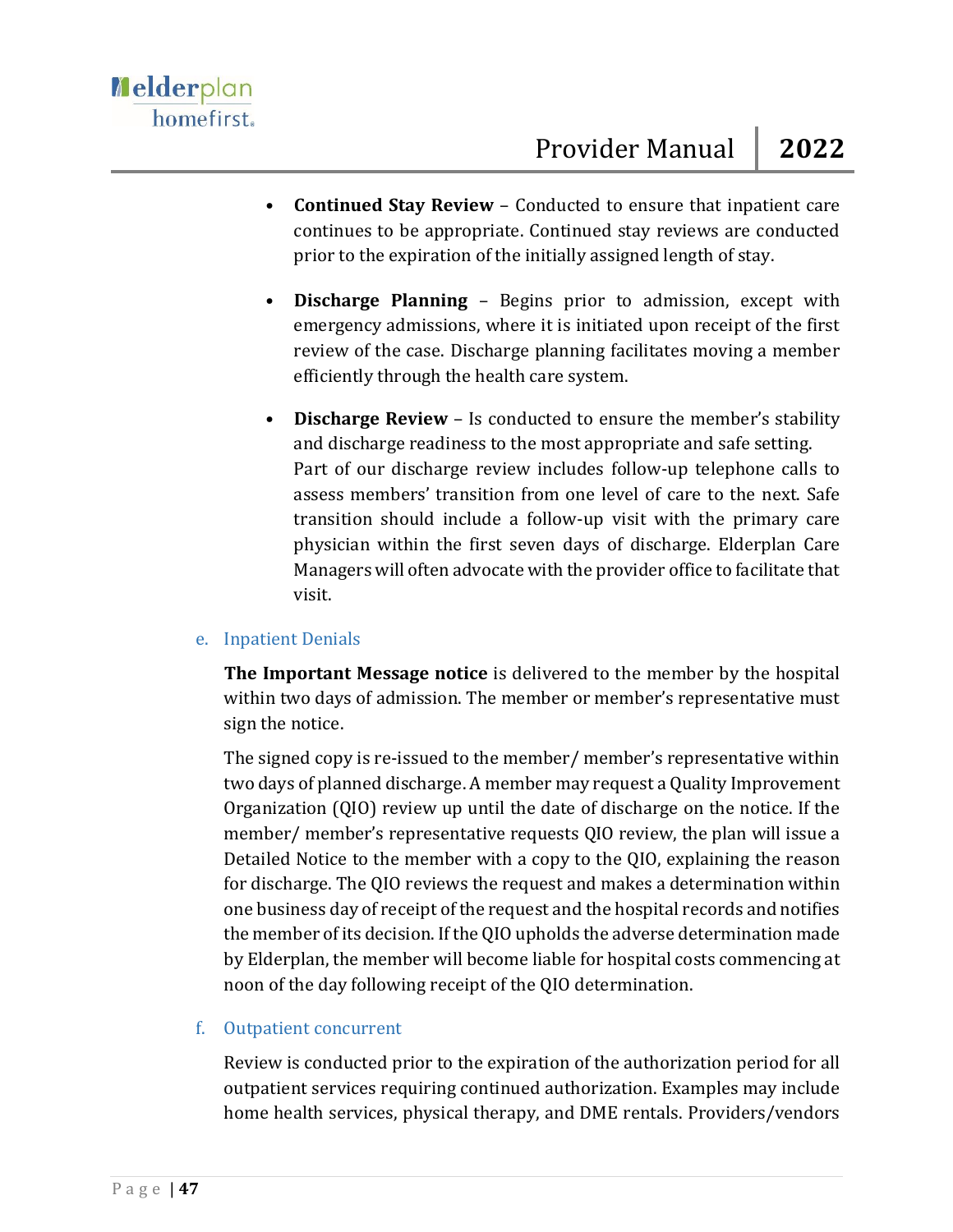- **Continued Stay Review** – Conducted to ensure that inpatient care continues to be appropriate. Continued stay reviews are conducted prior to the expiration of the initially assigned length of stay.

- **Discharge Planning** – Begins prior to admission, except with emergency admissions, where it is initiated upon receipt of the first review of the case. Discharge planning facilitates moving a member efficiently through the health care system.

- **Discharge Review** – Is conducted to ensure the member's stability and discharge readiness to the most appropriate and safe setting. Part of our discharge review includes follow-up telephone calls to assess members' transition from one level of care to the next. Safe transition should include a follow-up visit with the primary care physician within the first seven days of discharge. Elderplan Care Managers will often advocate with the provider office to facilitate that visit.

### e. Inpatient Denials

**The Important Message notice** is delivered to the member by the hospital within two days of admission. The member or member's representative must sign the notice.

The signed copy is re-issued to the member/ member's representative within two days of planned discharge. A member may request a Quality Improvement Organization (QIO) review up until the date of discharge on the notice. If the member/ member's representative requests QIO review, the plan will issue a Detailed Notice to the member with a copy to the QIO, explaining the reason for discharge. The QIO reviews the request and makes a determination within one business day of receipt of the request and the hospital records and notifies the member of its decision. If the QIO upholds the adverse determination made by Elderplan, the member will become liable for hospital costs commencing at noon of the day following receipt of the QIO determination.

### f. Outpatient concurrent

Review is conducted prior to the expiration of the authorization period for all outpatient services requiring continued authorization. Examples may include home health services, physical therapy, and DME rentals. Providers/vendors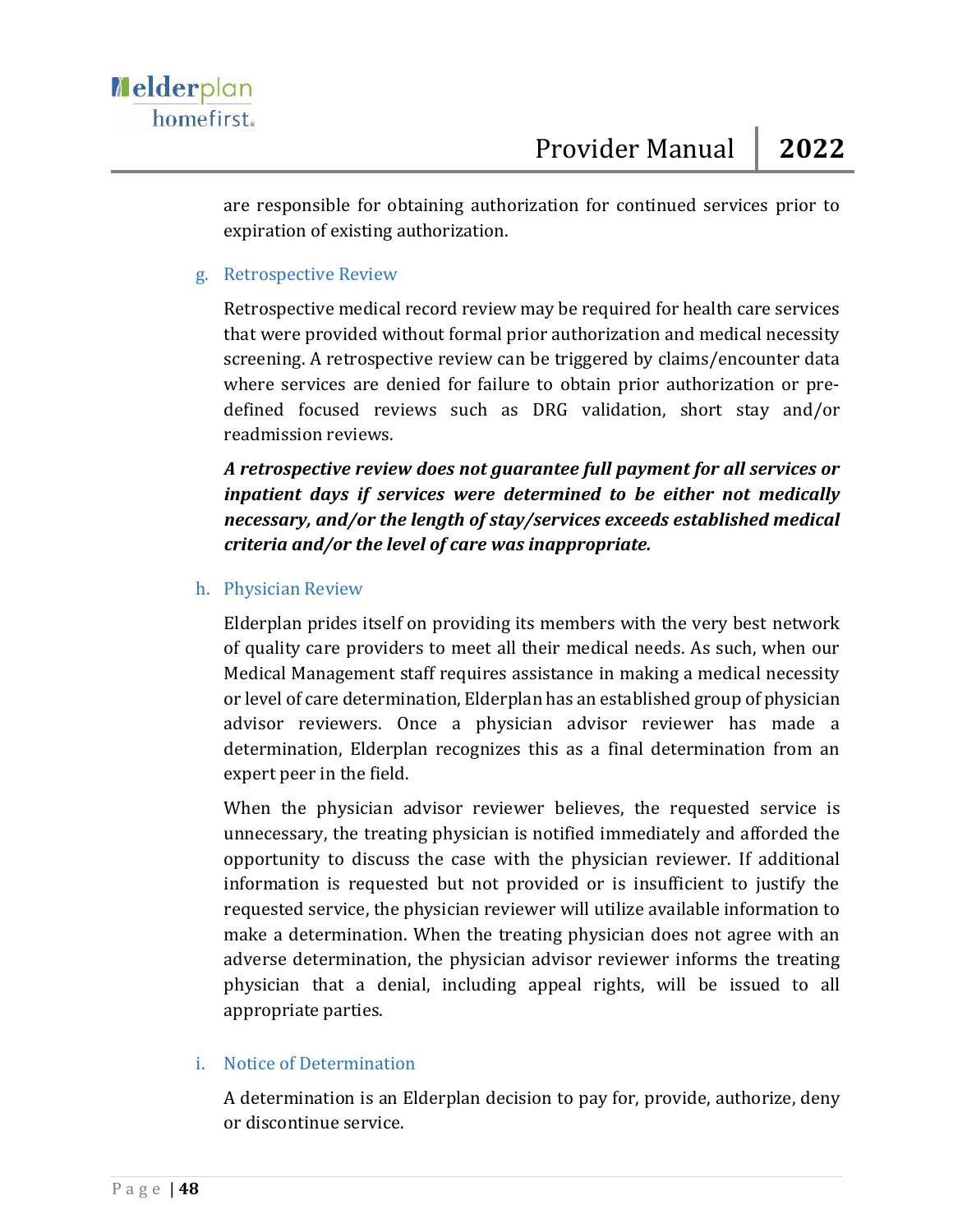are responsible for obtaining authorization for continued services prior to expiration of existing authorization.

### g. Retrospective Review

Retrospective medical record review may be required for health care services that were provided without formal prior authorization and medical necessity screening. A retrospective review can be triggered by claims/encounter data where services are denied for failure to obtain prior authorization or pre-defined focused reviews such as DRG validation, short stay and/or readmission reviews.

***A retrospective review does not guarantee full payment for all services or inpatient days if services were determined to be either not medically necessary, and/or the length of stay/services exceeds established medical criteria and/or the level of care was inappropriate.***

### h. Physician Review

Elderplan prides itself on providing its members with the very best network of quality care providers to meet all their medical needs. As such, when our Medical Management staff requires assistance in making a medical necessity or level of care determination, Elderplan has an established group of physician advisor reviewers. Once a physician advisor reviewer has made a determination, Elderplan recognizes this as a final determination from an expert peer in the field.

When the physician advisor reviewer believes, the requested service is unnecessary, the treating physician is notified immediately and afforded the opportunity to discuss the case with the physician reviewer. If additional information is requested but not provided or is insufficient to justify the requested service, the physician reviewer will utilize available information to make a determination. When the treating physician does not agree with an adverse determination, the physician advisor reviewer informs the treating physician that a denial, including appeal rights, will be issued to all appropriate parties.

### i. Notice of Determination

A determination is an Elderplan decision to pay for, provide, authorize, deny or discontinue service.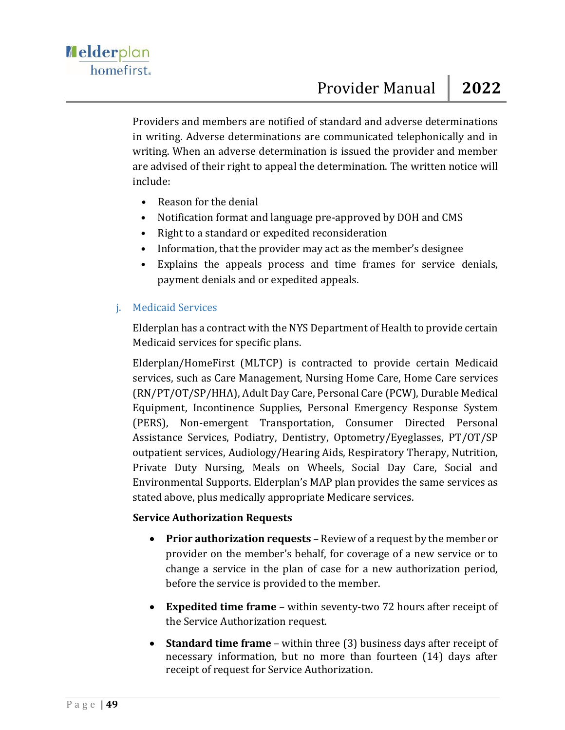Providers and members are notified of standard and adverse determinations in writing. Adverse determinations are communicated telephonically and in writing. When an adverse determination is issued the provider and member are advised of their right to appeal the determination. The written notice will include:

- Reason for the denial
- Notification format and language pre-approved by DOH and CMS
- Right to a standard or expedited reconsideration
- Information, that the provider may act as the member's designee
- Explains the appeals process and time frames for service denials, payment denials and or expedited appeals.

### j. Medicaid Services

Elderplan has a contract with the NYS Department of Health to provide certain Medicaid services for specific plans.

Elderplan/HomeFirst (MLTCP) is contracted to provide certain Medicaid services, such as Care Management, Nursing Home Care, Home Care services (RN/PT/OT/SP/HHA), Adult Day Care, Personal Care (PCW), Durable Medical Equipment, Incontinence Supplies, Personal Emergency Response System (PERS), Non-emergent Transportation, Consumer Directed Personal Assistance Services, Podiatry, Dentistry, Optometry/Eyeglasses, PT/OT/SP outpatient services, Audiology/Hearing Aids, Respiratory Therapy, Nutrition, Private Duty Nursing, Meals on Wheels, Social Day Care, Social and Environmental Supports. Elderplan's MAP plan provides the same services as stated above, plus medically appropriate Medicare services.

**Service Authorization Requests**

- **Prior authorization requests** – Review of a request by the member or provider on the member's behalf, for coverage of a new service or to change a service in the plan of case for a new authorization period, before the service is provided to the member.

- **Expedited time frame** – within seventy-two 72 hours after receipt of the Service Authorization request.

- **Standard time frame** – within three (3) business days after receipt of necessary information, but no more than fourteen (14) days after receipt of request for Service Authorization.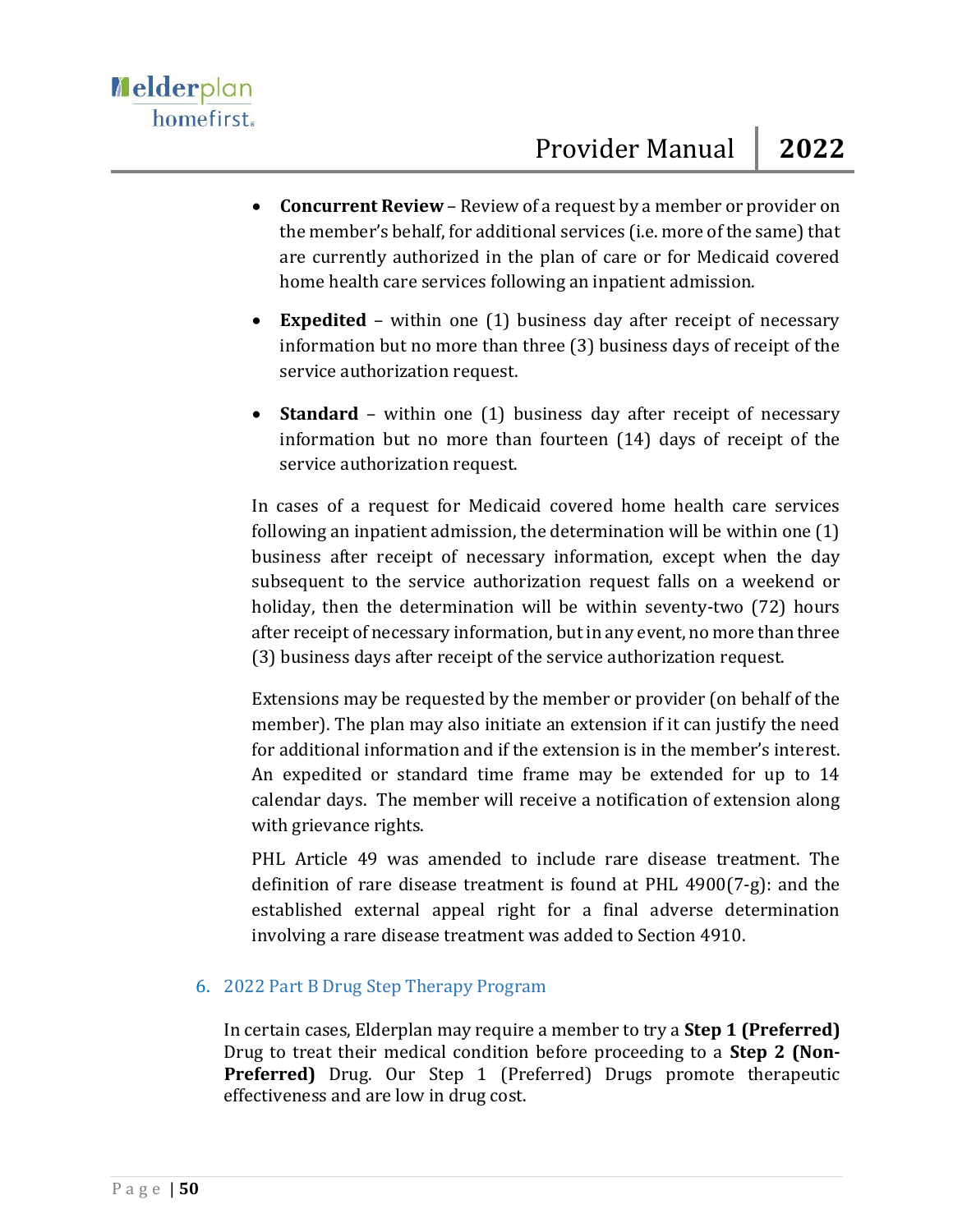- **Concurrent Review** – Review of a request by a member or provider on the member's behalf, for additional services (i.e. more of the same) that are currently authorized in the plan of care or for Medicaid covered home health care services following an inpatient admission.
- **Expedited** – within one (1) business day after receipt of necessary information but no more than three (3) business days of receipt of the service authorization request.
- **Standard** – within one (1) business day after receipt of necessary information but no more than fourteen (14) days of receipt of the service authorization request.

In cases of a request for Medicaid covered home health care services following an inpatient admission, the determination will be within one (1) business after receipt of necessary information, except when the day subsequent to the service authorization request falls on a weekend or holiday, then the determination will be within seventy-two (72) hours after receipt of necessary information, but in any event, no more than three (3) business days after receipt of the service authorization request.

Extensions may be requested by the member or provider (on behalf of the member). The plan may also initiate an extension if it can justify the need for additional information and if the extension is in the member's interest. An expedited or standard time frame may be extended for up to 14 calendar days. The member will receive a notification of extension along with grievance rights.

PHL Article 49 was amended to include rare disease treatment. The definition of rare disease treatment is found at PHL 4900(7-g): and the established external appeal right for a final adverse determination involving a rare disease treatment was added to Section 4910.

## 6. 2022 Part B Drug Step Therapy Program

In certain cases, Elderplan may require a member to try a **Step 1 (Preferred)** Drug to treat their medical condition before proceeding to a **Step 2 (Non-Preferred)** Drug. Our Step 1 (Preferred) Drugs promote therapeutic effectiveness and are low in drug cost.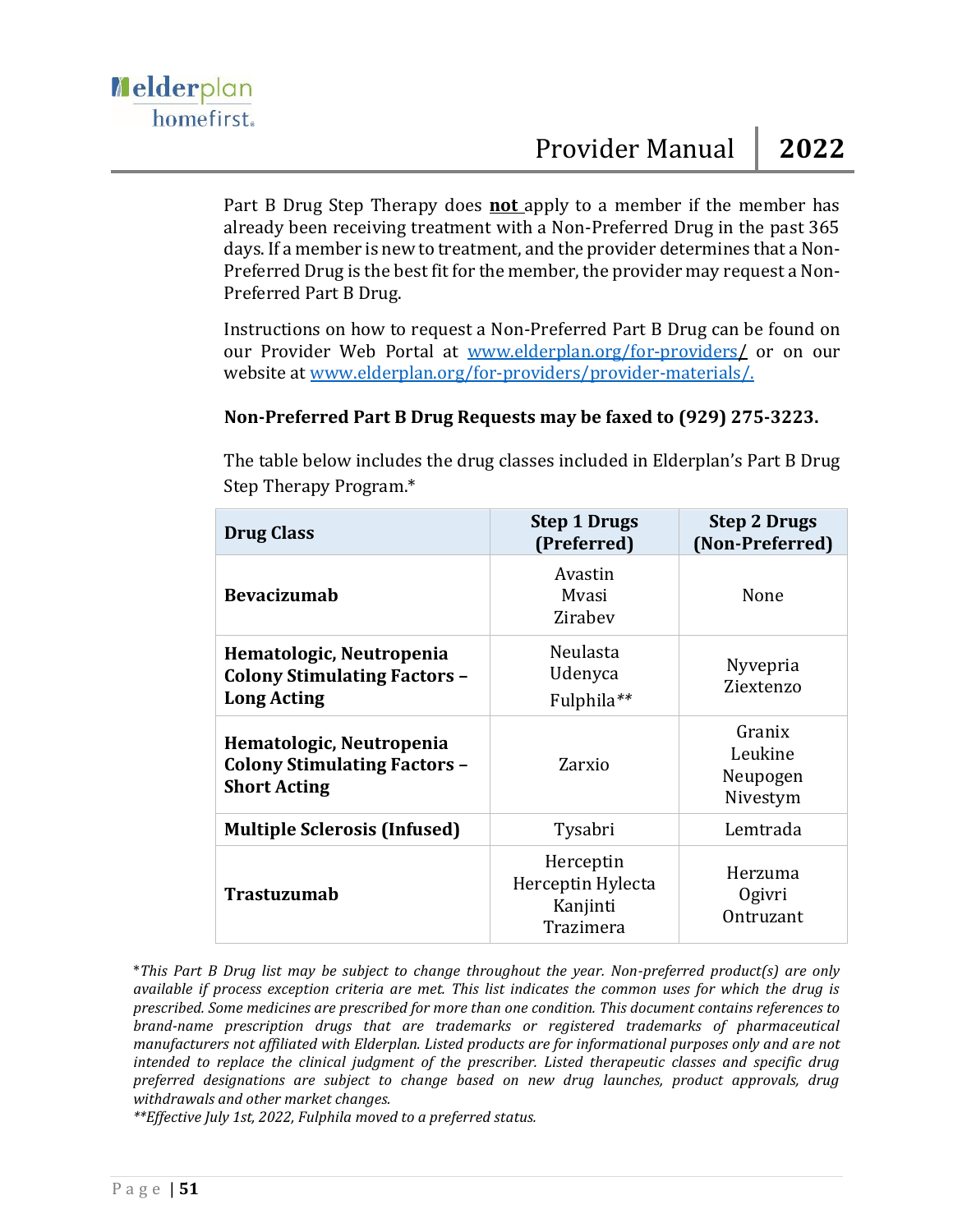Part B Drug Step Therapy does **not** apply to a member if the member has already been receiving treatment with a Non-Preferred Drug in the past 365 days. If a member is new to treatment, and the provider determines that a Non-Preferred Drug is the best fit for the member, the provider may request a Non-Preferred Part B Drug.

Instructions on how to request a Non-Preferred Part B Drug can be found on our Provider Web Portal at [www.elderplan.org/for-providers/](www.elderplan.org/for-providers/) or on our website at [www.elderplan.org/for-providers/provider-materials/.](www.elderplan.org/for-providers/provider-materials/)

**Non-Preferred Part B Drug Requests may be faxed to (929) 275-3223.**

The table below includes the drug classes included in Elderplan's Part B Drug Step Therapy Program.*

| Drug Class | Step 1 Drugs (Preferred) | Step 2 Drugs (Non-Preferred) |
|---|---|---|
| **Bevacizumab** | Avastin<br>Mvasi<br>Zirabev | None |
| **Hematologic, Neutropenia Colony Stimulating Factors – Long Acting** | Neulasta<br>Udenyca<br>Fulphila** | Nyvepria<br>Ziextenzo |
| **Hematologic, Neutropenia Colony Stimulating Factors – Short Acting** | Zarxio | Granix<br>Leukine<br>Neupogen<br>Nivestym |
| **Multiple Sclerosis (Infused)** | Tysabri | Lemtrada |
| **Trastuzumab** | Herceptin<br>Herceptin Hylecta<br>Kanjinti<br>Trazimera | Herzuma<br>Ogivri<br>Ontruzant |

**This Part B Drug list may be subject to change throughout the year. Non-preferred product(s) are only available if process exception criteria are met. This list indicates the common uses for which the drug is prescribed. Some medicines are prescribed for more than one condition. This document contains references to brand-name prescription drugs that are trademarks or registered trademarks of pharmaceutical manufacturers not affiliated with Elderplan. Listed products are for informational purposes only and are not intended to replace the clinical judgment of the prescriber. Listed therapeutic classes and specific drug preferred designations are subject to change based on new drug launches, product approvals, drug withdrawals and other market changes.*

***Effective July 1st, 2022, Fulphila moved to a preferred status.*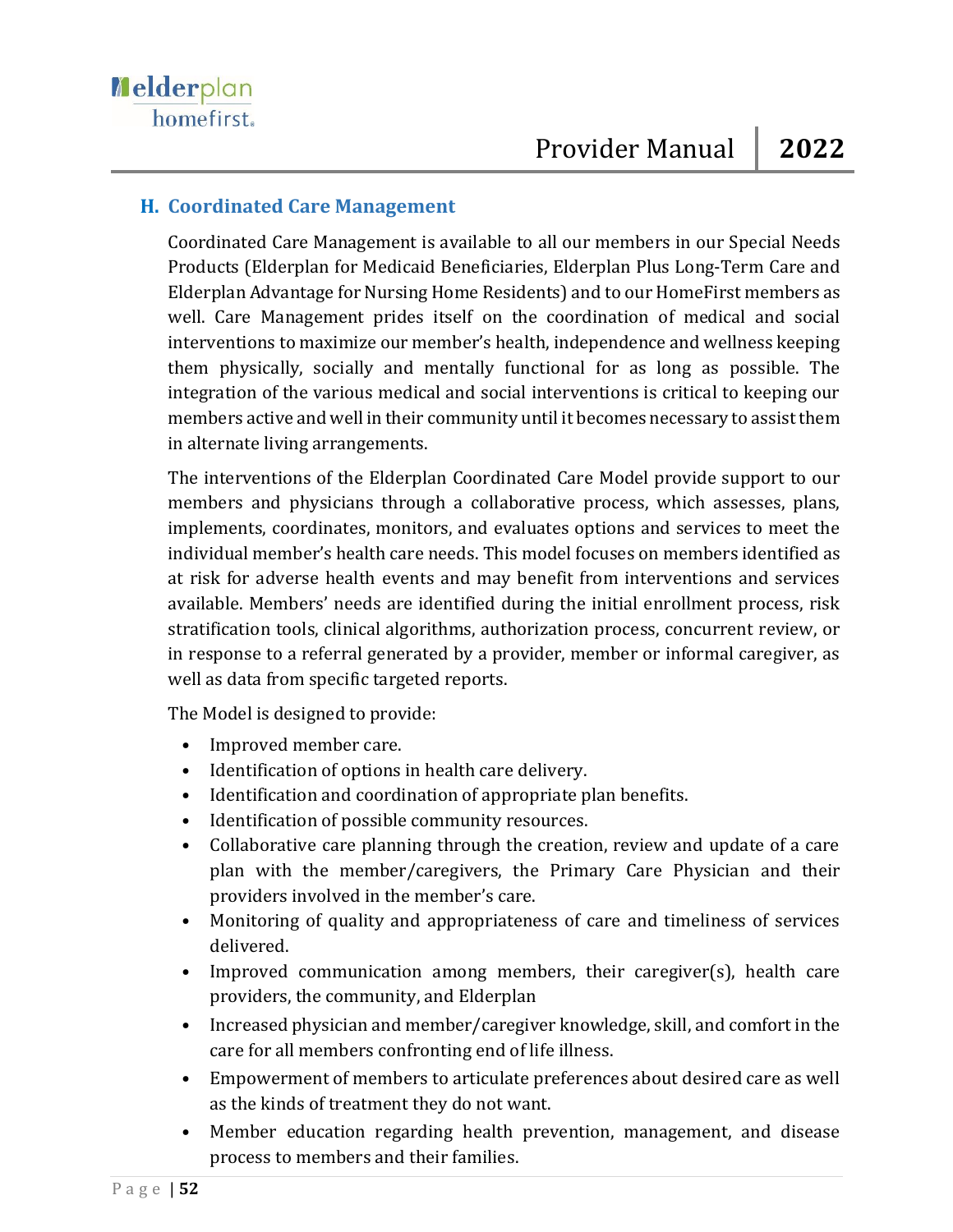## H. Coordinated Care Management

Coordinated Care Management is available to all our members in our Special Needs Products (Elderplan for Medicaid Beneficiaries, Elderplan Plus Long-Term Care and Elderplan Advantage for Nursing Home Residents) and to our HomeFirst members as well. Care Management prides itself on the coordination of medical and social interventions to maximize our member's health, independence and wellness keeping them physically, socially and mentally functional for as long as possible. The integration of the various medical and social interventions is critical to keeping our members active and well in their community until it becomes necessary to assist them in alternate living arrangements.

The interventions of the Elderplan Coordinated Care Model provide support to our members and physicians through a collaborative process, which assesses, plans, implements, coordinates, monitors, and evaluates options and services to meet the individual member's health care needs. This model focuses on members identified as at risk for adverse health events and may benefit from interventions and services available. Members' needs are identified during the initial enrollment process, risk stratification tools, clinical algorithms, authorization process, concurrent review, or in response to a referral generated by a provider, member or informal caregiver, as well as data from specific targeted reports.

The Model is designed to provide:

- Improved member care.
- Identification of options in health care delivery.
- Identification and coordination of appropriate plan benefits.
- Identification of possible community resources.
- Collaborative care planning through the creation, review and update of a care plan with the member/caregivers, the Primary Care Physician and their providers involved in the member's care.
- Monitoring of quality and appropriateness of care and timeliness of services delivered.
- Improved communication among members, their caregiver(s), health care providers, the community, and Elderplan
- Increased physician and member/caregiver knowledge, skill, and comfort in the care for all members confronting end of life illness.
- Empowerment of members to articulate preferences about desired care as well as the kinds of treatment they do not want.
- Member education regarding health prevention, management, and disease process to members and their families.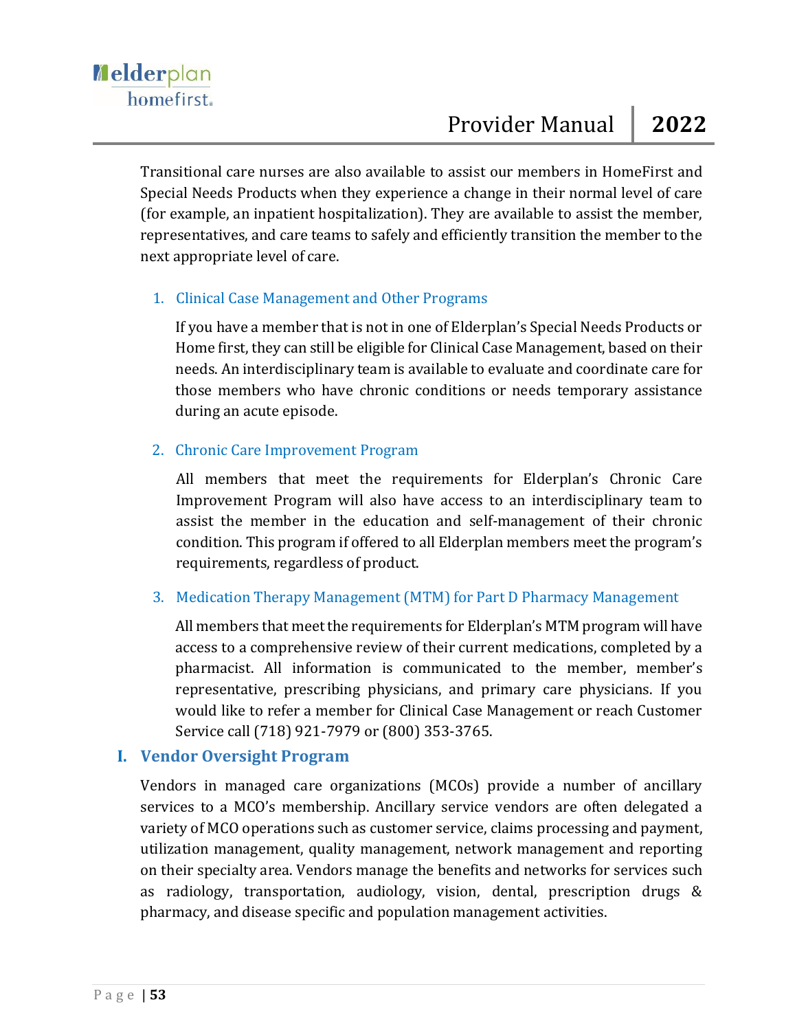Transitional care nurses are also available to assist our members in HomeFirst and Special Needs Products when they experience a change in their normal level of care (for example, an inpatient hospitalization). They are available to assist the member, representatives, and care teams to safely and efficiently transition the member to the next appropriate level of care.

### 1. Clinical Case Management and Other Programs

If you have a member that is not in one of Elderplan's Special Needs Products or Home first, they can still be eligible for Clinical Case Management, based on their needs. An interdisciplinary team is available to evaluate and coordinate care for those members who have chronic conditions or needs temporary assistance during an acute episode.

### 2. Chronic Care Improvement Program

All members that meet the requirements for Elderplan's Chronic Care Improvement Program will also have access to an interdisciplinary team to assist the member in the education and self-management of their chronic condition. This program if offered to all Elderplan members meet the program's requirements, regardless of product.

### 3. Medication Therapy Management (MTM) for Part D Pharmacy Management

All members that meet the requirements for Elderplan's MTM program will have access to a comprehensive review of their current medications, completed by a pharmacist. All information is communicated to the member, member's representative, prescribing physicians, and primary care physicians. If you would like to refer a member for Clinical Case Management or reach Customer Service call (718) 921-7979 or (800) 353-3765.

## I. Vendor Oversight Program

Vendors in managed care organizations (MCOs) provide a number of ancillary services to a MCO's membership. Ancillary service vendors are often delegated a variety of MCO operations such as customer service, claims processing and payment, utilization management, quality management, network management and reporting on their specialty area. Vendors manage the benefits and networks for services such as radiology, transportation, audiology, vision, dental, prescription drugs & pharmacy, and disease specific and population management activities.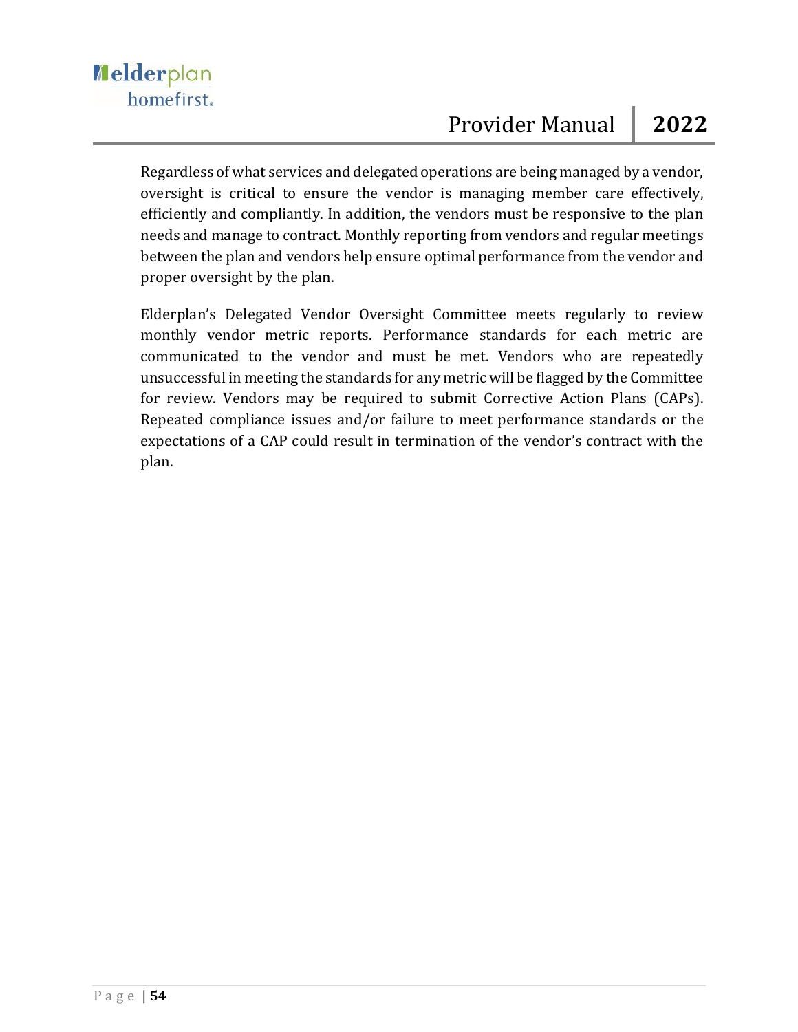Regardless of what services and delegated operations are being managed by a vendor, oversight is critical to ensure the vendor is managing member care effectively, efficiently and compliantly. In addition, the vendors must be responsive to the plan needs and manage to contract. Monthly reporting from vendors and regular meetings between the plan and vendors help ensure optimal performance from the vendor and proper oversight by the plan.

Elderplan's Delegated Vendor Oversight Committee meets regularly to review monthly vendor metric reports. Performance standards for each metric are communicated to the vendor and must be met. Vendors who are repeatedly unsuccessful in meeting the standards for any metric will be flagged by the Committee for review. Vendors may be required to submit Corrective Action Plans (CAPs). Repeated compliance issues and/or failure to meet performance standards or the expectations of a CAP could result in termination of the vendor's contract with the plan.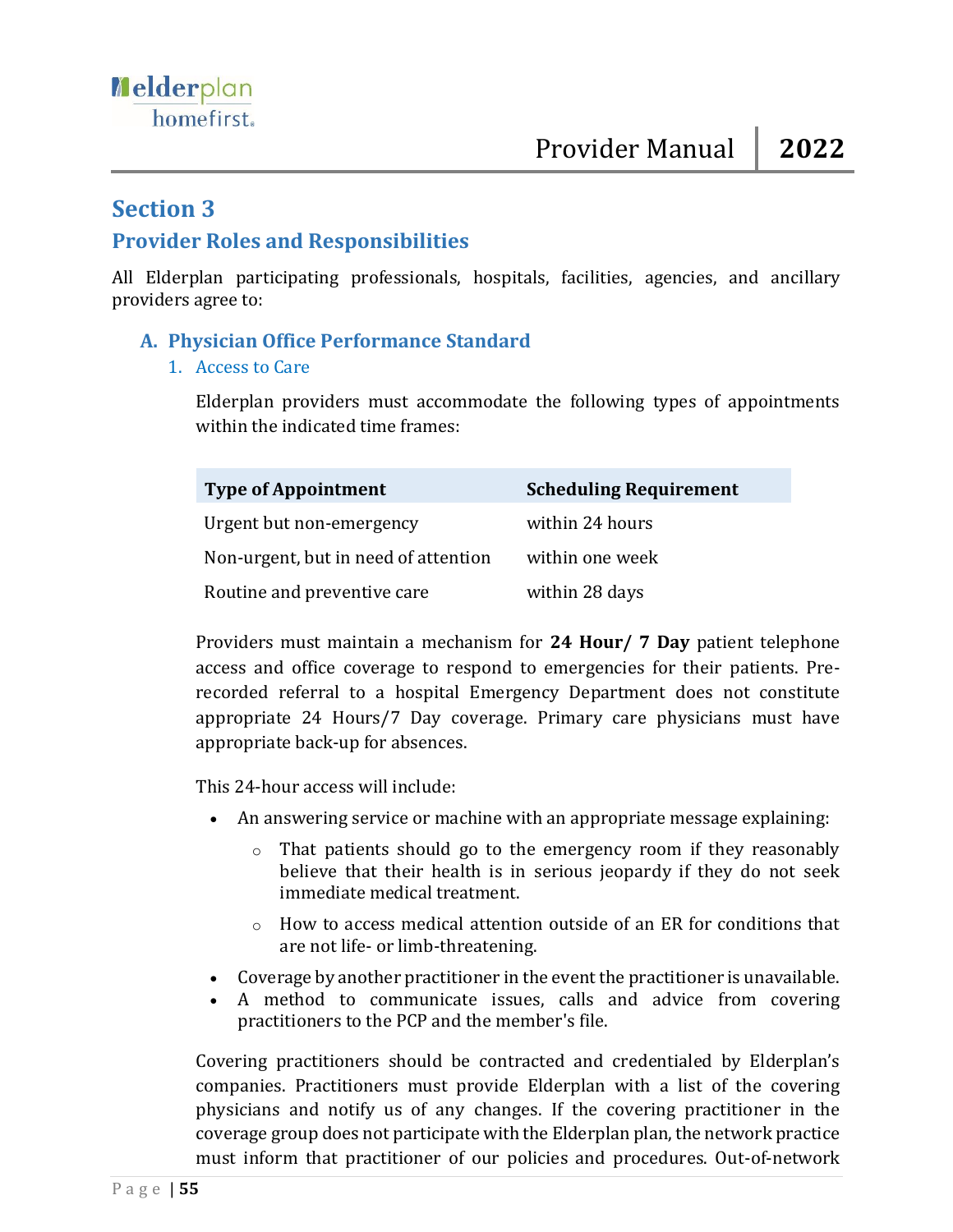## Section 3

### Provider Roles and Responsibilities

All Elderplan participating professionals, hospitals, facilities, agencies, and ancillary providers agree to:

#### A. Physician Office Performance Standard

##### 1. Access to Care

Elderplan providers must accommodate the following types of appointments within the indicated time frames:

| Type of Appointment | Scheduling Requirement |
|---|---|
| Urgent but non-emergency | within 24 hours |
| Non-urgent, but in need of attention | within one week |
| Routine and preventive care | within 28 days |

Providers must maintain a mechanism for **24 Hour/ 7 Day** patient telephone access and office coverage to respond to emergencies for their patients. Pre-recorded referral to a hospital Emergency Department does not constitute appropriate 24 Hours/7 Day coverage. Primary care physicians must have appropriate back-up for absences.

This 24-hour access will include:

- An answering service or machine with an appropriate message explaining:
  - That patients should go to the emergency room if they reasonably believe that their health is in serious jeopardy if they do not seek immediate medical treatment.
  - How to access medical attention outside of an ER for conditions that are not life- or limb-threatening.
- Coverage by another practitioner in the event the practitioner is unavailable.
- A method to communicate issues, calls and advice from covering practitioners to the PCP and the member's file.

Covering practitioners should be contracted and credentialed by Elderplan's companies. Practitioners must provide Elderplan with a list of the covering physicians and notify us of any changes. If the covering practitioner in the coverage group does not participate with the Elderplan plan, the network practice must inform that practitioner of our policies and procedures. Out-of-network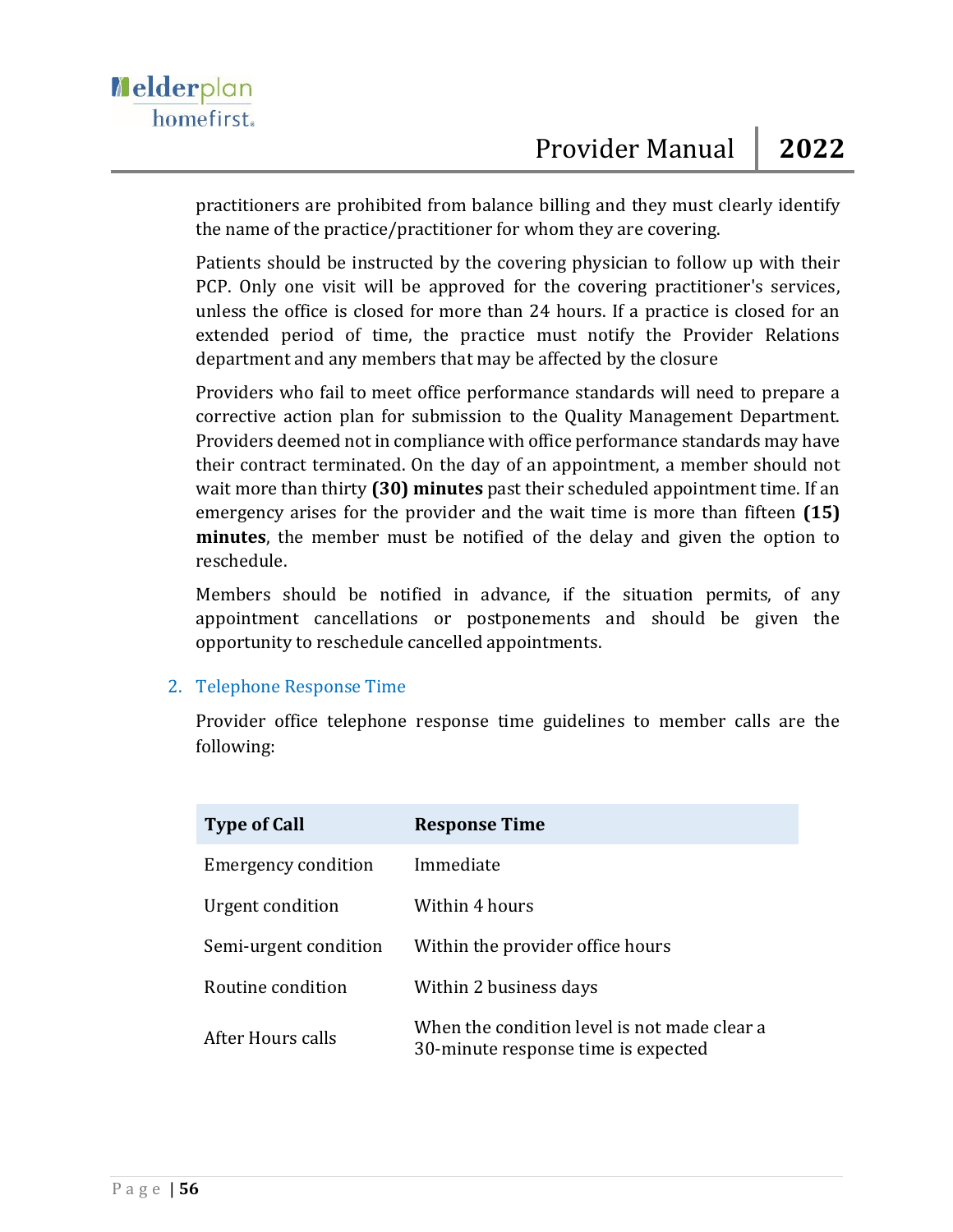practitioners are prohibited from balance billing and they must clearly identify the name of the practice/practitioner for whom they are covering.

Patients should be instructed by the covering physician to follow up with their PCP. Only one visit will be approved for the covering practitioner's services, unless the office is closed for more than 24 hours. If a practice is closed for an extended period of time, the practice must notify the Provider Relations department and any members that may be affected by the closure

Providers who fail to meet office performance standards will need to prepare a corrective action plan for submission to the Quality Management Department. Providers deemed not in compliance with office performance standards may have their contract terminated. On the day of an appointment, a member should not wait more than thirty **(30) minutes** past their scheduled appointment time. If an emergency arises for the provider and the wait time is more than fifteen **(15) minutes**, the member must be notified of the delay and given the option to reschedule.

Members should be notified in advance, if the situation permits, of any appointment cancellations or postponements and should be given the opportunity to reschedule cancelled appointments.

### 2. Telephone Response Time

Provider office telephone response time guidelines to member calls are the following:

| Type of Call | Response Time |
|---|---|
| Emergency condition | Immediate |
| Urgent condition | Within 4 hours |
| Semi-urgent condition | Within the provider office hours |
| Routine condition | Within 2 business days |
| After Hours calls | When the condition level is not made clear a 30-minute response time is expected |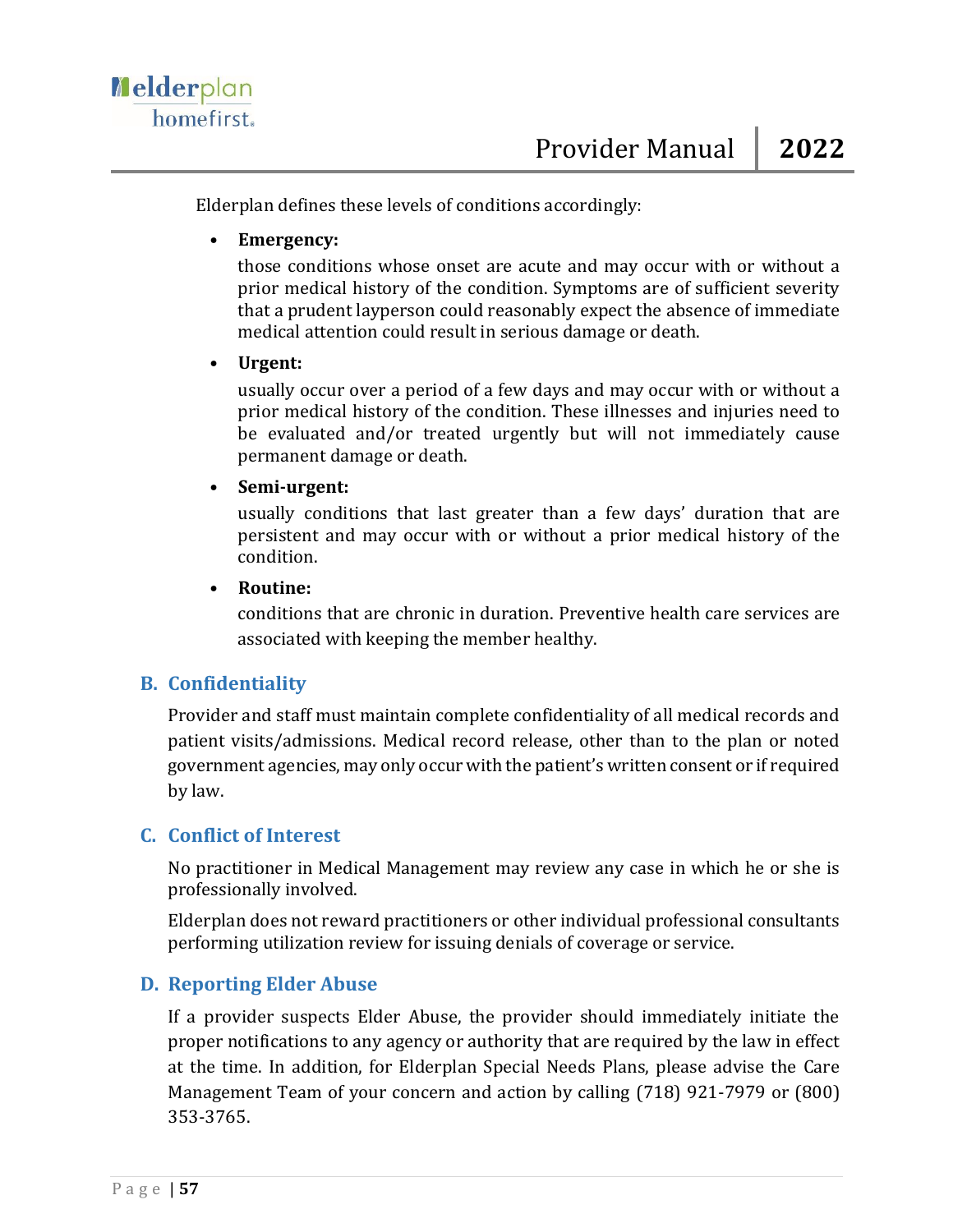Elderplan defines these levels of conditions accordingly:

- **Emergency:**

  those conditions whose onset are acute and may occur with or without a prior medical history of the condition. Symptoms are of sufficient severity that a prudent layperson could reasonably expect the absence of immediate medical attention could result in serious damage or death.

- **Urgent:**

  usually occur over a period of a few days and may occur with or without a prior medical history of the condition. These illnesses and injuries need to be evaluated and/or treated urgently but will not immediately cause permanent damage or death.

- **Semi-urgent:**

  usually conditions that last greater than a few days' duration that are persistent and may occur with or without a prior medical history of the condition.

- **Routine:**

  conditions that are chronic in duration. Preventive health care services are associated with keeping the member healthy.

## B. Confidentiality

Provider and staff must maintain complete confidentiality of all medical records and patient visits/admissions. Medical record release, other than to the plan or noted government agencies, may only occur with the patient's written consent or if required by law.

## C. Conflict of Interest

No practitioner in Medical Management may review any case in which he or she is professionally involved.

Elderplan does not reward practitioners or other individual professional consultants performing utilization review for issuing denials of coverage or service.

## D. Reporting Elder Abuse

If a provider suspects Elder Abuse, the provider should immediately initiate the proper notifications to any agency or authority that are required by the law in effect at the time. In addition, for Elderplan Special Needs Plans, please advise the Care Management Team of your concern and action by calling (718) 921-7979 or (800) 353-3765.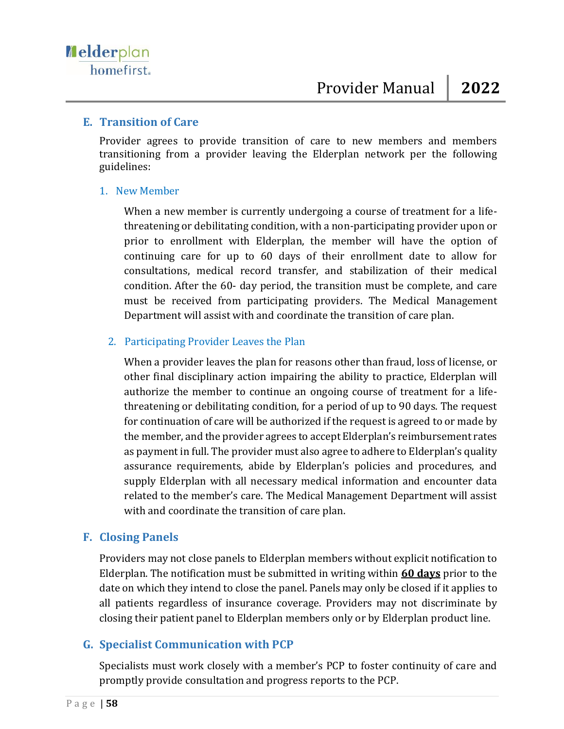## E. Transition of Care

Provider agrees to provide transition of care to new members and members transitioning from a provider leaving the Elderplan network per the following guidelines:

### 1. New Member

When a new member is currently undergoing a course of treatment for a life-threatening or debilitating condition, with a non-participating provider upon or prior to enrollment with Elderplan, the member will have the option of continuing care for up to 60 days of their enrollment date to allow for consultations, medical record transfer, and stabilization of their medical condition. After the 60- day period, the transition must be complete, and care must be received from participating providers. The Medical Management Department will assist with and coordinate the transition of care plan.

### 2. Participating Provider Leaves the Plan

When a provider leaves the plan for reasons other than fraud, loss of license, or other final disciplinary action impairing the ability to practice, Elderplan will authorize the member to continue an ongoing course of treatment for a life-threatening or debilitating condition, for a period of up to 90 days. The request for continuation of care will be authorized if the request is agreed to or made by the member, and the provider agrees to accept Elderplan's reimbursement rates as payment in full. The provider must also agree to adhere to Elderplan's quality assurance requirements, abide by Elderplan's policies and procedures, and supply Elderplan with all necessary medical information and encounter data related to the member's care. The Medical Management Department will assist with and coordinate the transition of care plan.

## F. Closing Panels

Providers may not close panels to Elderplan members without explicit notification to Elderplan. The notification must be submitted in writing within **60 days** prior to the date on which they intend to close the panel. Panels may only be closed if it applies to all patients regardless of insurance coverage. Providers may not discriminate by closing their patient panel to Elderplan members only or by Elderplan product line.

## G. Specialist Communication with PCP

Specialists must work closely with a member's PCP to foster continuity of care and promptly provide consultation and progress reports to the PCP.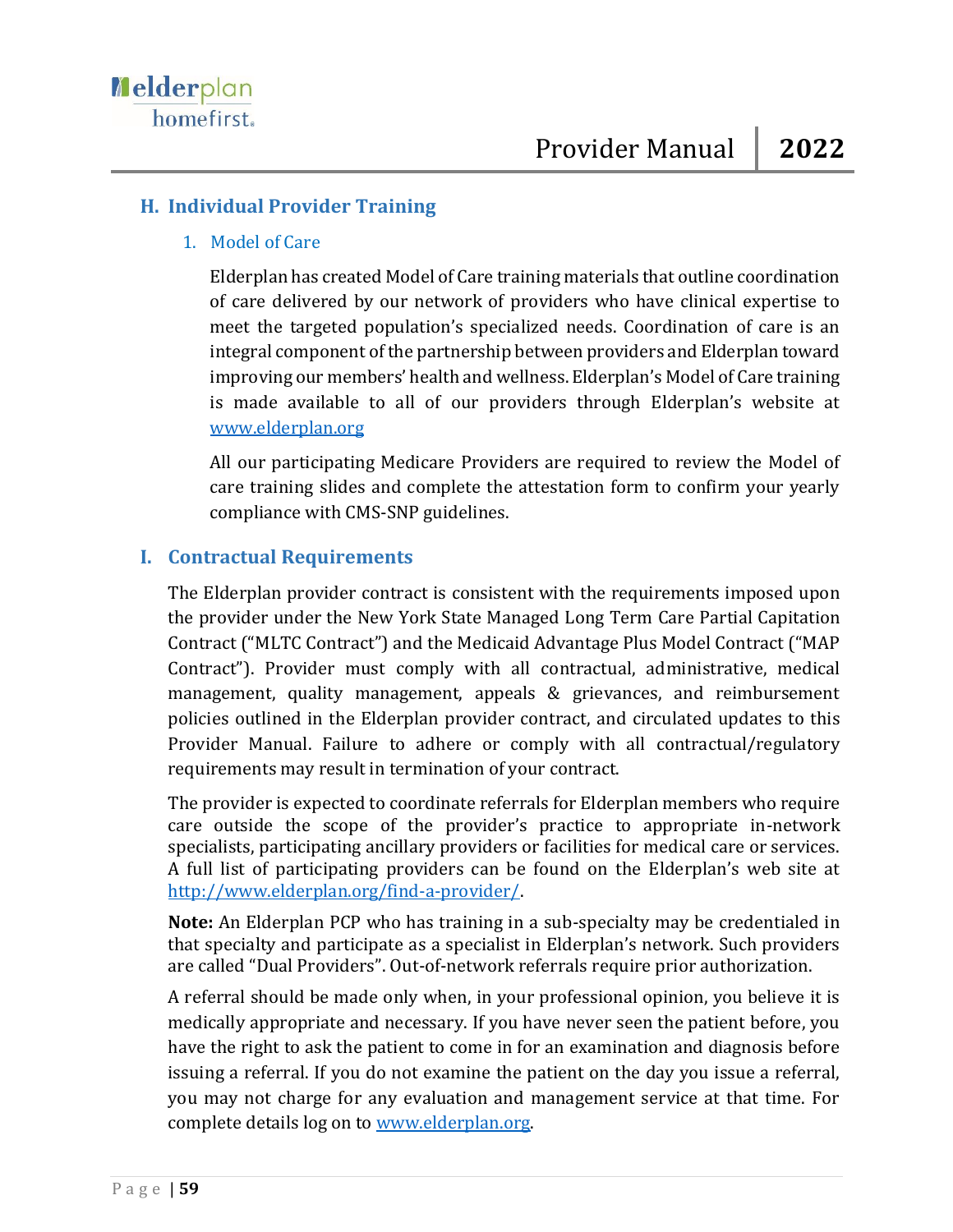## H. Individual Provider Training

### 1. Model of Care

Elderplan has created Model of Care training materials that outline coordination of care delivered by our network of providers who have clinical expertise to meet the targeted population's specialized needs. Coordination of care is an integral component of the partnership between providers and Elderplan toward improving our members' health and wellness. Elderplan's Model of Care training is made available to all of our providers through Elderplan's website at [www.elderplan.org](http://www.elderplan.org)

All our participating Medicare Providers are required to review the Model of care training slides and complete the attestation form to confirm your yearly compliance with CMS-SNP guidelines.

## I. Contractual Requirements

The Elderplan provider contract is consistent with the requirements imposed upon the provider under the New York State Managed Long Term Care Partial Capitation Contract ("MLTC Contract") and the Medicaid Advantage Plus Model Contract ("MAP Contract"). Provider must comply with all contractual, administrative, medical management, quality management, appeals & grievances, and reimbursement policies outlined in the Elderplan provider contract, and circulated updates to this Provider Manual. Failure to adhere or comply with all contractual/regulatory requirements may result in termination of your contract.

The provider is expected to coordinate referrals for Elderplan members who require care outside the scope of the provider's practice to appropriate in-network specialists, participating ancillary providers or facilities for medical care or services. A full list of participating providers can be found on the Elderplan's web site at [http://www.elderplan.org/find-a-provider/](http://www.elderplan.org/find-a-provider/).

**Note:** An Elderplan PCP who has training in a sub-specialty may be credentialed in that specialty and participate as a specialist in Elderplan's network. Such providers are called "Dual Providers". Out-of-network referrals require prior authorization.

A referral should be made only when, in your professional opinion, you believe it is medically appropriate and necessary. If you have never seen the patient before, you have the right to ask the patient to come in for an examination and diagnosis before issuing a referral. If you do not examine the patient on the day you issue a referral, you may not charge for any evaluation and management service at that time. For complete details log on to [www.elderplan.org](http://www.elderplan.org).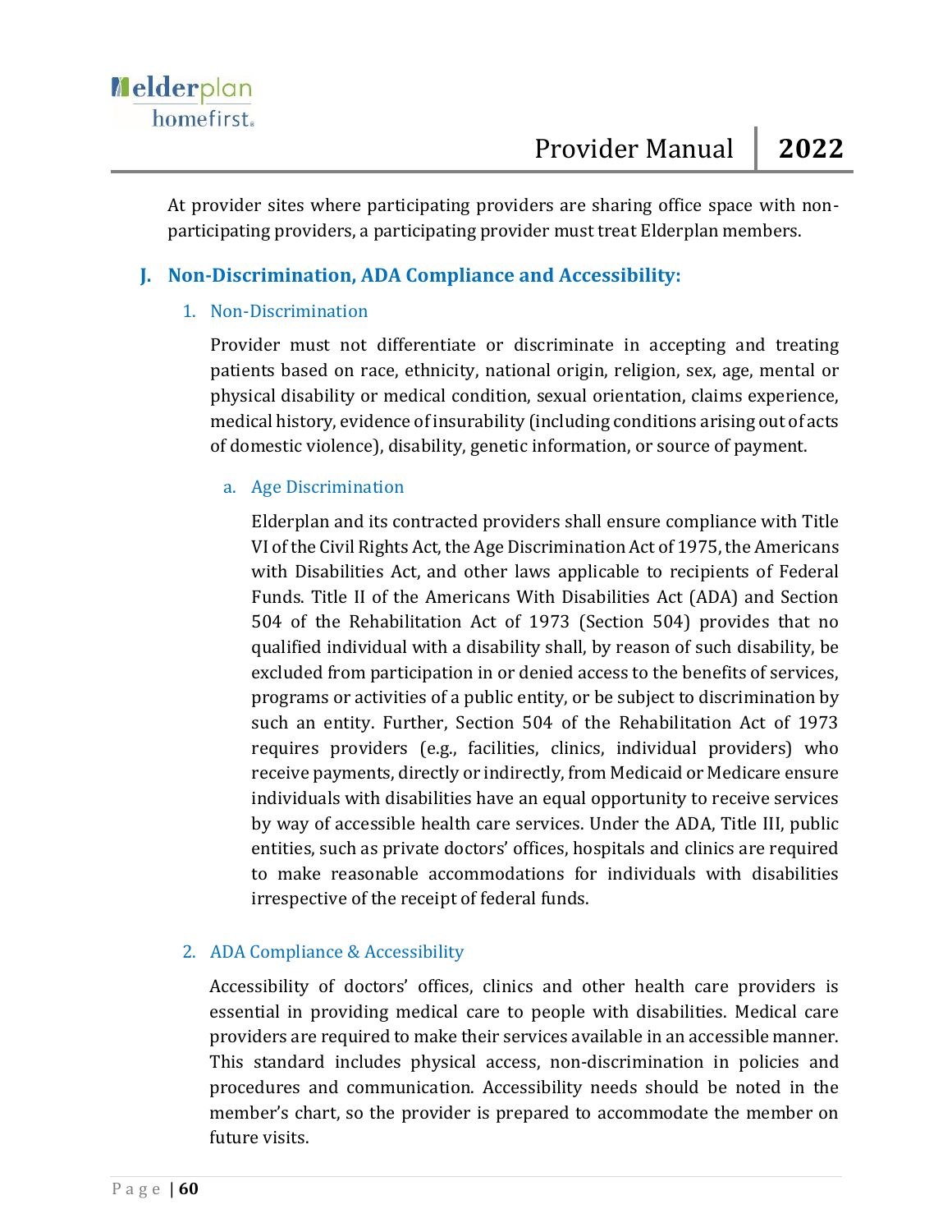At provider sites where participating providers are sharing office space with non-participating providers, a participating provider must treat Elderplan members.

## J. Non-Discrimination, ADA Compliance and Accessibility:

### 1. Non-Discrimination

Provider must not differentiate or discriminate in accepting and treating patients based on race, ethnicity, national origin, religion, sex, age, mental or physical disability or medical condition, sexual orientation, claims experience, medical history, evidence of insurability (including conditions arising out of acts of domestic violence), disability, genetic information, or source of payment.

#### a. Age Discrimination

Elderplan and its contracted providers shall ensure compliance with Title VI of the Civil Rights Act, the Age Discrimination Act of 1975, the Americans with Disabilities Act, and other laws applicable to recipients of Federal Funds. Title II of the Americans With Disabilities Act (ADA) and Section 504 of the Rehabilitation Act of 1973 (Section 504) provides that no qualified individual with a disability shall, by reason of such disability, be excluded from participation in or denied access to the benefits of services, programs or activities of a public entity, or be subject to discrimination by such an entity. Further, Section 504 of the Rehabilitation Act of 1973 requires providers (e.g., facilities, clinics, individual providers) who receive payments, directly or indirectly, from Medicaid or Medicare ensure individuals with disabilities have an equal opportunity to receive services by way of accessible health care services. Under the ADA, Title III, public entities, such as private doctors' offices, hospitals and clinics are required to make reasonable accommodations for individuals with disabilities irrespective of the receipt of federal funds.

### 2. ADA Compliance & Accessibility

Accessibility of doctors' offices, clinics and other health care providers is essential in providing medical care to people with disabilities. Medical care providers are required to make their services available in an accessible manner. This standard includes physical access, non-discrimination in policies and procedures and communication. Accessibility needs should be noted in the member's chart, so the provider is prepared to accommodate the member on future visits.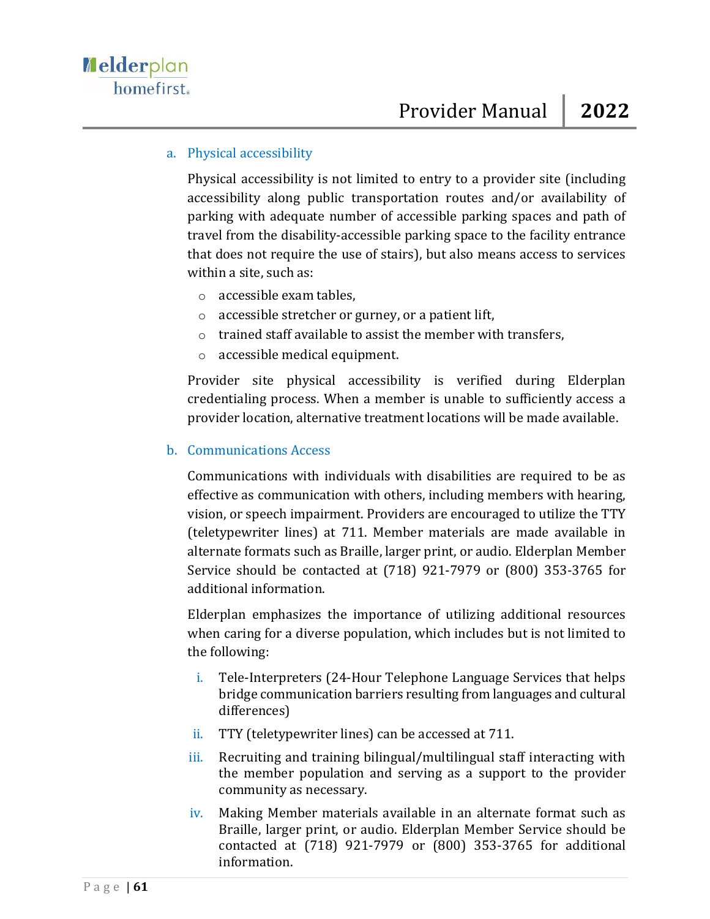a. Physical accessibility

Physical accessibility is not limited to entry to a provider site (including accessibility along public transportation routes and/or availability of parking with adequate number of accessible parking spaces and path of travel from the disability-accessible parking space to the facility entrance that does not require the use of stairs), but also means access to services within a site, such as:

- accessible exam tables,
- accessible stretcher or gurney, or a patient lift,
- trained staff available to assist the member with transfers,
- accessible medical equipment.

Provider site physical accessibility is verified during Elderplan credentialing process. When a member is unable to sufficiently access a provider location, alternative treatment locations will be made available.

b. Communications Access

Communications with individuals with disabilities are required to be as effective as communication with others, including members with hearing, vision, or speech impairment. Providers are encouraged to utilize the TTY (teletypewriter lines) at 711. Member materials are made available in alternate formats such as Braille, larger print, or audio. Elderplan Member Service should be contacted at (718) 921-7979 or (800) 353-3765 for additional information.

Elderplan emphasizes the importance of utilizing additional resources when caring for a diverse population, which includes but is not limited to the following:

i. Tele-Interpreters (24-Hour Telephone Language Services that helps bridge communication barriers resulting from languages and cultural differences)

ii. TTY (teletypewriter lines) can be accessed at 711.

iii. Recruiting and training bilingual/multilingual staff interacting with the member population and serving as a support to the provider community as necessary.

iv. Making Member materials available in an alternate format such as Braille, larger print, or audio. Elderplan Member Service should be contacted at (718) 921-7979 or (800) 353-3765 for additional information.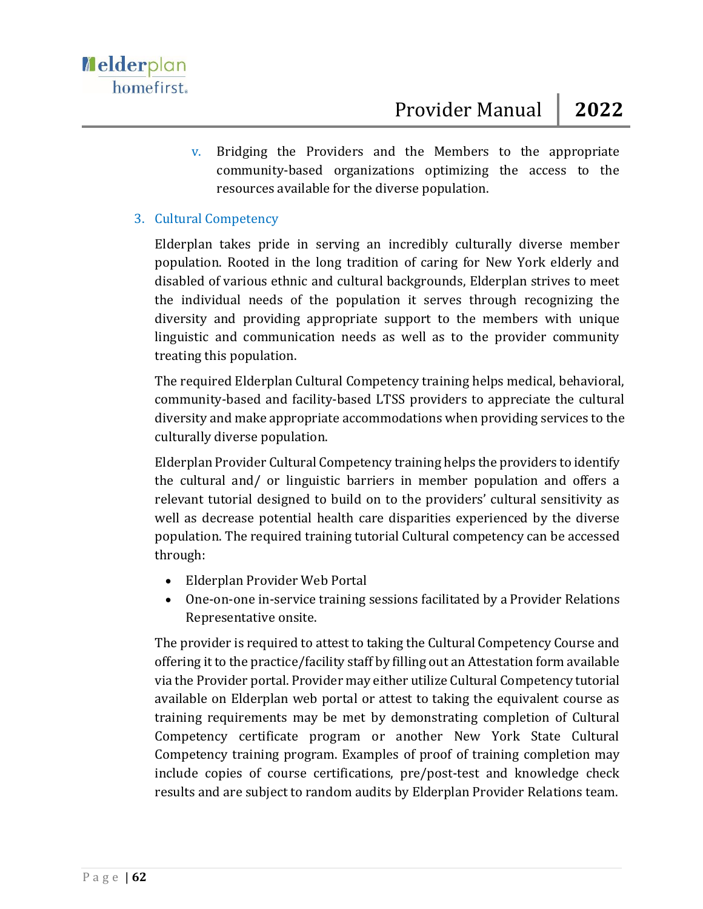v. Bridging the Providers and the Members to the appropriate community-based organizations optimizing the access to the resources available for the diverse population.

### 3. Cultural Competency

Elderplan takes pride in serving an incredibly culturally diverse member population. Rooted in the long tradition of caring for New York elderly and disabled of various ethnic and cultural backgrounds, Elderplan strives to meet the individual needs of the population it serves through recognizing the diversity and providing appropriate support to the members with unique linguistic and communication needs as well as to the provider community treating this population.

The required Elderplan Cultural Competency training helps medical, behavioral, community-based and facility-based LTSS providers to appreciate the cultural diversity and make appropriate accommodations when providing services to the culturally diverse population.

Elderplan Provider Cultural Competency training helps the providers to identify the cultural and/ or linguistic barriers in member population and offers a relevant tutorial designed to build on to the providers' cultural sensitivity as well as decrease potential health care disparities experienced by the diverse population. The required training tutorial Cultural competency can be accessed through:

- Elderplan Provider Web Portal
- One-on-one in-service training sessions facilitated by a Provider Relations Representative onsite.

The provider is required to attest to taking the Cultural Competency Course and offering it to the practice/facility staff by filling out an Attestation form available via the Provider portal. Provider may either utilize Cultural Competency tutorial available on Elderplan web portal or attest to taking the equivalent course as training requirements may be met by demonstrating completion of Cultural Competency certificate program or another New York State Cultural Competency training program. Examples of proof of training completion may include copies of course certifications, pre/post-test and knowledge check results and are subject to random audits by Elderplan Provider Relations team.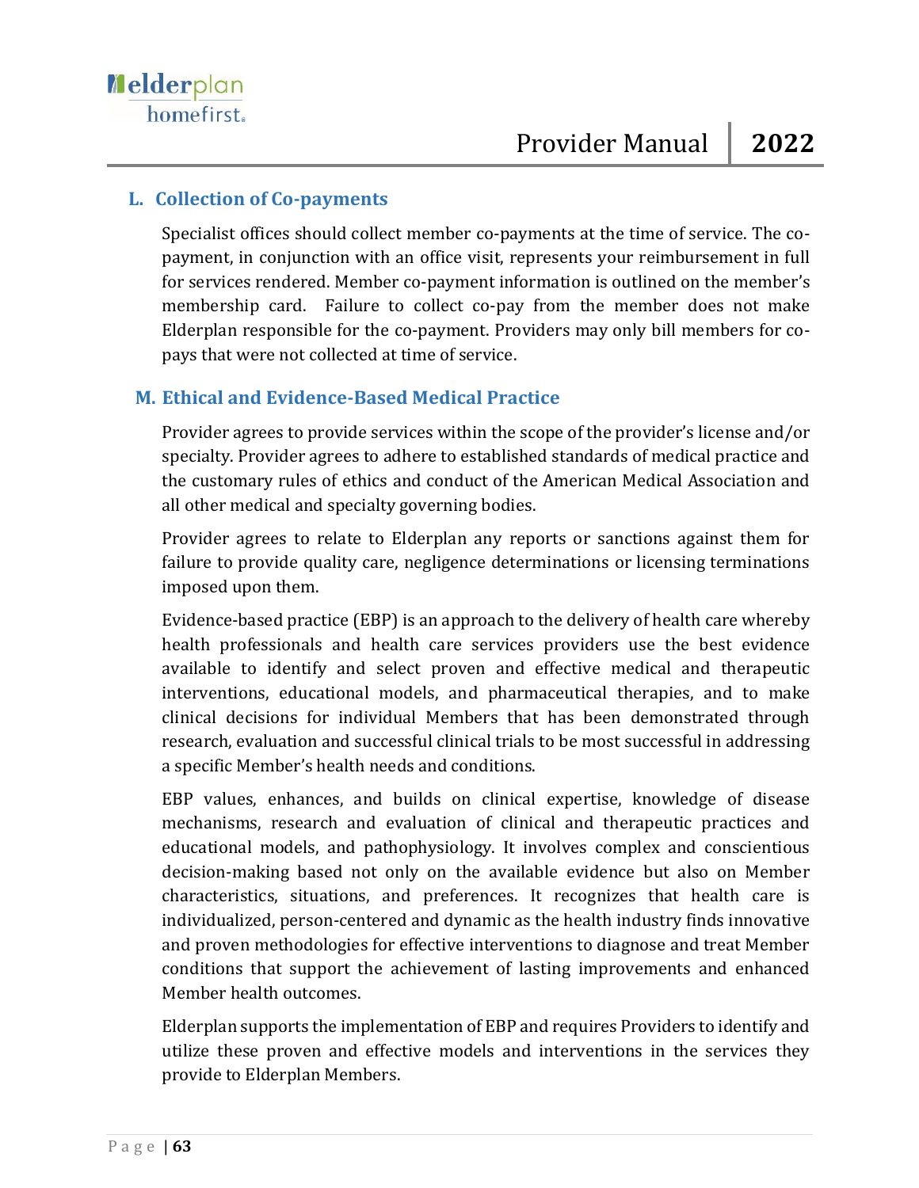## L. Collection of Co-payments

Specialist offices should collect member co-payments at the time of service. The co-payment, in conjunction with an office visit, represents your reimbursement in full for services rendered. Member co-payment information is outlined on the member's membership card.  Failure to collect co-pay from the member does not make Elderplan responsible for the co-payment. Providers may only bill members for co-pays that were not collected at time of service.

## M. Ethical and Evidence-Based Medical Practice

Provider agrees to provide services within the scope of the provider's license and/or specialty. Provider agrees to adhere to established standards of medical practice and the customary rules of ethics and conduct of the American Medical Association and all other medical and specialty governing bodies.

Provider agrees to relate to Elderplan any reports or sanctions against them for failure to provide quality care, negligence determinations or licensing terminations imposed upon them.

Evidence-based practice (EBP) is an approach to the delivery of health care whereby health professionals and health care services providers use the best evidence available to identify and select proven and effective medical and therapeutic interventions, educational models, and pharmaceutical therapies, and to make clinical decisions for individual Members that has been demonstrated through research, evaluation and successful clinical trials to be most successful in addressing a specific Member's health needs and conditions.

EBP values, enhances, and builds on clinical expertise, knowledge of disease mechanisms, research and evaluation of clinical and therapeutic practices and educational models, and pathophysiology. It involves complex and conscientious decision-making based not only on the available evidence but also on Member characteristics, situations, and preferences. It recognizes that health care is individualized, person-centered and dynamic as the health industry finds innovative and proven methodologies for effective interventions to diagnose and treat Member conditions that support the achievement of lasting improvements and enhanced Member health outcomes.

Elderplan supports the implementation of EBP and requires Providers to identify and utilize these proven and effective models and interventions in the services they provide to Elderplan Members.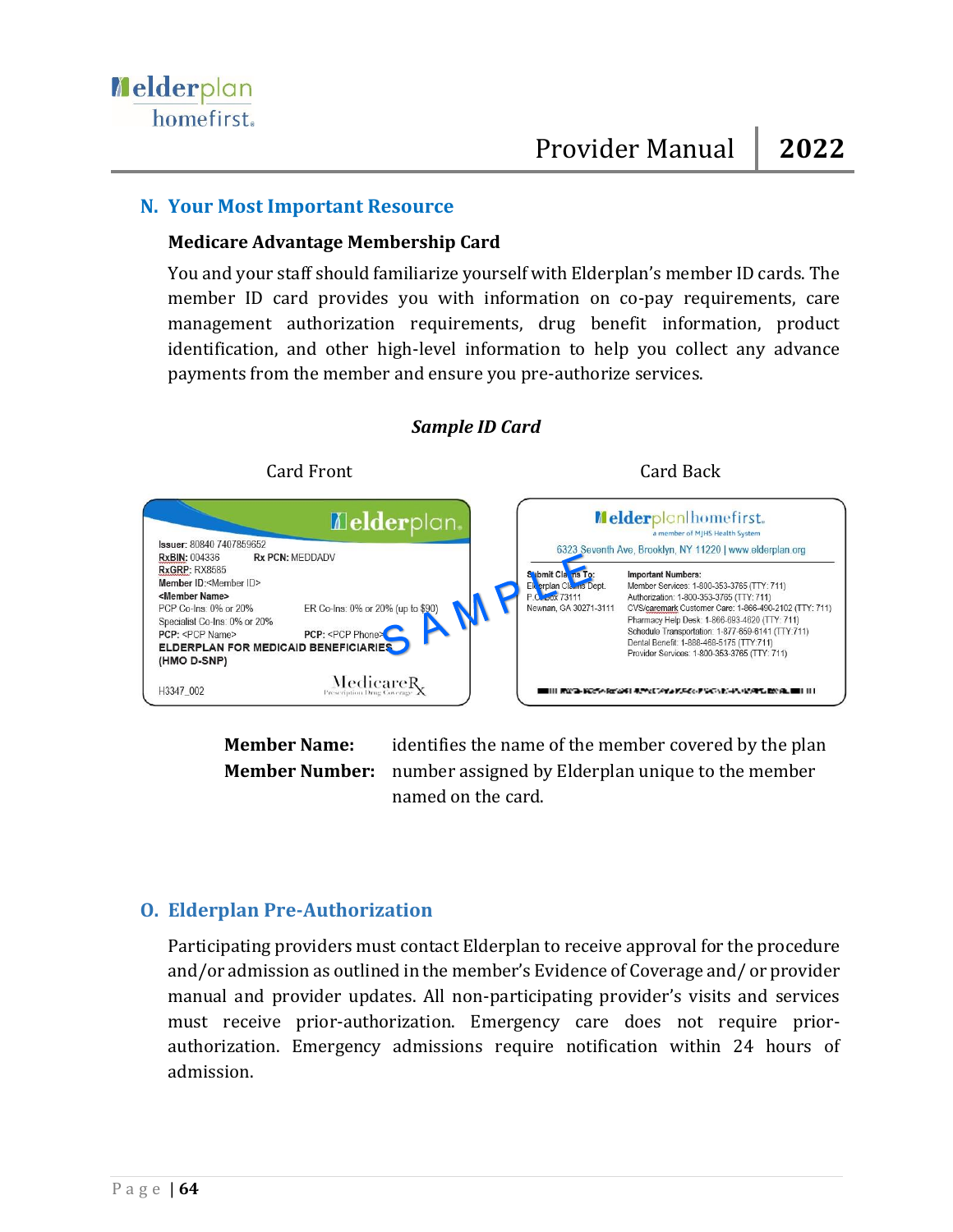## N. Your Most Important Resource

### Medicare Advantage Membership Card

You and your staff should familiarize yourself with Elderplan's member ID cards. The member ID card provides you with information on co-pay requirements, care management authorization requirements, drug benefit information, product identification, and other high-level information to help you collect any advance payments from the member and ensure you pre-authorize services.

***Sample ID Card***

Card Front | Card Back

**Card Front:**

elderplan.

Issuer: 80840 7407859652
RxBIN: 004336 Rx PCN: MEDDADV
RxGRP: RX8585
Member ID:<Member ID>
<Member Name>
PCP Co-Ins: 0% or 20% ER Co-Ins: 0% or 20% (up to $90)
Specialist Co-Ins: 0% or 20%
PCP: <PCP Name> PCP: <PCP Phone>
ELDERPLAN FOR MEDICAID BENEFICIARIES
(HMO D-SNP)
H3347_002 MedicareRx Prescription Drug Coverage

SAMPLE

**Card Back:**

elderplan | homefirst. a member of MJHS Health System

6323 Seventh Ave, Brooklyn, NY 11220 | www.elderplan.org

Submit Claims To:
Elderplan Claims Dept.
P.O. Box 73111
Newnan, GA 30271-3111

Important Numbers:
Member Services: 1-800-353-3765 (TTY: 711)
Authorization: 1-800-353-3765 (TTY: 711)
CVS/caremark Customer Care: 1-866-490-2102 (TTY: 711)
Pharmacy Help Desk: 1-866-693-4620 (TTY: 711)
Schedule Transportation: 1-877-659-6141 (TTY: 711)
Dental Benefit: 1-888-468-5175 (TTY:711)
Provider Services: 1-800-353-3765 (TTY: 711)

**Member Name:** identifies the name of the member covered by the plan

**Member Number:** number assigned by Elderplan unique to the member named on the card.

## O. Elderplan Pre-Authorization

Participating providers must contact Elderplan to receive approval for the procedure and/or admission as outlined in the member's Evidence of Coverage and/ or provider manual and provider updates. All non-participating provider's visits and services must receive prior-authorization. Emergency care does not require prior-authorization. Emergency admissions require notification within 24 hours of admission.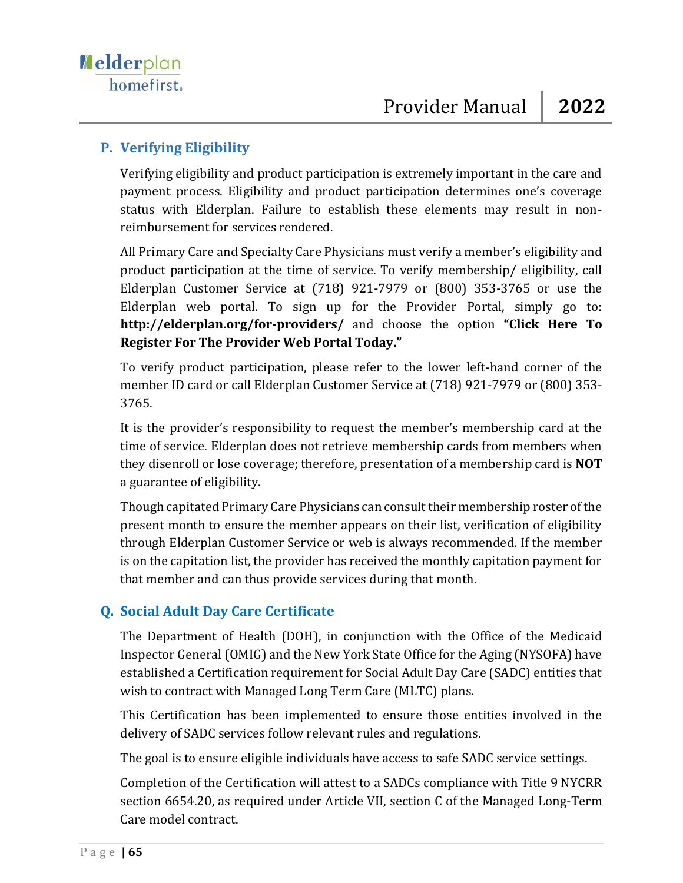## P. Verifying Eligibility

Verifying eligibility and product participation is extremely important in the care and payment process. Eligibility and product participation determines one's coverage status with Elderplan. Failure to establish these elements may result in non-reimbursement for services rendered.

All Primary Care and Specialty Care Physicians must verify a member's eligibility and product participation at the time of service. To verify membership/ eligibility, call Elderplan Customer Service at (718) 921-7979 or (800) 353-3765 or use the Elderplan web portal. To sign up for the Provider Portal, simply go to: **http://elderplan.org/for-providers/** and choose the option **"Click Here To Register For The Provider Web Portal Today."**

To verify product participation, please refer to the lower left-hand corner of the member ID card or call Elderplan Customer Service at (718) 921-7979 or (800) 353-3765.

It is the provider's responsibility to request the member's membership card at the time of service. Elderplan does not retrieve membership cards from members when they disenroll or lose coverage; therefore, presentation of a membership card is **NOT** a guarantee of eligibility.

Though capitated Primary Care Physicians can consult their membership roster of the present month to ensure the member appears on their list, verification of eligibility through Elderplan Customer Service or web is always recommended. If the member is on the capitation list, the provider has received the monthly capitation payment for that member and can thus provide services during that month.

## Q. Social Adult Day Care Certificate

The Department of Health (DOH), in conjunction with the Office of the Medicaid Inspector General (OMIG) and the New York State Office for the Aging (NYSOFA) have established a Certification requirement for Social Adult Day Care (SADC) entities that wish to contract with Managed Long Term Care (MLTC) plans.

This Certification has been implemented to ensure those entities involved in the delivery of SADC services follow relevant rules and regulations.

The goal is to ensure eligible individuals have access to safe SADC service settings.

Completion of the Certification will attest to a SADCs compliance with Title 9 NYCRR section 6654.20, as required under Article VII, section C of the Managed Long-Term Care model contract.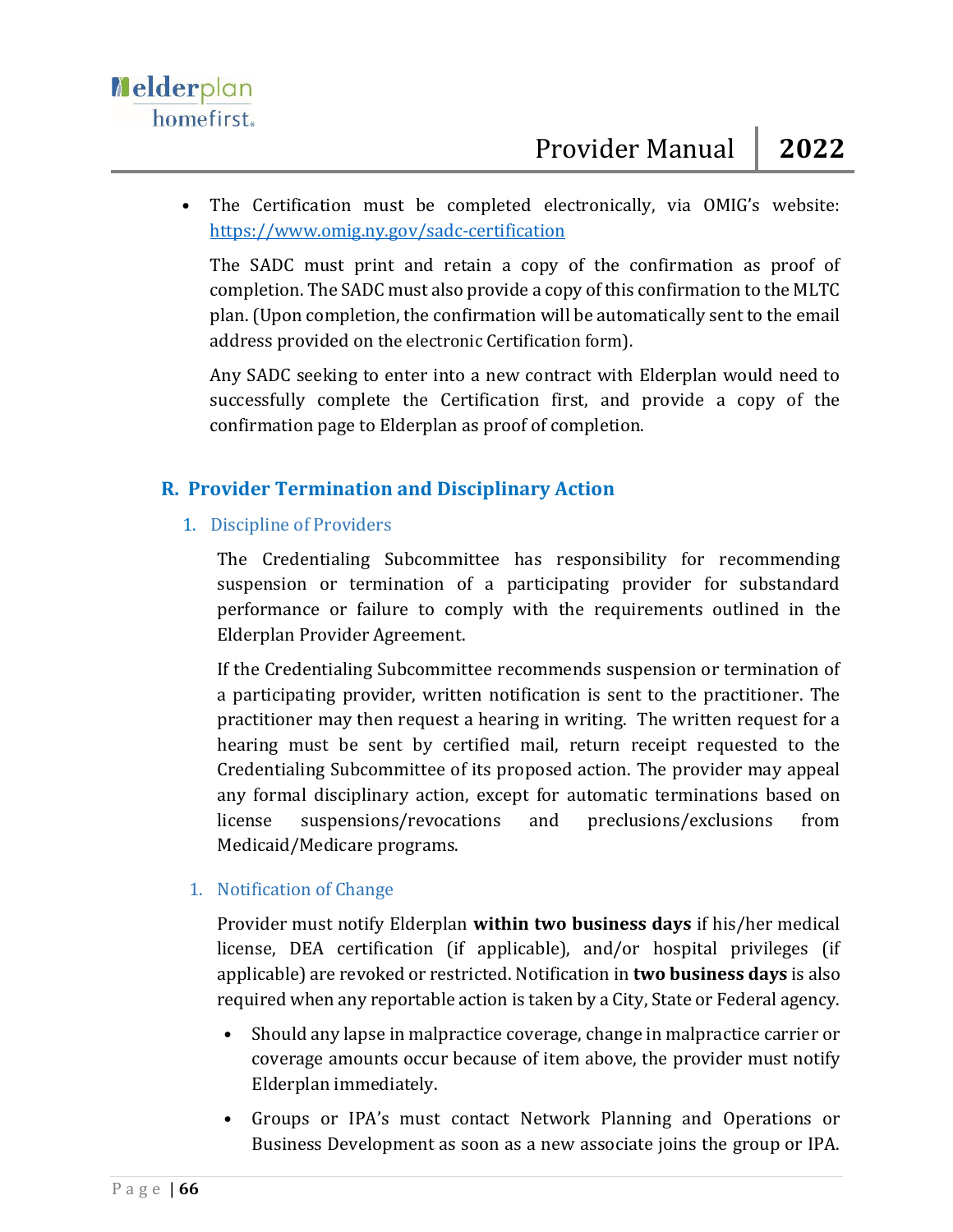- The Certification must be completed electronically, via OMIG's website: https://www.omig.ny.gov/sadc-certification

  The SADC must print and retain a copy of the confirmation as proof of completion. The SADC must also provide a copy of this confirmation to the MLTC plan. (Upon completion, the confirmation will be automatically sent to the email address provided on the electronic Certification form).

  Any SADC seeking to enter into a new contract with Elderplan would need to successfully complete the Certification first, and provide a copy of the confirmation page to Elderplan as proof of completion.

## R. Provider Termination and Disciplinary Action

### 1. Discipline of Providers

The Credentialing Subcommittee has responsibility for recommending suspension or termination of a participating provider for substandard performance or failure to comply with the requirements outlined in the Elderplan Provider Agreement.

If the Credentialing Subcommittee recommends suspension or termination of a participating provider, written notification is sent to the practitioner. The practitioner may then request a hearing in writing. The written request for a hearing must be sent by certified mail, return receipt requested to the Credentialing Subcommittee of its proposed action. The provider may appeal any formal disciplinary action, except for automatic terminations based on license suspensions/revocations and preclusions/exclusions from Medicaid/Medicare programs.

### 1. Notification of Change

Provider must notify Elderplan **within two business days** if his/her medical license, DEA certification (if applicable), and/or hospital privileges (if applicable) are revoked or restricted. Notification in **two business days** is also required when any reportable action is taken by a City, State or Federal agency.

- Should any lapse in malpractice coverage, change in malpractice carrier or coverage amounts occur because of item above, the provider must notify Elderplan immediately.
- Groups or IPA's must contact Network Planning and Operations or Business Development as soon as a new associate joins the group or IPA.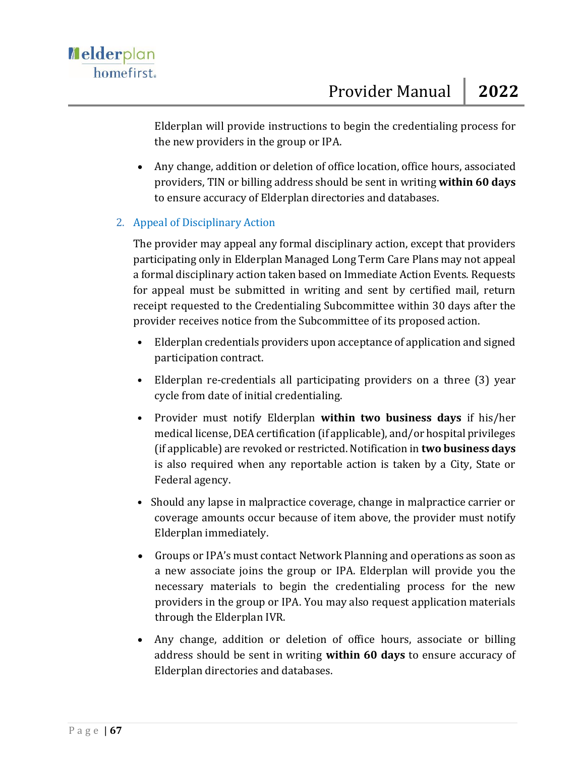Elderplan will provide instructions to begin the credentialing process for the new providers in the group or IPA.

- Any change, addition or deletion of office location, office hours, associated providers, TIN or billing address should be sent in writing **within 60 days** to ensure accuracy of Elderplan directories and databases.

2. Appeal of Disciplinary Action

The provider may appeal any formal disciplinary action, except that providers participating only in Elderplan Managed Long Term Care Plans may not appeal a formal disciplinary action taken based on Immediate Action Events. Requests for appeal must be submitted in writing and sent by certified mail, return receipt requested to the Credentialing Subcommittee within 30 days after the provider receives notice from the Subcommittee of its proposed action.

- Elderplan credentials providers upon acceptance of application and signed participation contract.
- Elderplan re-credentials all participating providers on a three (3) year cycle from date of initial credentialing.
- Provider must notify Elderplan **within two business days** if his/her medical license, DEA certification (if applicable), and/or hospital privileges (if applicable) are revoked or restricted. Notification in **two business days** is also required when any reportable action is taken by a City, State or Federal agency.
- Should any lapse in malpractice coverage, change in malpractice carrier or coverage amounts occur because of item above, the provider must notify Elderplan immediately.
- Groups or IPA's must contact Network Planning and operations as soon as a new associate joins the group or IPA. Elderplan will provide you the necessary materials to begin the credentialing process for the new providers in the group or IPA. You may also request application materials through the Elderplan IVR.
- Any change, addition or deletion of office hours, associate or billing address should be sent in writing **within 60 days** to ensure accuracy of Elderplan directories and databases.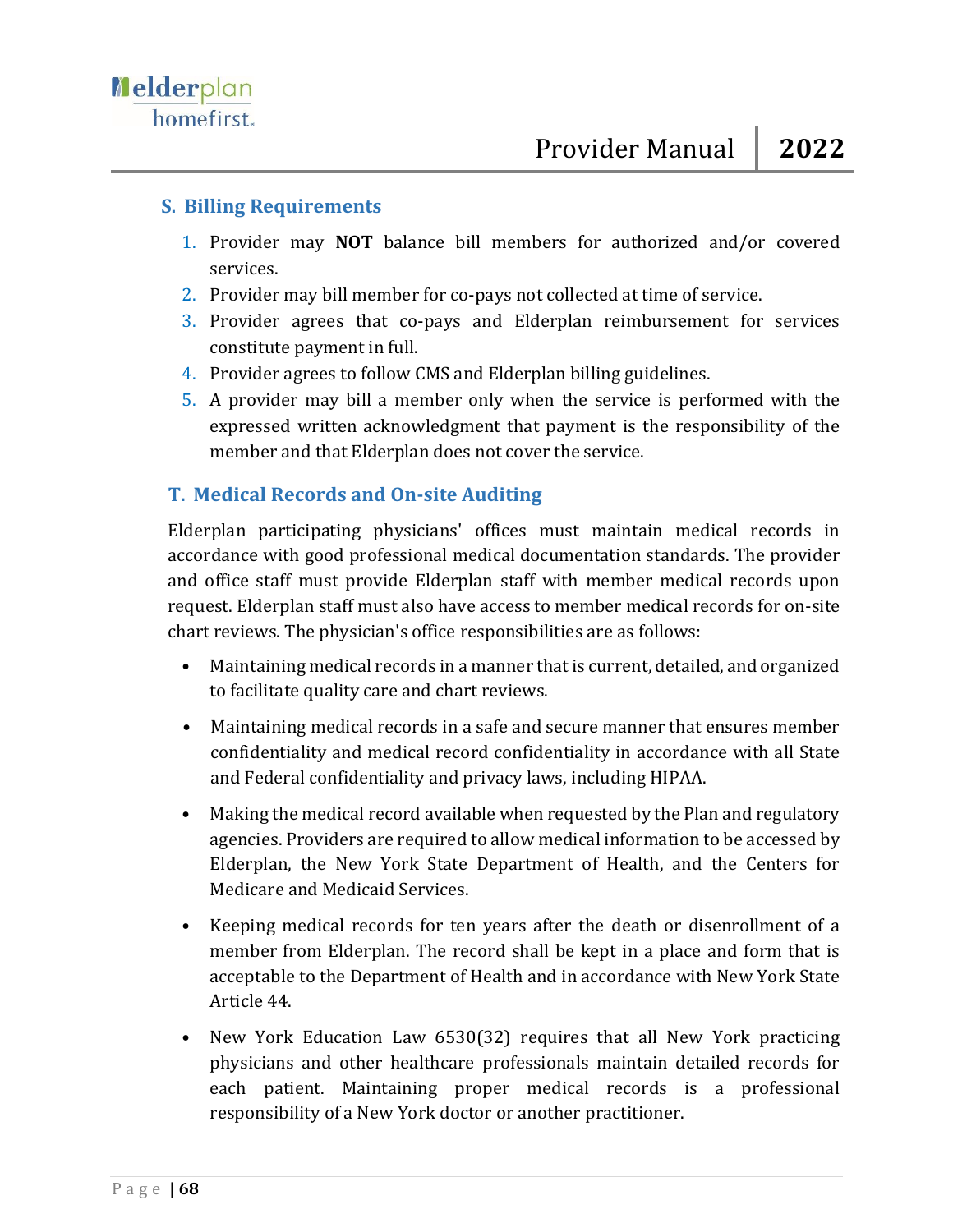## S. Billing Requirements

1. Provider may **NOT** balance bill members for authorized and/or covered services.
2. Provider may bill member for co-pays not collected at time of service.
3. Provider agrees that co-pays and Elderplan reimbursement for services constitute payment in full.
4. Provider agrees to follow CMS and Elderplan billing guidelines.
5. A provider may bill a member only when the service is performed with the expressed written acknowledgment that payment is the responsibility of the member and that Elderplan does not cover the service.

## T. Medical Records and On-site Auditing

Elderplan participating physicians' offices must maintain medical records in accordance with good professional medical documentation standards. The provider and office staff must provide Elderplan staff with member medical records upon request. Elderplan staff must also have access to member medical records for on-site chart reviews. The physician's office responsibilities are as follows:

- Maintaining medical records in a manner that is current, detailed, and organized to facilitate quality care and chart reviews.
- Maintaining medical records in a safe and secure manner that ensures member confidentiality and medical record confidentiality in accordance with all State and Federal confidentiality and privacy laws, including HIPAA.
- Making the medical record available when requested by the Plan and regulatory agencies. Providers are required to allow medical information to be accessed by Elderplan, the New York State Department of Health, and the Centers for Medicare and Medicaid Services.
- Keeping medical records for ten years after the death or disenrollment of a member from Elderplan. The record shall be kept in a place and form that is acceptable to the Department of Health and in accordance with New York State Article 44.
- New York Education Law 6530(32) requires that all New York practicing physicians and other healthcare professionals maintain detailed records for each patient. Maintaining proper medical records is a professional responsibility of a New York doctor or another practitioner.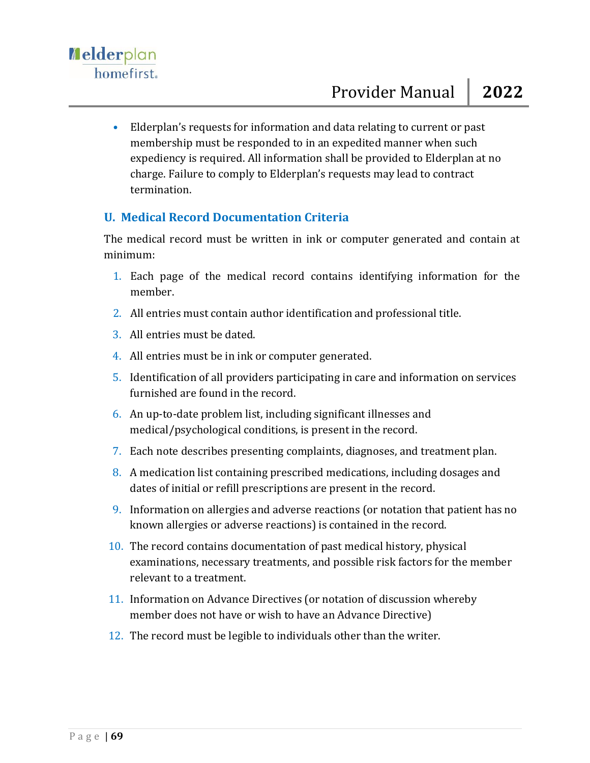- Elderplan's requests for information and data relating to current or past membership must be responded to in an expedited manner when such expediency is required. All information shall be provided to Elderplan at no charge. Failure to comply to Elderplan's requests may lead to contract termination.

## U. Medical Record Documentation Criteria

The medical record must be written in ink or computer generated and contain at minimum:

1. Each page of the medical record contains identifying information for the member.
2. All entries must contain author identification and professional title.
3. All entries must be dated.
4. All entries must be in ink or computer generated.
5. Identification of all providers participating in care and information on services furnished are found in the record.
6. An up-to-date problem list, including significant illnesses and medical/psychological conditions, is present in the record.
7. Each note describes presenting complaints, diagnoses, and treatment plan.
8. A medication list containing prescribed medications, including dosages and dates of initial or refill prescriptions are present in the record.
9. Information on allergies and adverse reactions (or notation that patient has no known allergies or adverse reactions) is contained in the record.
10. The record contains documentation of past medical history, physical examinations, necessary treatments, and possible risk factors for the member relevant to a treatment.
11. Information on Advance Directives (or notation of discussion whereby member does not have or wish to have an Advance Directive)
12. The record must be legible to individuals other than the writer.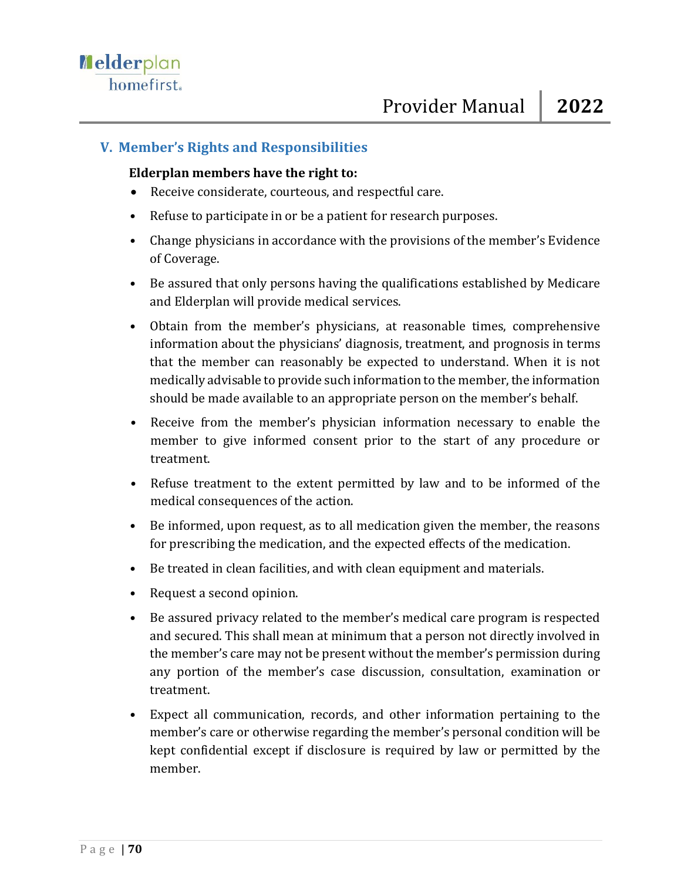## V. Member's Rights and Responsibilities

**Elderplan members have the right to:**

- Receive considerate, courteous, and respectful care.
- Refuse to participate in or be a patient for research purposes.
- Change physicians in accordance with the provisions of the member's Evidence of Coverage.
- Be assured that only persons having the qualifications established by Medicare and Elderplan will provide medical services.
- Obtain from the member's physicians, at reasonable times, comprehensive information about the physicians' diagnosis, treatment, and prognosis in terms that the member can reasonably be expected to understand. When it is not medically advisable to provide such information to the member, the information should be made available to an appropriate person on the member's behalf.
- Receive from the member's physician information necessary to enable the member to give informed consent prior to the start of any procedure or treatment.
- Refuse treatment to the extent permitted by law and to be informed of the medical consequences of the action.
- Be informed, upon request, as to all medication given the member, the reasons for prescribing the medication, and the expected effects of the medication.
- Be treated in clean facilities, and with clean equipment and materials.
- Request a second opinion.
- Be assured privacy related to the member's medical care program is respected and secured. This shall mean at minimum that a person not directly involved in the member's care may not be present without the member's permission during any portion of the member's case discussion, consultation, examination or treatment.
- Expect all communication, records, and other information pertaining to the member's care or otherwise regarding the member's personal condition will be kept confidential except if disclosure is required by law or permitted by the member.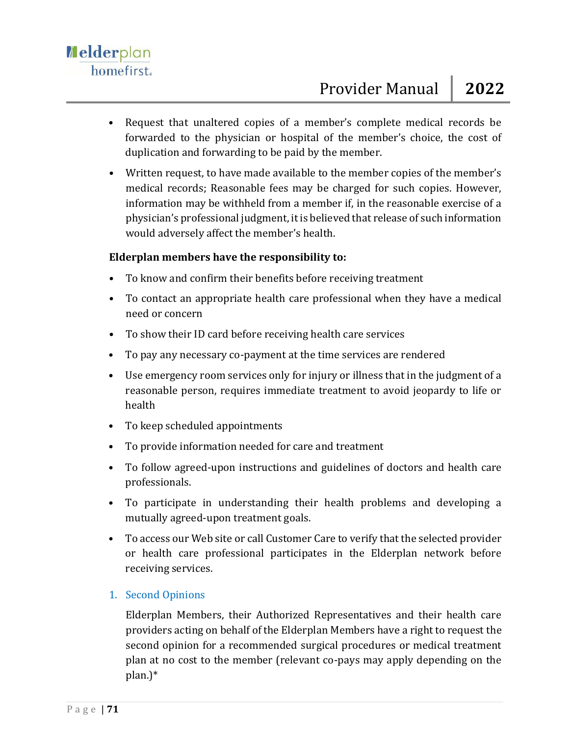- Request that unaltered copies of a member's complete medical records be forwarded to the physician or hospital of the member's choice, the cost of duplication and forwarding to be paid by the member.
- Written request, to have made available to the member copies of the member's medical records; Reasonable fees may be charged for such copies. However, information may be withheld from a member if, in the reasonable exercise of a physician's professional judgment, it is believed that release of such information would adversely affect the member's health.

**Elderplan members have the responsibility to:**

- To know and confirm their benefits before receiving treatment
- To contact an appropriate health care professional when they have a medical need or concern
- To show their ID card before receiving health care services
- To pay any necessary co-payment at the time services are rendered
- Use emergency room services only for injury or illness that in the judgment of a reasonable person, requires immediate treatment to avoid jeopardy to life or health
- To keep scheduled appointments
- To provide information needed for care and treatment
- To follow agreed-upon instructions and guidelines of doctors and health care professionals.
- To participate in understanding their health problems and developing a mutually agreed-upon treatment goals.
- To access our Web site or call Customer Care to verify that the selected provider or health care professional participates in the Elderplan network before receiving services.

### 1. Second Opinions

Elderplan Members, their Authorized Representatives and their health care providers acting on behalf of the Elderplan Members have a right to request the second opinion for a recommended surgical procedures or medical treatment plan at no cost to the member (relevant co-pays may apply depending on the plan.)*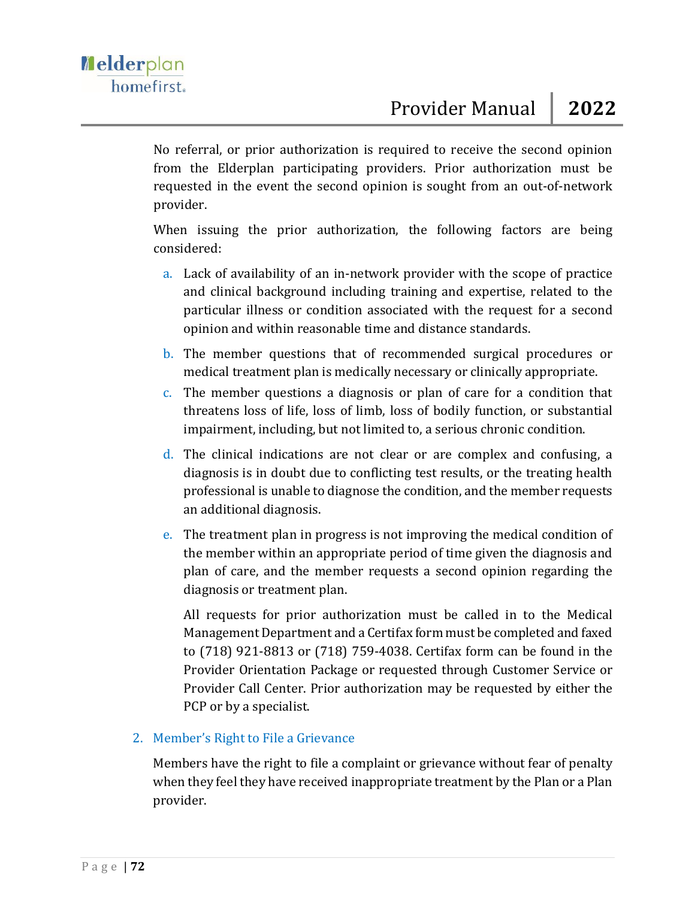No referral, or prior authorization is required to receive the second opinion from the Elderplan participating providers. Prior authorization must be requested in the event the second opinion is sought from an out-of-network provider.

When issuing the prior authorization, the following factors are being considered:

a. Lack of availability of an in-network provider with the scope of practice and clinical background including training and expertise, related to the particular illness or condition associated with the request for a second opinion and within reasonable time and distance standards.

b. The member questions that of recommended surgical procedures or medical treatment plan is medically necessary or clinically appropriate.

c. The member questions a diagnosis or plan of care for a condition that threatens loss of life, loss of limb, loss of bodily function, or substantial impairment, including, but not limited to, a serious chronic condition.

d. The clinical indications are not clear or are complex and confusing, a diagnosis is in doubt due to conflicting test results, or the treating health professional is unable to diagnose the condition, and the member requests an additional diagnosis.

e. The treatment plan in progress is not improving the medical condition of the member within an appropriate period of time given the diagnosis and plan of care, and the member requests a second opinion regarding the diagnosis or treatment plan.

   All requests for prior authorization must be called in to the Medical Management Department and a Certifax form must be completed and faxed to (718) 921-8813 or (718) 759-4038. Certifax form can be found in the Provider Orientation Package or requested through Customer Service or Provider Call Center. Prior authorization may be requested by either the PCP or by a specialist.

## 2. Member's Right to File a Grievance

Members have the right to file a complaint or grievance without fear of penalty when they feel they have received inappropriate treatment by the Plan or a Plan provider.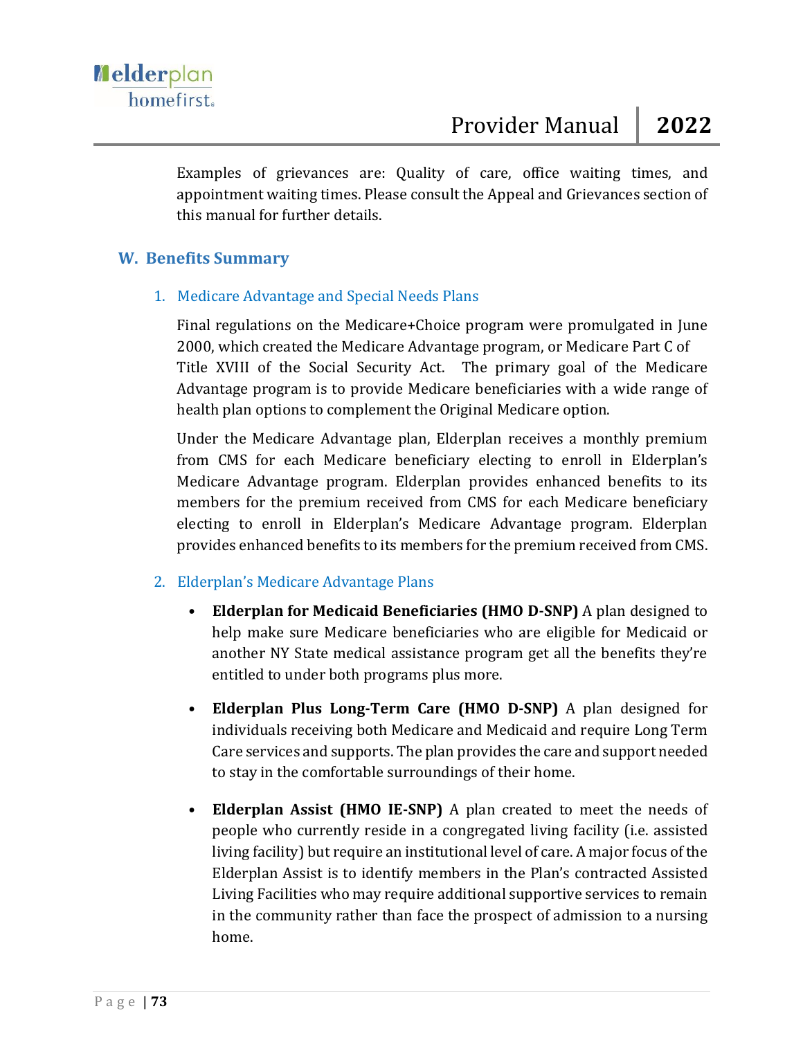Examples of grievances are: Quality of care, office waiting times, and appointment waiting times. Please consult the Appeal and Grievances section of this manual for further details.

## W. Benefits Summary

### 1. Medicare Advantage and Special Needs Plans

Final regulations on the Medicare+Choice program were promulgated in June 2000, which created the Medicare Advantage program, or Medicare Part C of Title XVIII of the Social Security Act. The primary goal of the Medicare Advantage program is to provide Medicare beneficiaries with a wide range of health plan options to complement the Original Medicare option.

Under the Medicare Advantage plan, Elderplan receives a monthly premium from CMS for each Medicare beneficiary electing to enroll in Elderplan's Medicare Advantage program. Elderplan provides enhanced benefits to its members for the premium received from CMS for each Medicare beneficiary electing to enroll in Elderplan's Medicare Advantage program. Elderplan provides enhanced benefits to its members for the premium received from CMS.

### 2. Elderplan's Medicare Advantage Plans

- **Elderplan for Medicaid Beneficiaries (HMO D-SNP)** A plan designed to help make sure Medicare beneficiaries who are eligible for Medicaid or another NY State medical assistance program get all the benefits they're entitled to under both programs plus more.

- **Elderplan Plus Long-Term Care (HMO D-SNP)** A plan designed for individuals receiving both Medicare and Medicaid and require Long Term Care services and supports. The plan provides the care and support needed to stay in the comfortable surroundings of their home.

- **Elderplan Assist (HMO IE-SNP)** A plan created to meet the needs of people who currently reside in a congregated living facility (i.e. assisted living facility) but require an institutional level of care. A major focus of the Elderplan Assist is to identify members in the Plan's contracted Assisted Living Facilities who may require additional supportive services to remain in the community rather than face the prospect of admission to a nursing home.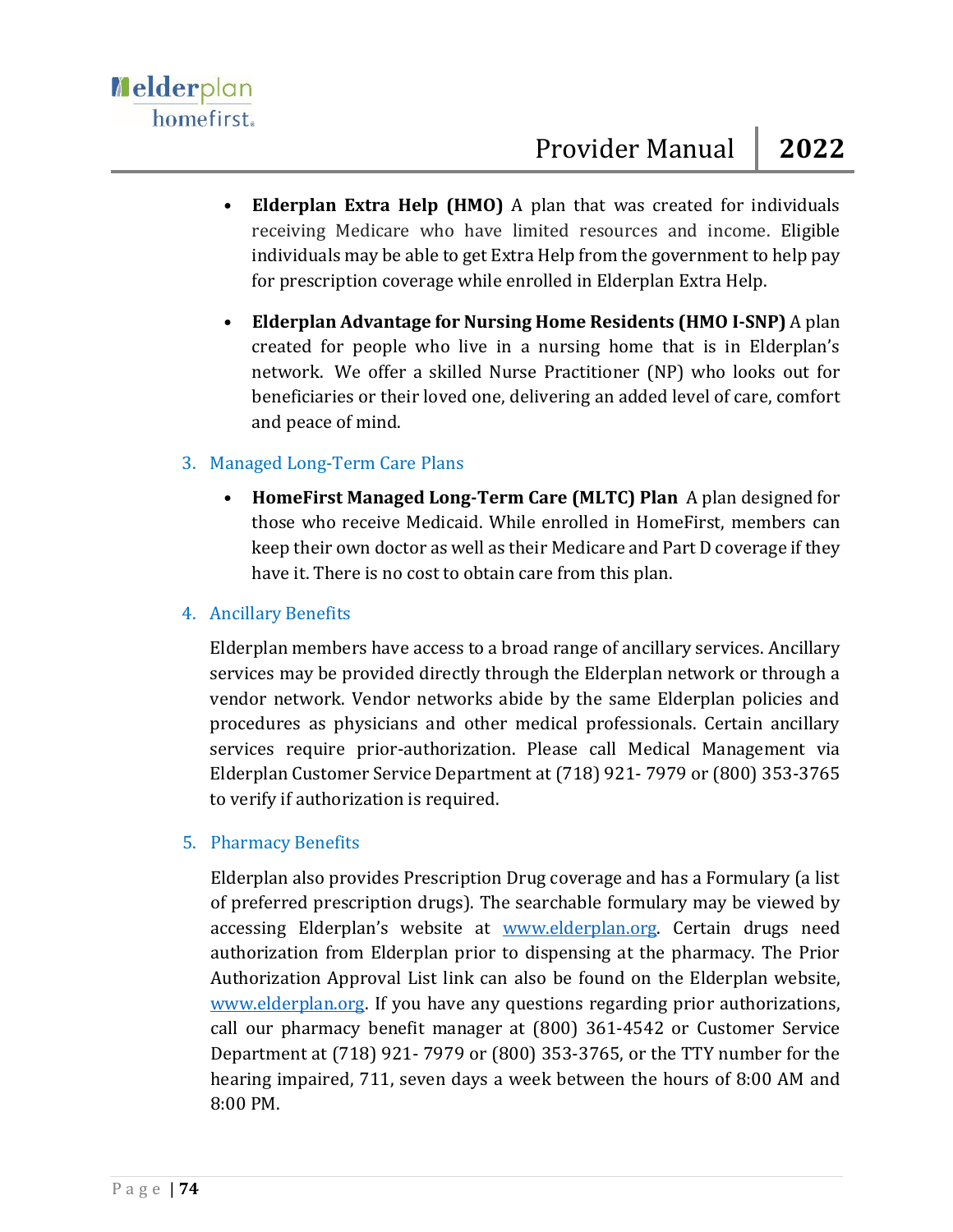- **Elderplan Extra Help (HMO)** A plan that was created for individuals receiving Medicare who have limited resources and income. Eligible individuals may be able to get Extra Help from the government to help pay for prescription coverage while enrolled in Elderplan Extra Help.

- **Elderplan Advantage for Nursing Home Residents (HMO I-SNP)** A plan created for people who live in a nursing home that is in Elderplan's network. We offer a skilled Nurse Practitioner (NP) who looks out for beneficiaries or their loved one, delivering an added level of care, comfort and peace of mind.

## 3. Managed Long-Term Care Plans

- **HomeFirst Managed Long-Term Care (MLTC) Plan** A plan designed for those who receive Medicaid. While enrolled in HomeFirst, members can keep their own doctor as well as their Medicare and Part D coverage if they have it. There is no cost to obtain care from this plan.

## 4. Ancillary Benefits

Elderplan members have access to a broad range of ancillary services. Ancillary services may be provided directly through the Elderplan network or through a vendor network. Vendor networks abide by the same Elderplan policies and procedures as physicians and other medical professionals. Certain ancillary services require prior-authorization. Please call Medical Management via Elderplan Customer Service Department at (718) 921- 7979 or (800) 353-3765 to verify if authorization is required.

## 5. Pharmacy Benefits

Elderplan also provides Prescription Drug coverage and has a Formulary (a list of preferred prescription drugs). The searchable formulary may be viewed by accessing Elderplan's website at [www.elderplan.org](www.elderplan.org). Certain drugs need authorization from Elderplan prior to dispensing at the pharmacy. The Prior Authorization Approval List link can also be found on the Elderplan website, [www.elderplan.org](www.elderplan.org). If you have any questions regarding prior authorizations, call our pharmacy benefit manager at (800) 361-4542 or Customer Service Department at (718) 921- 7979 or (800) 353-3765, or the TTY number for the hearing impaired, 711, seven days a week between the hours of 8:00 AM and 8:00 PM.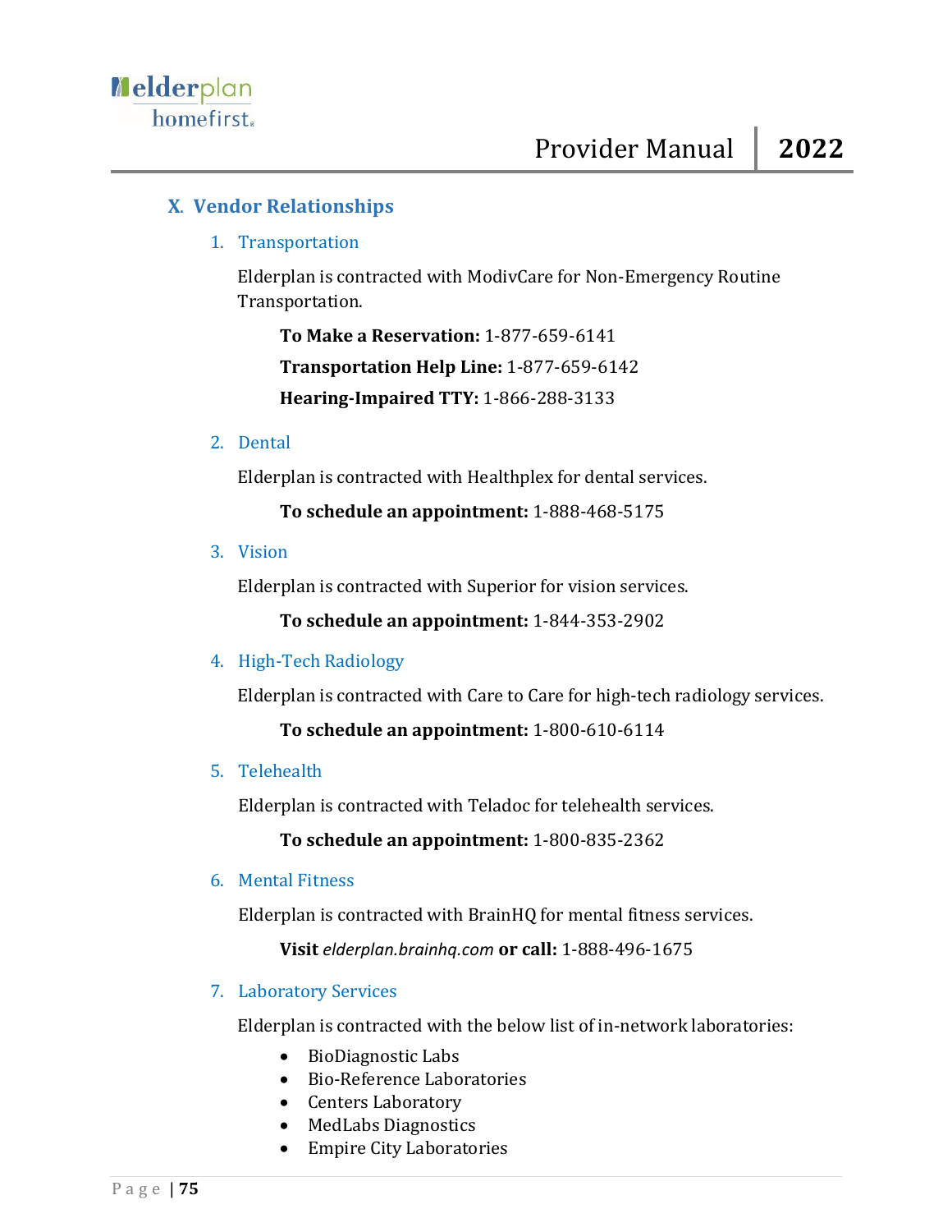## X. Vendor Relationships

### 1. Transportation

Elderplan is contracted with ModivCare for Non-Emergency Routine Transportation.

**To Make a Reservation:** 1-877-659-6141

**Transportation Help Line:** 1-877-659-6142

**Hearing-Impaired TTY:** 1-866-288-3133

### 2. Dental

Elderplan is contracted with Healthplex for dental services.

**To schedule an appointment:** 1-888-468-5175

### 3. Vision

Elderplan is contracted with Superior for vision services.

**To schedule an appointment:** 1-844-353-2902

### 4. High-Tech Radiology

Elderplan is contracted with Care to Care for high-tech radiology services.

**To schedule an appointment:** 1-800-610-6114

### 5. Telehealth

Elderplan is contracted with Teladoc for telehealth services.

**To schedule an appointment:** 1-800-835-2362

### 6. Mental Fitness

Elderplan is contracted with BrainHQ for mental fitness services.

**Visit** *elderplan.brainhq.com* **or call:** 1-888-496-1675

### 7. Laboratory Services

Elderplan is contracted with the below list of in-network laboratories:

- BioDiagnostic Labs
- Bio-Reference Laboratories
- Centers Laboratory
- MedLabs Diagnostics
- Empire City Laboratories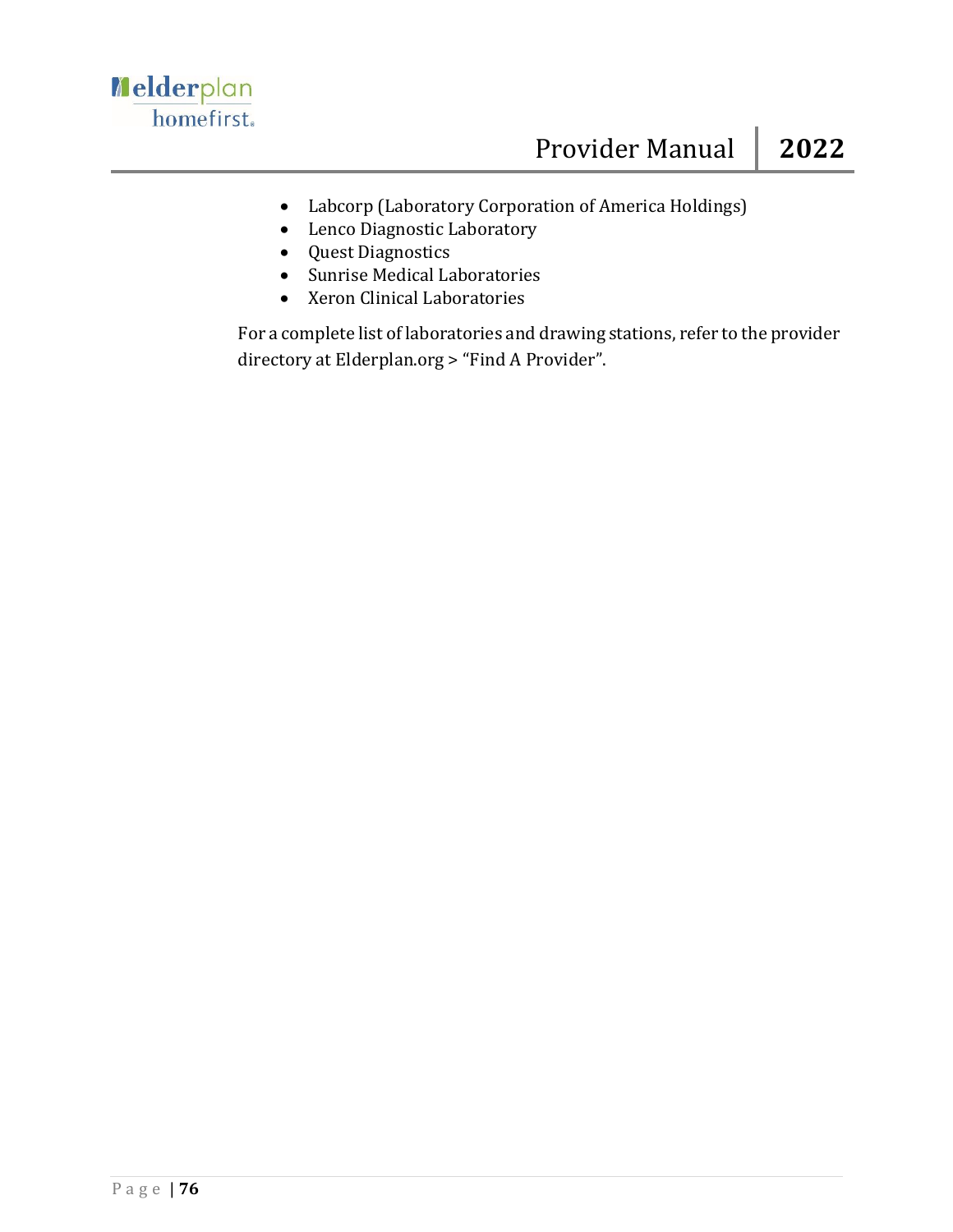- Labcorp (Laboratory Corporation of America Holdings)
- Lenco Diagnostic Laboratory
- Quest Diagnostics
- Sunrise Medical Laboratories
- Xeron Clinical Laboratories

For a complete list of laboratories and drawing stations, refer to the provider directory at Elderplan.org > “Find A Provider”.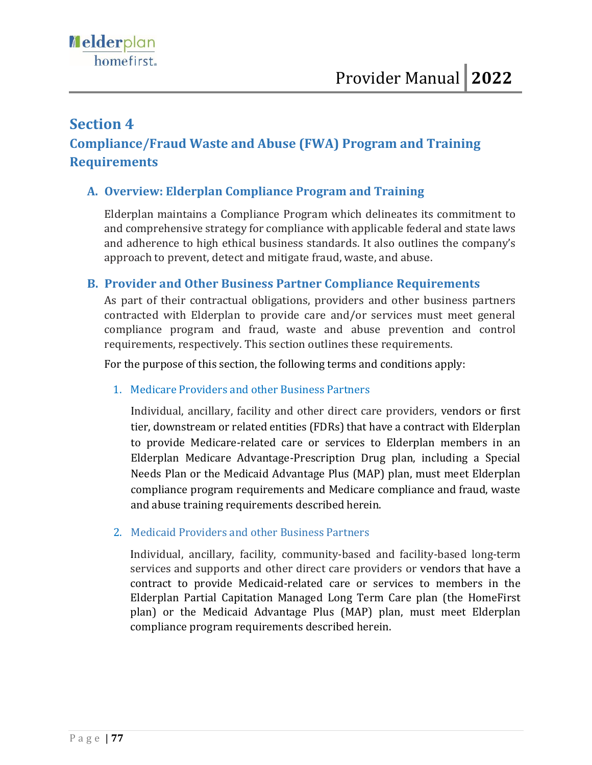# Section 4

## Compliance/Fraud Waste and Abuse (FWA) Program and Training Requirements

### A. Overview: Elderplan Compliance Program and Training

Elderplan maintains a Compliance Program which delineates its commitment to and comprehensive strategy for compliance with applicable federal and state laws and adherence to high ethical business standards. It also outlines the company's approach to prevent, detect and mitigate fraud, waste, and abuse.

### B. Provider and Other Business Partner Compliance Requirements

As part of their contractual obligations, providers and other business partners contracted with Elderplan to provide care and/or services must meet general compliance program and fraud, waste and abuse prevention and control requirements, respectively. This section outlines these requirements.

For the purpose of this section, the following terms and conditions apply:

1. Medicare Providers and other Business Partners

   Individual, ancillary, facility and other direct care providers, vendors or first tier, downstream or related entities (FDRs) that have a contract with Elderplan to provide Medicare-related care or services to Elderplan members in an Elderplan Medicare Advantage-Prescription Drug plan, including a Special Needs Plan or the Medicaid Advantage Plus (MAP) plan, must meet Elderplan compliance program requirements and Medicare compliance and fraud, waste and abuse training requirements described herein.

2. Medicaid Providers and other Business Partners

   Individual, ancillary, facility, community-based and facility-based long-term services and supports and other direct care providers or vendors that have a contract to provide Medicaid-related care or services to members in the Elderplan Partial Capitation Managed Long Term Care plan (the HomeFirst plan) or the Medicaid Advantage Plus (MAP) plan, must meet Elderplan compliance program requirements described herein.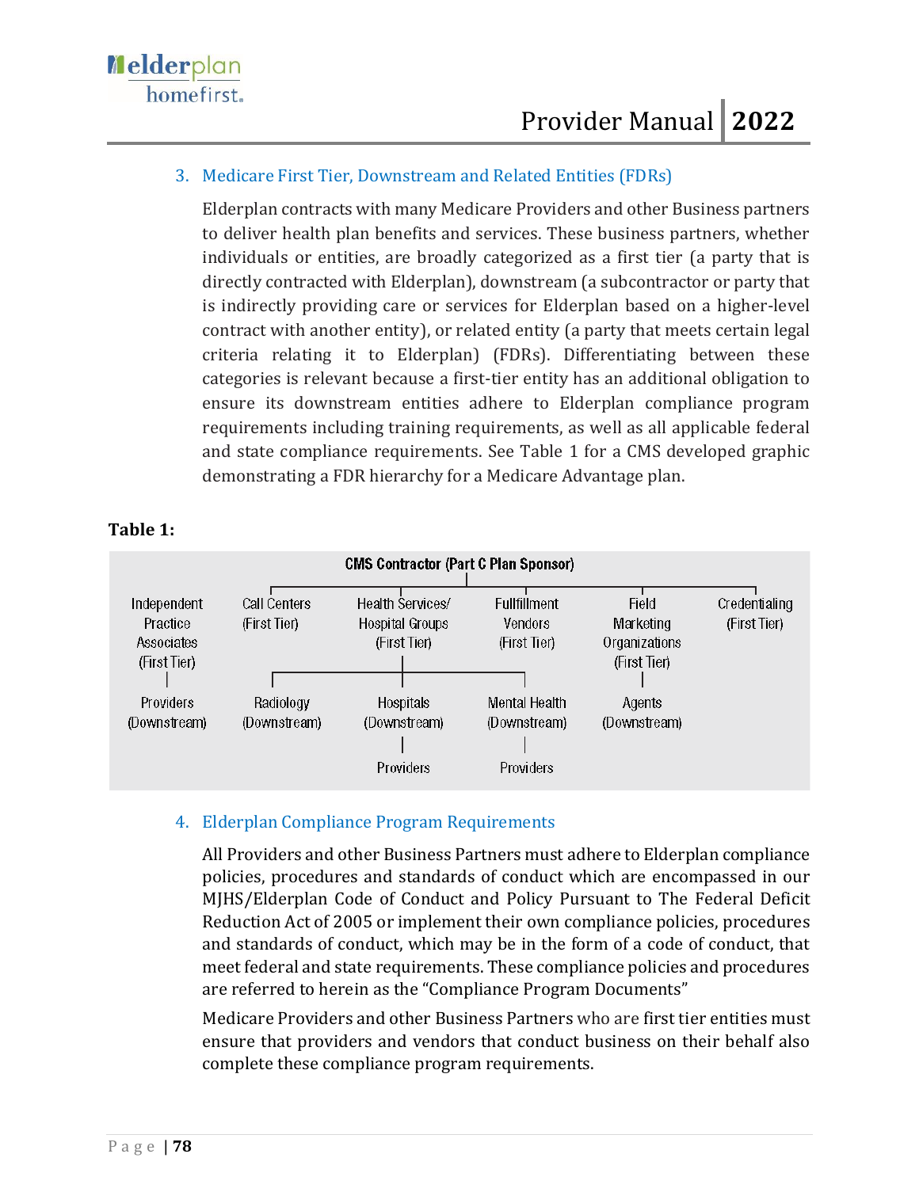3. Medicare First Tier, Downstream and Related Entities (FDRs)

   Elderplan contracts with many Medicare Providers and other Business partners to deliver health plan benefits and services. These business partners, whether individuals or entities, are broadly categorized as a first tier (a party that is directly contracted with Elderplan), downstream (a subcontractor or party that is indirectly providing care or services for Elderplan based on a higher-level contract with another entity), or related entity (a party that meets certain legal criteria relating it to Elderplan) (FDRs). Differentiating between these categories is relevant because a first-tier entity has an additional obligation to ensure its downstream entities adhere to Elderplan compliance program requirements including training requirements, as well as all applicable federal and state compliance requirements. See Table 1 for a CMS developed graphic demonstrating a FDR hierarchy for a Medicare Advantage plan.

**Table 1:**

CMS Contractor (Part C Plan Sponsor)

| Independent Practice Associates (First Tier) | Call Centers (First Tier) | Health Services/ Hospital Groups (First Tier) | Fulfillment Vendors (First Tier) | Field Marketing Organizations (First Tier) | Credentialing (First Tier) |
|---|---|---|---|---|---|
| Providers (Downstream) | Radiology (Downstream) | Hospitals (Downstream) | Mental Health (Downstream) | Agents (Downstream) | |
| | | Providers | Providers | | |

4. Elderplan Compliance Program Requirements

   All Providers and other Business Partners must adhere to Elderplan compliance policies, procedures and standards of conduct which are encompassed in our MJHS/Elderplan Code of Conduct and Policy Pursuant to The Federal Deficit Reduction Act of 2005 or implement their own compliance policies, procedures and standards of conduct, which may be in the form of a code of conduct, that meet federal and state requirements. These compliance policies and procedures are referred to herein as the "Compliance Program Documents"

   Medicare Providers and other Business Partners who are first tier entities must ensure that providers and vendors that conduct business on their behalf also complete these compliance program requirements.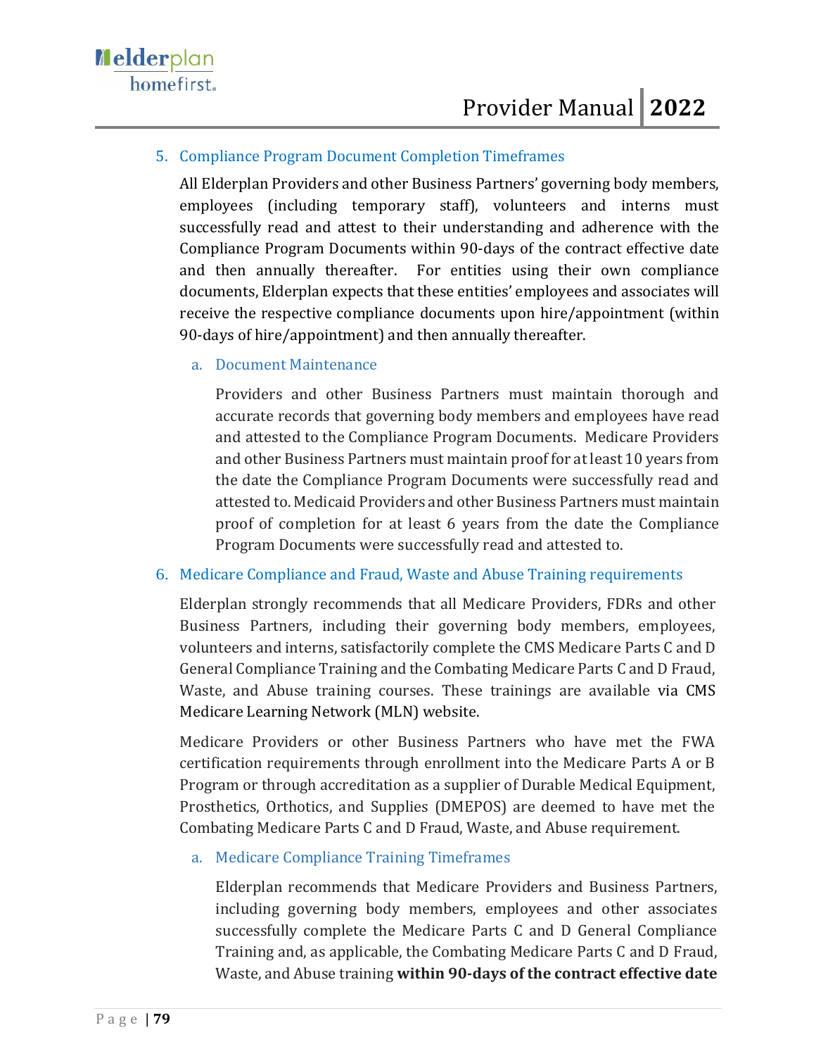5. Compliance Program Document Completion Timeframes

   All Elderplan Providers and other Business Partners' governing body members, employees (including temporary staff), volunteers and interns must successfully read and attest to their understanding and adherence with the Compliance Program Documents within 90-days of the contract effective date and then annually thereafter. For entities using their own compliance documents, Elderplan expects that these entities' employees and associates will receive the respective compliance documents upon hire/appointment (within 90-days of hire/appointment) and then annually thereafter.

   a. Document Maintenance

      Providers and other Business Partners must maintain thorough and accurate records that governing body members and employees have read and attested to the Compliance Program Documents. Medicare Providers and other Business Partners must maintain proof for at least 10 years from the date the Compliance Program Documents were successfully read and attested to. Medicaid Providers and other Business Partners must maintain proof of completion for at least 6 years from the date the Compliance Program Documents were successfully read and attested to.

6. Medicare Compliance and Fraud, Waste and Abuse Training requirements

   Elderplan strongly recommends that all Medicare Providers, FDRs and other Business Partners, including their governing body members, employees, volunteers and interns, satisfactorily complete the CMS Medicare Parts C and D General Compliance Training and the Combating Medicare Parts C and D Fraud, Waste, and Abuse training courses. These trainings are available via CMS Medicare Learning Network (MLN) website.

   Medicare Providers or other Business Partners who have met the FWA certification requirements through enrollment into the Medicare Parts A or B Program or through accreditation as a supplier of Durable Medical Equipment, Prosthetics, Orthotics, and Supplies (DMEPOS) are deemed to have met the Combating Medicare Parts C and D Fraud, Waste, and Abuse requirement.

   a. Medicare Compliance Training Timeframes

      Elderplan recommends that Medicare Providers and Business Partners, including governing body members, employees and other associates successfully complete the Medicare Parts C and D General Compliance Training and, as applicable, the Combating Medicare Parts C and D Fraud, Waste, and Abuse training **within 90-days of the contract effective date**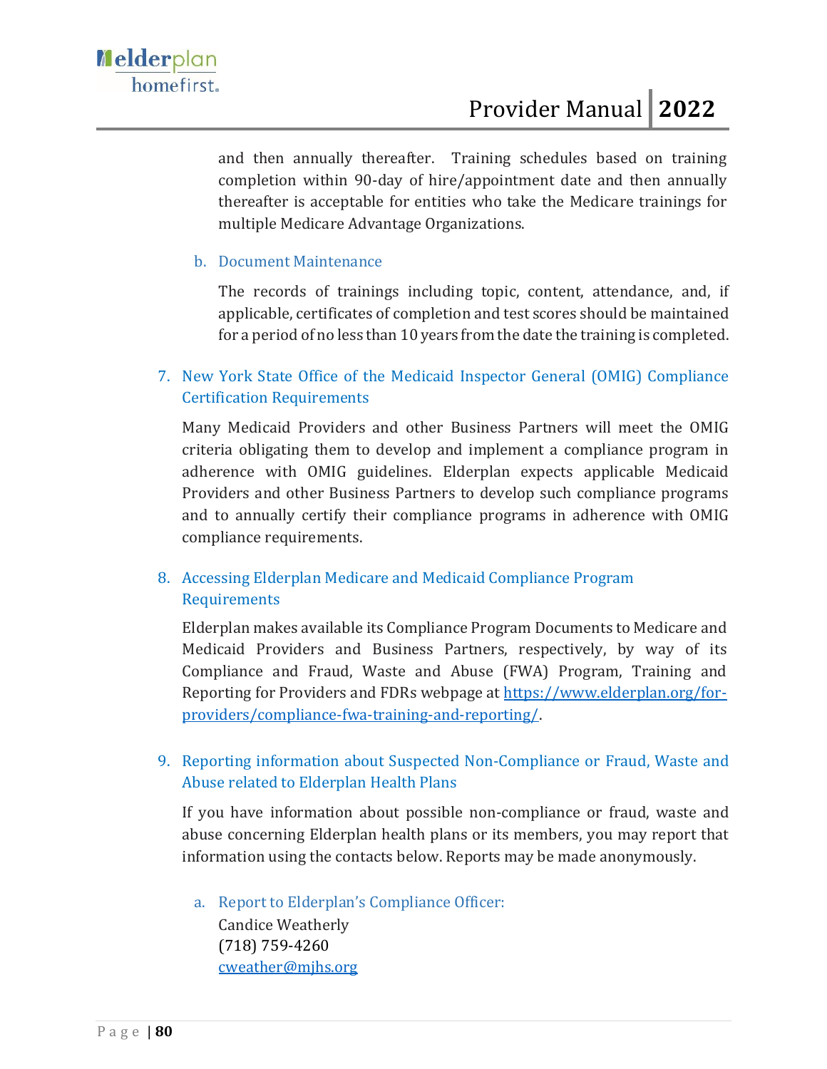and then annually thereafter. Training schedules based on training completion within 90-day of hire/appointment date and then annually thereafter is acceptable for entities who take the Medicare trainings for multiple Medicare Advantage Organizations.

b. Document Maintenance

The records of trainings including topic, content, attendance, and, if applicable, certificates of completion and test scores should be maintained for a period of no less than 10 years from the date the training is completed.

7. New York State Office of the Medicaid Inspector General (OMIG) Compliance Certification Requirements

Many Medicaid Providers and other Business Partners will meet the OMIG criteria obligating them to develop and implement a compliance program in adherence with OMIG guidelines. Elderplan expects applicable Medicaid Providers and other Business Partners to develop such compliance programs and to annually certify their compliance programs in adherence with OMIG compliance requirements.

8. Accessing Elderplan Medicare and Medicaid Compliance Program Requirements

Elderplan makes available its Compliance Program Documents to Medicare and Medicaid Providers and Business Partners, respectively, by way of its Compliance and Fraud, Waste and Abuse (FWA) Program, Training and Reporting for Providers and FDRs webpage at https://www.elderplan.org/for-providers/compliance-fwa-training-and-reporting/.

9. Reporting information about Suspected Non-Compliance or Fraud, Waste and Abuse related to Elderplan Health Plans

If you have information about possible non-compliance or fraud, waste and abuse concerning Elderplan health plans or its members, you may report that information using the contacts below. Reports may be made anonymously.

a. Report to Elderplan's Compliance Officer:
   Candice Weatherly
   (718) 759-4260
   cweather@mjhs.org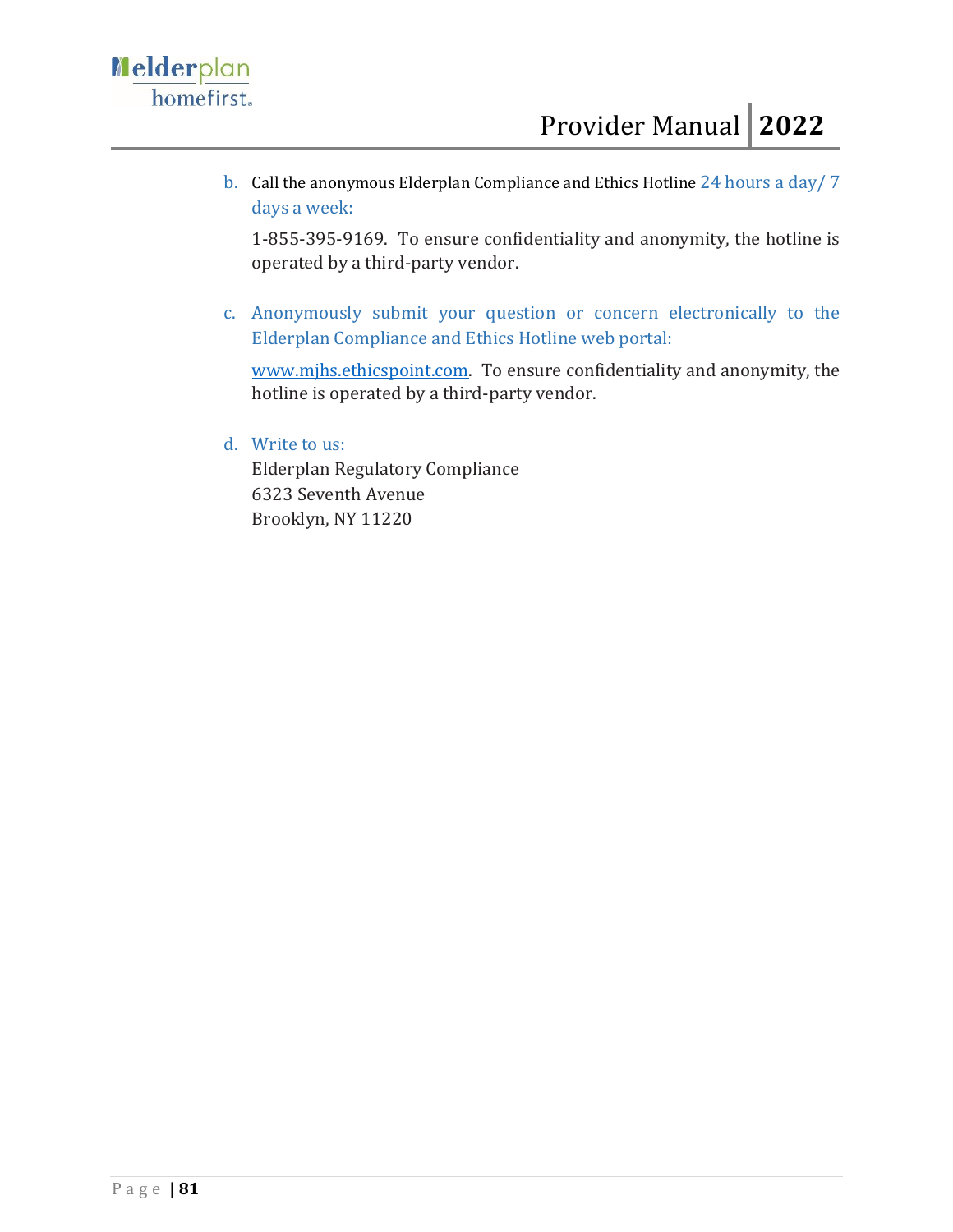b. Call the anonymous Elderplan Compliance and Ethics Hotline 24 hours a day/ 7 days a week:

   1-855-395-9169. To ensure confidentiality and anonymity, the hotline is operated by a third-party vendor.

c. Anonymously submit your question or concern electronically to the Elderplan Compliance and Ethics Hotline web portal:

   www.mjhs.ethicspoint.com. To ensure confidentiality and anonymity, the hotline is operated by a third-party vendor.

d. Write to us:
   Elderplan Regulatory Compliance
   6323 Seventh Avenue
   Brooklyn, NY 11220